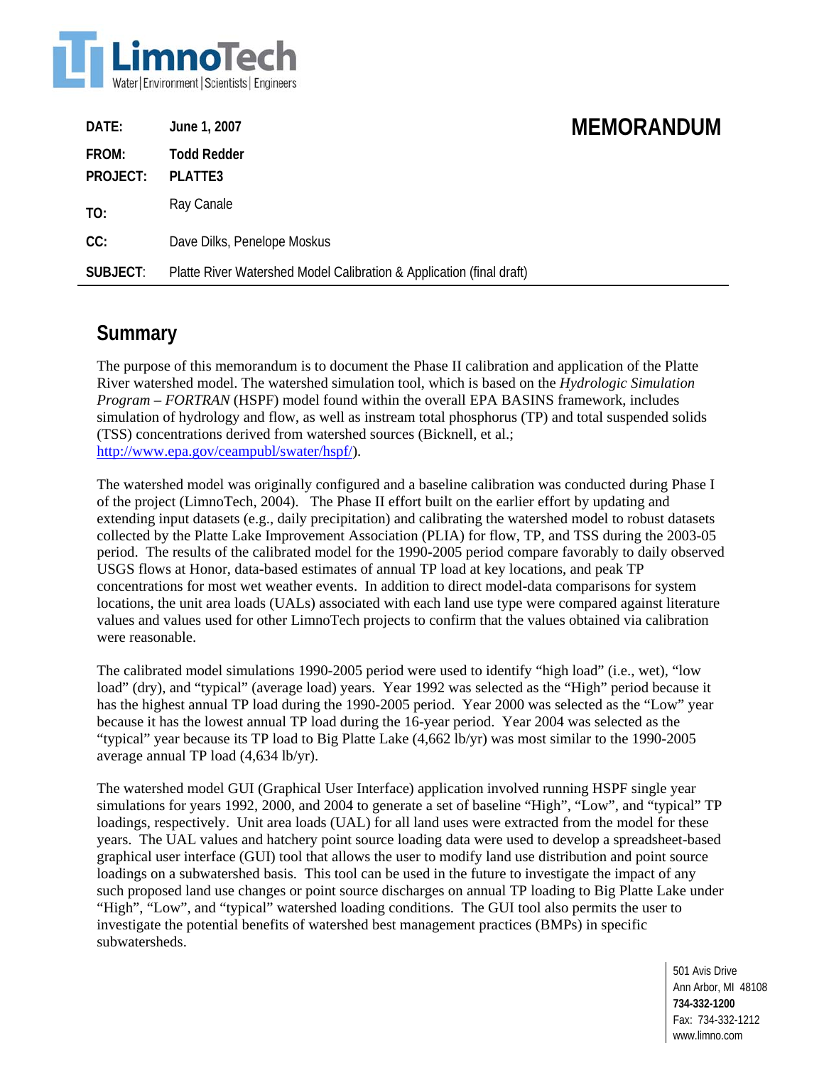LimnoTech
Water | Environment | Scientists | Engineers

# MEMORANDUM

**DATE:** June 1, 2007

**FROM:** Todd Redder

**PROJECT:** PLATTE3

**TO:** Ray Canale

**CC:** Dave Dilks, Penelope Moskus

**SUBJECT:** Platte River Watershed Model Calibration & Application (final draft)

---

## Summary

The purpose of this memorandum is to document the Phase II calibration and application of the Platte River watershed model. The watershed simulation tool, which is based on the *Hydrologic Simulation Program – FORTRAN* (HSPF) model found within the overall EPA BASINS framework, includes simulation of hydrology and flow, as well as instream total phosphorus (TP) and total suspended solids (TSS) concentrations derived from watershed sources (Bicknell, et al.; http://www.epa.gov/ceampubl/swater/hspf/).

The watershed model was originally configured and a baseline calibration was conducted during Phase I of the project (LimnoTech, 2004). The Phase II effort built on the earlier effort by updating and extending input datasets (e.g., daily precipitation) and calibrating the watershed model to robust datasets collected by the Platte Lake Improvement Association (PLIA) for flow, TP, and TSS during the 2003-05 period. The results of the calibrated model for the 1990-2005 period compare favorably to daily observed USGS flows at Honor, data-based estimates of annual TP load at key locations, and peak TP concentrations for most wet weather events. In addition to direct model-data comparisons for system locations, the unit area loads (UALs) associated with each land use type were compared against literature values and values used for other LimnoTech projects to confirm that the values obtained via calibration were reasonable.

The calibrated model simulations 1990-2005 period were used to identify "high load" (i.e., wet), "low load" (dry), and "typical" (average load) years. Year 1992 was selected as the "High" period because it has the highest annual TP load during the 1990-2005 period. Year 2000 was selected as the "Low" year because it has the lowest annual TP load during the 16-year period. Year 2004 was selected as the "typical" year because its TP load to Big Platte Lake (4,662 lb/yr) was most similar to the 1990-2005 average annual TP load (4,634 lb/yr).

The watershed model GUI (Graphical User Interface) application involved running HSPF single year simulations for years 1992, 2000, and 2004 to generate a set of baseline "High", "Low", and "typical" TP loadings, respectively. Unit area loads (UAL) for all land uses were extracted from the model for these years. The UAL values and hatchery point source loading data were used to develop a spreadsheet-based graphical user interface (GUI) tool that allows the user to modify land use distribution and point source loadings on a subwatershed basis. This tool can be used in the future to investigate the impact of any such proposed land use changes or point source discharges on annual TP loading to Big Platte Lake under "High", "Low", and "typical" watershed loading conditions. The GUI tool also permits the user to investigate the potential benefits of watershed best management practices (BMPs) in specific subwatersheds.

501 Avis Drive
Ann Arbor, MI 48108
**734-332-1200**
Fax: 734-332-1212
www.limno.com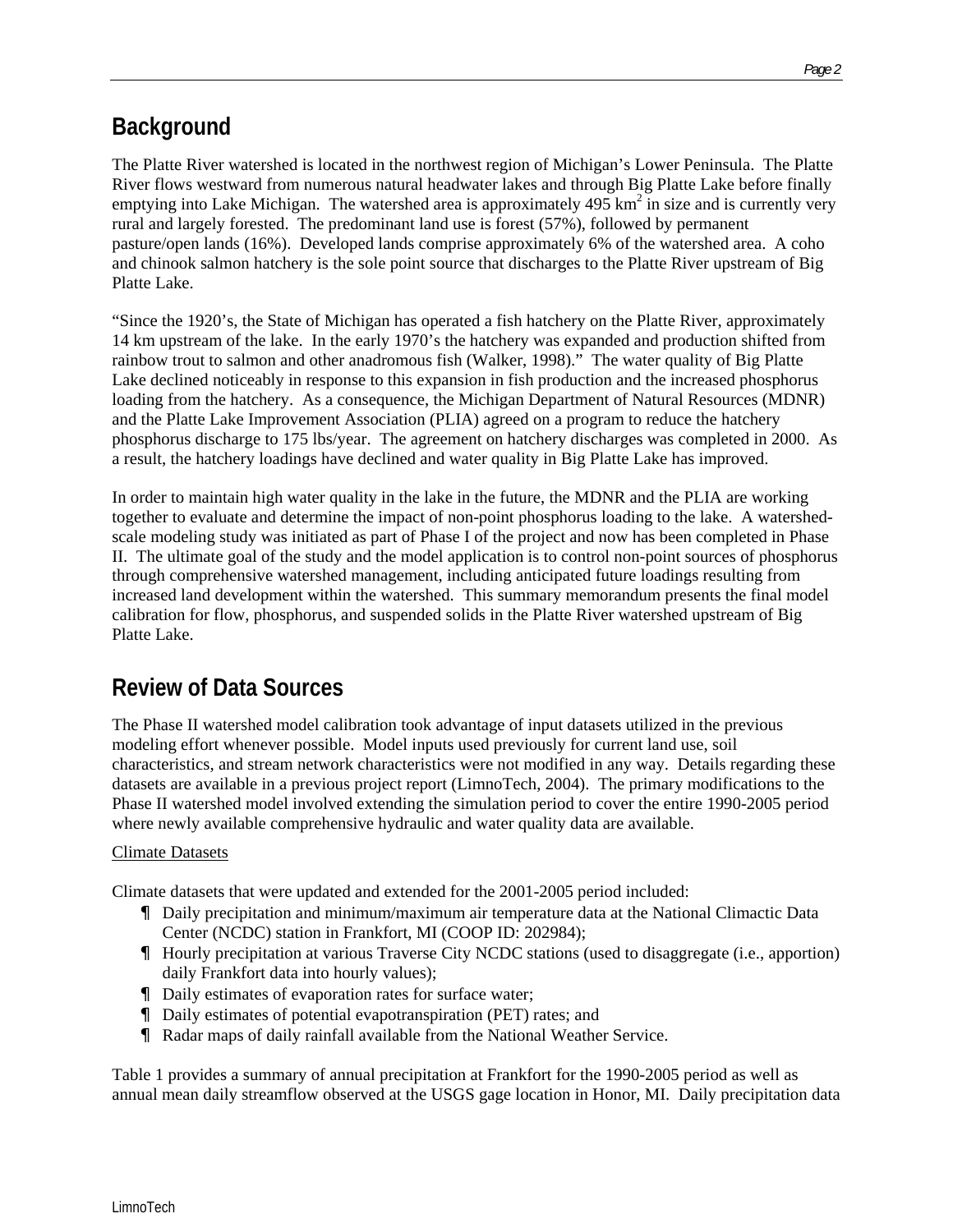## Background

The Platte River watershed is located in the northwest region of Michigan's Lower Peninsula. The Platte River flows westward from numerous natural headwater lakes and through Big Platte Lake before finally emptying into Lake Michigan. The watershed area is approximately 495 $km^2$ in size and is currently very rural and largely forested. The predominant land use is forest (57%), followed by permanent pasture/open lands (16%). Developed lands comprise approximately 6% of the watershed area. A coho and chinook salmon hatchery is the sole point source that discharges to the Platte River upstream of Big Platte Lake.

"Since the 1920's, the State of Michigan has operated a fish hatchery on the Platte River, approximately 14 km upstream of the lake. In the early 1970's the hatchery was expanded and production shifted from rainbow trout to salmon and other anadromous fish (Walker, 1998)." The water quality of Big Platte Lake declined noticeably in response to this expansion in fish production and the increased phosphorus loading from the hatchery. As a consequence, the Michigan Department of Natural Resources (MDNR) and the Platte Lake Improvement Association (PLIA) agreed on a program to reduce the hatchery phosphorus discharge to 175 lbs/year. The agreement on hatchery discharges was completed in 2000. As a result, the hatchery loadings have declined and water quality in Big Platte Lake has improved.

In order to maintain high water quality in the lake in the future, the MDNR and the PLIA are working together to evaluate and determine the impact of non-point phosphorus loading to the lake. A watershed-scale modeling study was initiated as part of Phase I of the project and now has been completed in Phase II. The ultimate goal of the study and the model application is to control non-point sources of phosphorus through comprehensive watershed management, including anticipated future loadings resulting from increased land development within the watershed. This summary memorandum presents the final model calibration for flow, phosphorus, and suspended solids in the Platte River watershed upstream of Big Platte Lake.

## Review of Data Sources

The Phase II watershed model calibration took advantage of input datasets utilized in the previous modeling effort whenever possible. Model inputs used previously for current land use, soil characteristics, and stream network characteristics were not modified in any way. Details regarding these datasets are available in a previous project report (LimnoTech, 2004). The primary modifications to the Phase II watershed model involved extending the simulation period to cover the entire 1990-2005 period where newly available comprehensive hydraulic and water quality data are available.

Climate Datasets

Climate datasets that were updated and extended for the 2001-2005 period included:

- Daily precipitation and minimum/maximum air temperature data at the National Climactic Data Center (NCDC) station in Frankfort, MI (COOP ID: 202984);
- Hourly precipitation at various Traverse City NCDC stations (used to disaggregate (i.e., apportion) daily Frankfort data into hourly values);
- Daily estimates of evaporation rates for surface water;
- Daily estimates of potential evapotranspiration (PET) rates; and
- Radar maps of daily rainfall available from the National Weather Service.

Table 1 provides a summary of annual precipitation at Frankfort for the 1990-2005 period as well as annual mean daily streamflow observed at the USGS gage location in Honor, MI. Daily precipitation data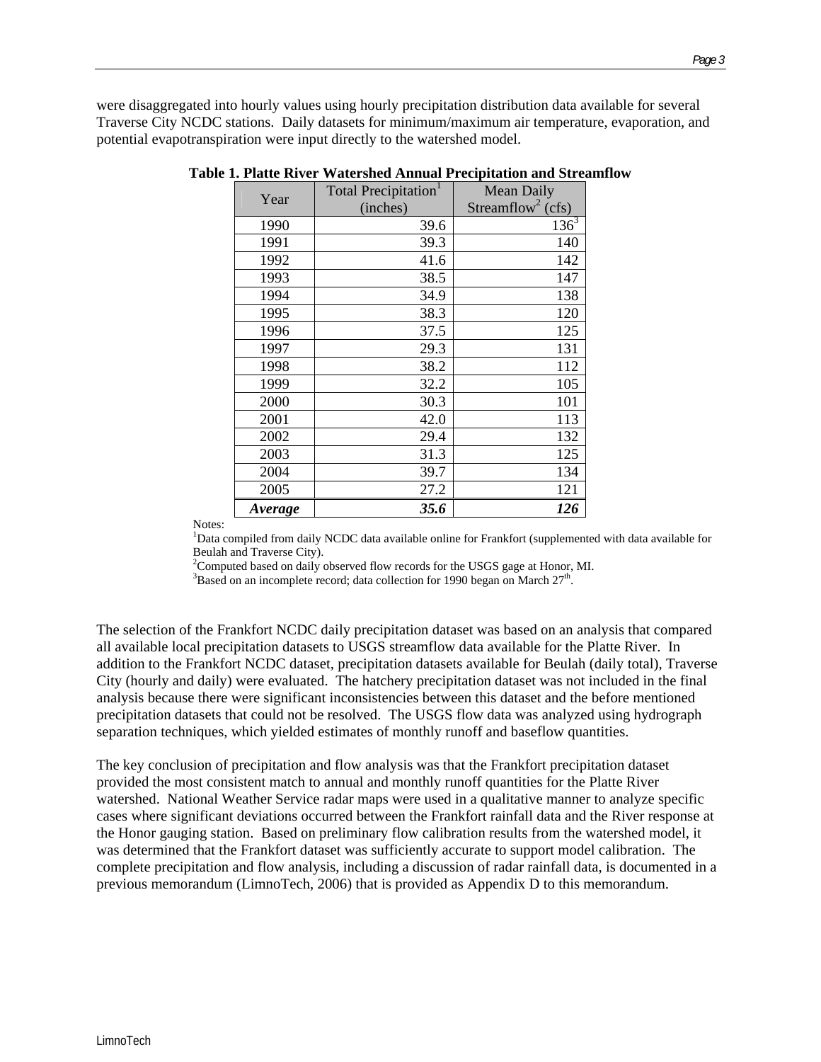were disaggregated into hourly values using hourly precipitation distribution data available for several Traverse City NCDC stations. Daily datasets for minimum/maximum air temperature, evaporation, and potential evapotranspiration were input directly to the watershed model.

**Table 1. Platte River Watershed Annual Precipitation and Streamflow**

| Year | Total Precipitation[1] (inches) | Mean Daily Streamflow[2] (cfs) |
|---|---|---|
| 1990 | 39.6 | 136[3] |
| 1991 | 39.3 | 140 |
| 1992 | 41.6 | 142 |
| 1993 | 38.5 | 147 |
| 1994 | 34.9 | 138 |
| 1995 | 38.3 | 120 |
| 1996 | 37.5 | 125 |
| 1997 | 29.3 | 131 |
| 1998 | 38.2 | 112 |
| 1999 | 32.2 | 105 |
| 2000 | 30.3 | 101 |
| 2001 | 42.0 | 113 |
| 2002 | 29.4 | 132 |
| 2003 | 31.3 | 125 |
| 2004 | 39.7 | 134 |
| 2005 | 27.2 | 121 |
| ***Average*** | ***35.6*** | ***126*** |

Notes:
[1]Data compiled from daily NCDC data available online for Frankfort (supplemented with data available for Beulah and Traverse City).
[2]Computed based on daily observed flow records for the USGS gage at Honor, MI.
[3]Based on an incomplete record; data collection for 1990 began on March 27th.

The selection of the Frankfort NCDC daily precipitation dataset was based on an analysis that compared all available local precipitation datasets to USGS streamflow data available for the Platte River. In addition to the Frankfort NCDC dataset, precipitation datasets available for Beulah (daily total), Traverse City (hourly and daily) were evaluated. The hatchery precipitation dataset was not included in the final analysis because there were significant inconsistencies between this dataset and the before mentioned precipitation datasets that could not be resolved. The USGS flow data was analyzed using hydrograph separation techniques, which yielded estimates of monthly runoff and baseflow quantities.

The key conclusion of precipitation and flow analysis was that the Frankfort precipitation dataset provided the most consistent match to annual and monthly runoff quantities for the Platte River watershed. National Weather Service radar maps were used in a qualitative manner to analyze specific cases where significant deviations occurred between the Frankfort rainfall data and the River response at the Honor gauging station. Based on preliminary flow calibration results from the watershed model, it was determined that the Frankfort dataset was sufficiently accurate to support model calibration. The complete precipitation and flow analysis, including a discussion of radar rainfall data, is documented in a previous memorandum (LimnoTech, 2006) that is provided as Appendix D to this memorandum.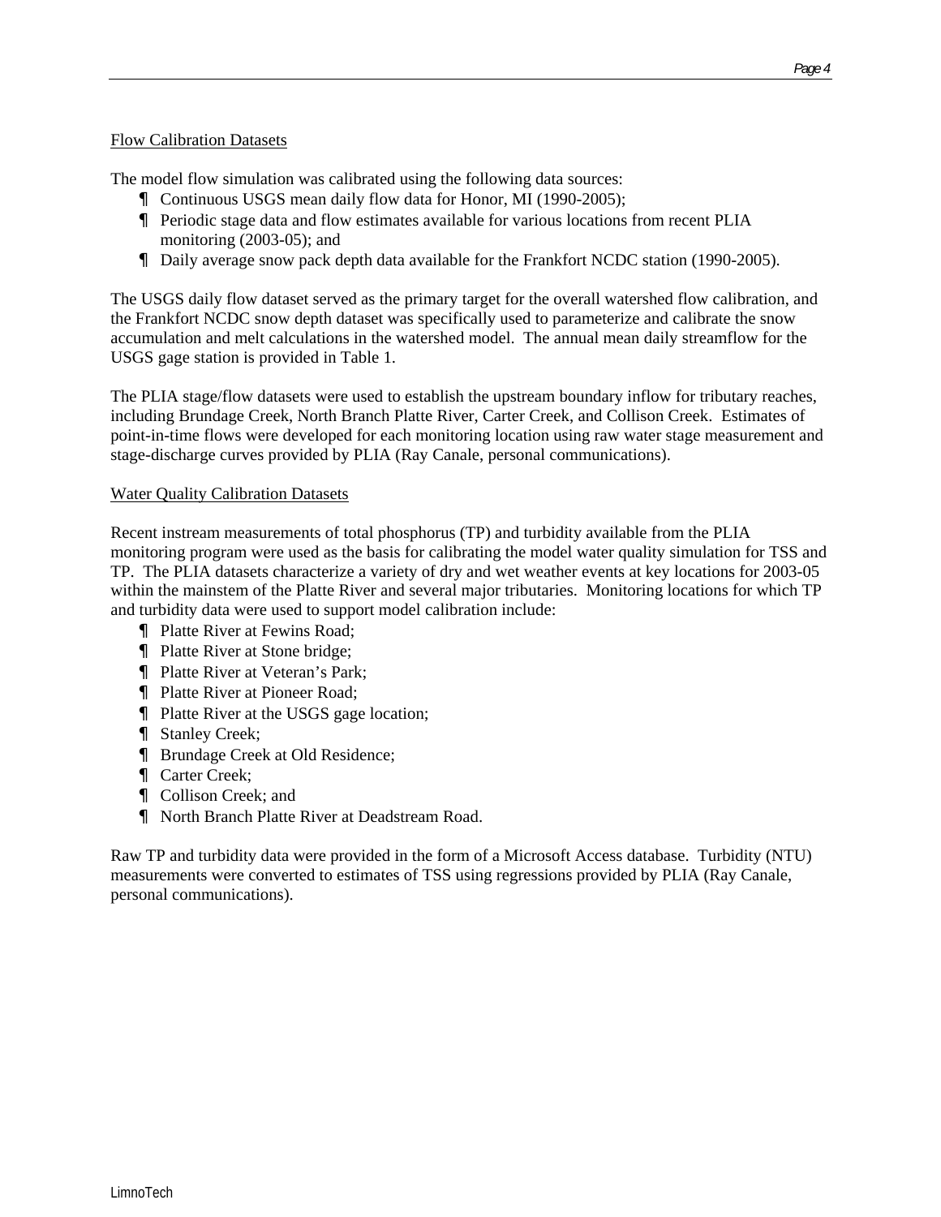Flow Calibration Datasets

The model flow simulation was calibrated using the following data sources:

- Continuous USGS mean daily flow data for Honor, MI (1990-2005);
- Periodic stage data and flow estimates available for various locations from recent PLIA monitoring (2003-05); and
- Daily average snow pack depth data available for the Frankfort NCDC station (1990-2005).

The USGS daily flow dataset served as the primary target for the overall watershed flow calibration, and the Frankfort NCDC snow depth dataset was specifically used to parameterize and calibrate the snow accumulation and melt calculations in the watershed model. The annual mean daily streamflow for the USGS gage station is provided in Table 1.

The PLIA stage/flow datasets were used to establish the upstream boundary inflow for tributary reaches, including Brundage Creek, North Branch Platte River, Carter Creek, and Collison Creek. Estimates of point-in-time flows were developed for each monitoring location using raw water stage measurement and stage-discharge curves provided by PLIA (Ray Canale, personal communications).

Water Quality Calibration Datasets

Recent instream measurements of total phosphorus (TP) and turbidity available from the PLIA monitoring program were used as the basis for calibrating the model water quality simulation for TSS and TP. The PLIA datasets characterize a variety of dry and wet weather events at key locations for 2003-05 within the mainstem of the Platte River and several major tributaries. Monitoring locations for which TP and turbidity data were used to support model calibration include:

- Platte River at Fewins Road;
- Platte River at Stone bridge;
- Platte River at Veteran's Park;
- Platte River at Pioneer Road;
- Platte River at the USGS gage location;
- Stanley Creek;
- Brundage Creek at Old Residence;
- Carter Creek;
- Collison Creek; and
- North Branch Platte River at Deadstream Road.

Raw TP and turbidity data were provided in the form of a Microsoft Access database. Turbidity (NTU) measurements were converted to estimates of TSS using regressions provided by PLIA (Ray Canale, personal communications).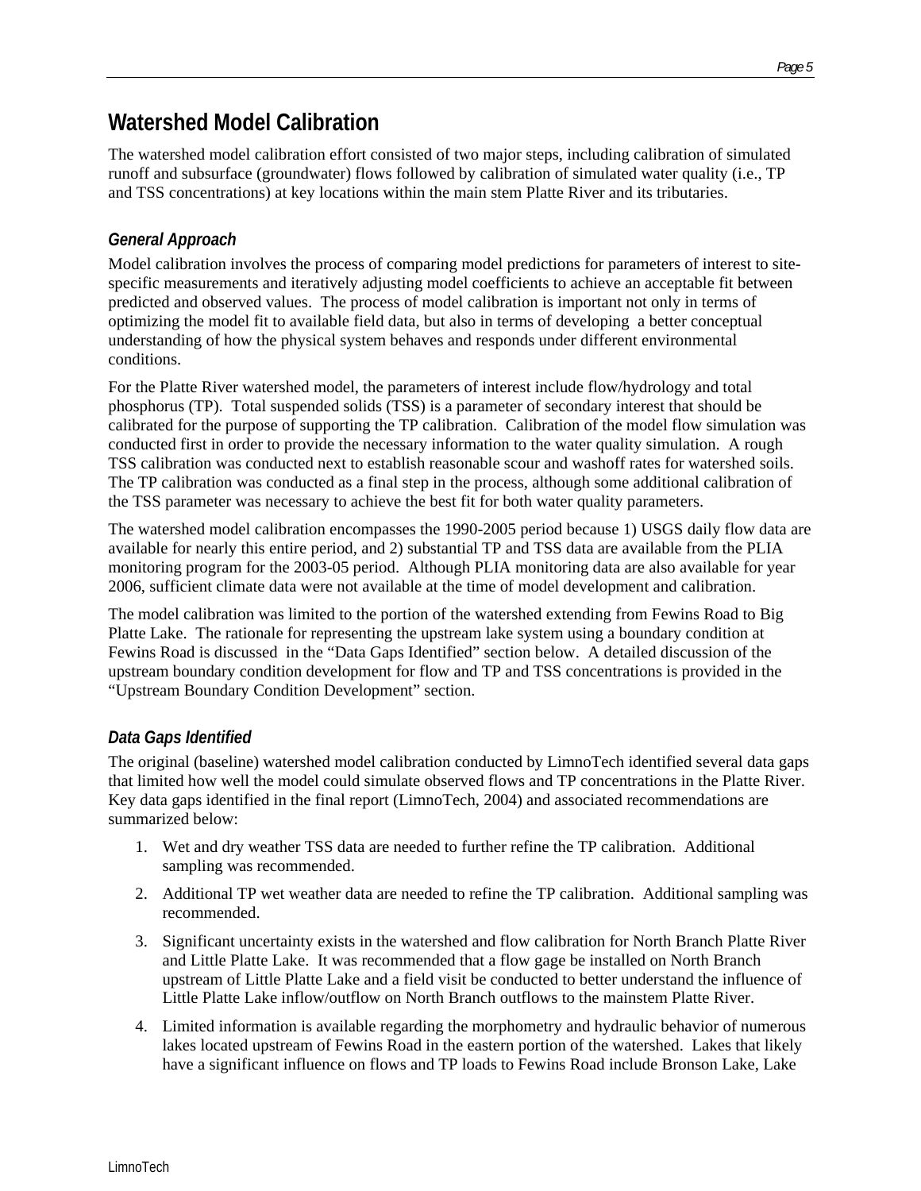## Watershed Model Calibration

The watershed model calibration effort consisted of two major steps, including calibration of simulated runoff and subsurface (groundwater) flows followed by calibration of simulated water quality (i.e., TP and TSS concentrations) at key locations within the main stem Platte River and its tributaries.

### *General Approach*

Model calibration involves the process of comparing model predictions for parameters of interest to site-specific measurements and iteratively adjusting model coefficients to achieve an acceptable fit between predicted and observed values. The process of model calibration is important not only in terms of optimizing the model fit to available field data, but also in terms of developing a better conceptual understanding of how the physical system behaves and responds under different environmental conditions.

For the Platte River watershed model, the parameters of interest include flow/hydrology and total phosphorus (TP). Total suspended solids (TSS) is a parameter of secondary interest that should be calibrated for the purpose of supporting the TP calibration. Calibration of the model flow simulation was conducted first in order to provide the necessary information to the water quality simulation. A rough TSS calibration was conducted next to establish reasonable scour and washoff rates for watershed soils. The TP calibration was conducted as a final step in the process, although some additional calibration of the TSS parameter was necessary to achieve the best fit for both water quality parameters.

The watershed model calibration encompasses the 1990-2005 period because 1) USGS daily flow data are available for nearly this entire period, and 2) substantial TP and TSS data are available from the PLIA monitoring program for the 2003-05 period. Although PLIA monitoring data are also available for year 2006, sufficient climate data were not available at the time of model development and calibration.

The model calibration was limited to the portion of the watershed extending from Fewins Road to Big Platte Lake. The rationale for representing the upstream lake system using a boundary condition at Fewins Road is discussed in the "Data Gaps Identified" section below. A detailed discussion of the upstream boundary condition development for flow and TP and TSS concentrations is provided in the "Upstream Boundary Condition Development" section.

### *Data Gaps Identified*

The original (baseline) watershed model calibration conducted by LimnoTech identified several data gaps that limited how well the model could simulate observed flows and TP concentrations in the Platte River. Key data gaps identified in the final report (LimnoTech, 2004) and associated recommendations are summarized below:

1. Wet and dry weather TSS data are needed to further refine the TP calibration. Additional sampling was recommended.
2. Additional TP wet weather data are needed to refine the TP calibration. Additional sampling was recommended.
3. Significant uncertainty exists in the watershed and flow calibration for North Branch Platte River and Little Platte Lake. It was recommended that a flow gage be installed on North Branch upstream of Little Platte Lake and a field visit be conducted to better understand the influence of Little Platte Lake inflow/outflow on North Branch outflows to the mainstem Platte River.
4. Limited information is available regarding the morphometry and hydraulic behavior of numerous lakes located upstream of Fewins Road in the eastern portion of the watershed. Lakes that likely have a significant influence on flows and TP loads to Fewins Road include Bronson Lake, Lake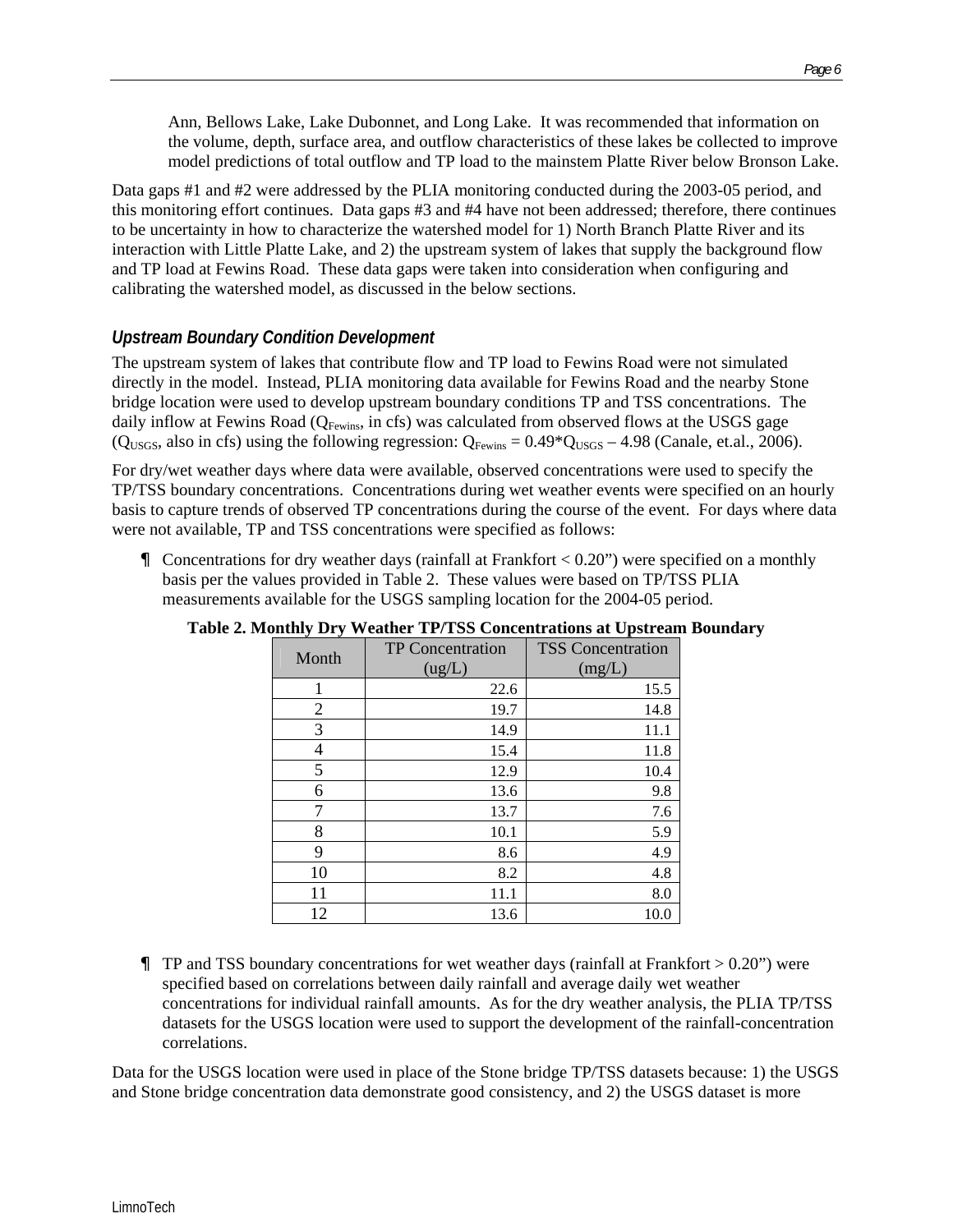Ann, Bellows Lake, Lake Dubonnet, and Long Lake. It was recommended that information on the volume, depth, surface area, and outflow characteristics of these lakes be collected to improve model predictions of total outflow and TP load to the mainstem Platte River below Bronson Lake.

Data gaps #1 and #2 were addressed by the PLIA monitoring conducted during the 2003-05 period, and this monitoring effort continues. Data gaps #3 and #4 have not been addressed; therefore, there continues to be uncertainty in how to characterize the watershed model for 1) North Branch Platte River and its interaction with Little Platte Lake, and 2) the upstream system of lakes that supply the background flow and TP load at Fewins Road. These data gaps were taken into consideration when configuring and calibrating the watershed model, as discussed in the below sections.

### *Upstream Boundary Condition Development*

The upstream system of lakes that contribute flow and TP load to Fewins Road were not simulated directly in the model. Instead, PLIA monitoring data available for Fewins Road and the nearby Stone bridge location were used to develop upstream boundary conditions TP and TSS concentrations. The daily inflow at Fewins Road ($Q_{Fewins}$, in cfs) was calculated from observed flows at the USGS gage ($Q_{USGS}$, also in cfs) using the following regression: $Q_{Fewins} = 0.49*Q_{USGS} – 4.98$ (Canale, et.al., 2006).

For dry/wet weather days where data were available, observed concentrations were used to specify the TP/TSS boundary concentrations. Concentrations during wet weather events were specified on an hourly basis to capture trends of observed TP concentrations during the course of the event. For days where data were not available, TP and TSS concentrations were specified as follows:

- Concentrations for dry weather days (rainfall at Frankfort < 0.20”) were specified on a monthly basis per the values provided in Table 2. These values were based on TP/TSS PLIA measurements available for the USGS sampling location for the 2004-05 period.

**Table 2. Monthly Dry Weather TP/TSS Concentrations at Upstream Boundary**

| Month | TP Concentration (ug/L) | TSS Concentration (mg/L) |
|---|---|---|
| 1 | 22.6 | 15.5 |
| 2 | 19.7 | 14.8 |
| 3 | 14.9 | 11.1 |
| 4 | 15.4 | 11.8 |
| 5 | 12.9 | 10.4 |
| 6 | 13.6 | 9.8 |
| 7 | 13.7 | 7.6 |
| 8 | 10.1 | 5.9 |
| 9 | 8.6 | 4.9 |
| 10 | 8.2 | 4.8 |
| 11 | 11.1 | 8.0 |
| 12 | 13.6 | 10.0 |

- TP and TSS boundary concentrations for wet weather days (rainfall at Frankfort > 0.20”) were specified based on correlations between daily rainfall and average daily wet weather concentrations for individual rainfall amounts. As for the dry weather analysis, the PLIA TP/TSS datasets for the USGS location were used to support the development of the rainfall-concentration correlations.

Data for the USGS location were used in place of the Stone bridge TP/TSS datasets because: 1) the USGS and Stone bridge concentration data demonstrate good consistency, and 2) the USGS dataset is more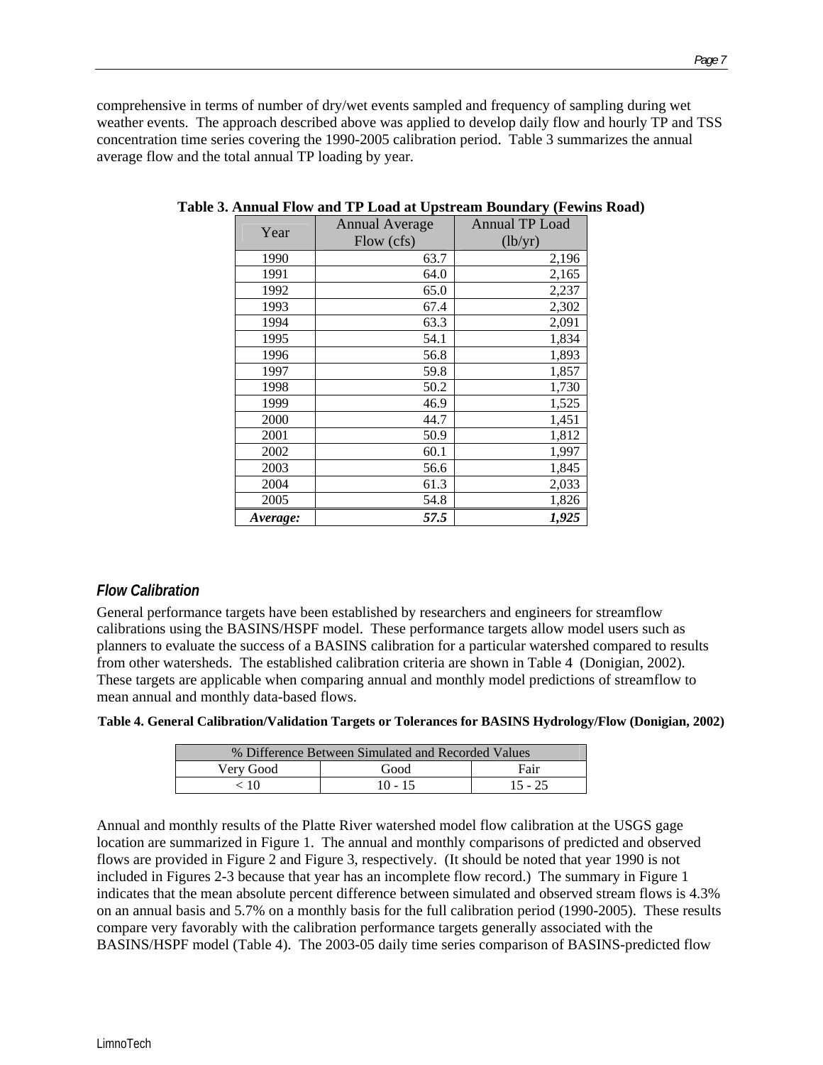comprehensive in terms of number of dry/wet events sampled and frequency of sampling during wet weather events. The approach described above was applied to develop daily flow and hourly TP and TSS concentration time series covering the 1990-2005 calibration period. Table 3 summarizes the annual average flow and the total annual TP loading by year.

**Table 3. Annual Flow and TP Load at Upstream Boundary (Fewins Road)**

| Year | Annual Average Flow (cfs) | Annual TP Load (lb/yr) |
|---|---|---|
| 1990 | 63.7 | 2,196 |
| 1991 | 64.0 | 2,165 |
| 1992 | 65.0 | 2,237 |
| 1993 | 67.4 | 2,302 |
| 1994 | 63.3 | 2,091 |
| 1995 | 54.1 | 1,834 |
| 1996 | 56.8 | 1,893 |
| 1997 | 59.8 | 1,857 |
| 1998 | 50.2 | 1,730 |
| 1999 | 46.9 | 1,525 |
| 2000 | 44.7 | 1,451 |
| 2001 | 50.9 | 1,812 |
| 2002 | 60.1 | 1,997 |
| 2003 | 56.6 | 1,845 |
| 2004 | 61.3 | 2,033 |
| 2005 | 54.8 | 1,826 |
| ***Average:*** | ***57.5*** | ***1,925*** |

### *Flow Calibration*

General performance targets have been established by researchers and engineers for streamflow calibrations using the BASINS/HSPF model. These performance targets allow model users such as planners to evaluate the success of a BASINS calibration for a particular watershed compared to results from other watersheds. The established calibration criteria are shown in Table 4 (Donigian, 2002). These targets are applicable when comparing annual and monthly model predictions of streamflow to mean annual and monthly data-based flows.

**Table 4. General Calibration/Validation Targets or Tolerances for BASINS Hydrology/Flow (Donigian, 2002)**

| % Difference Between Simulated and Recorded Values | | |
|---|---|---|
| Very Good | Good | Fair |
| < 10 | 10 - 15 | 15 - 25 |

Annual and monthly results of the Platte River watershed model flow calibration at the USGS gage location are summarized in Figure 1. The annual and monthly comparisons of predicted and observed flows are provided in Figure 2 and Figure 3, respectively. (It should be noted that year 1990 is not included in Figures 2-3 because that year has an incomplete flow record.) The summary in Figure 1 indicates that the mean absolute percent difference between simulated and observed stream flows is 4.3% on an annual basis and 5.7% on a monthly basis for the full calibration period (1990-2005). These results compare very favorably with the calibration performance targets generally associated with the BASINS/HSPF model (Table 4). The 2003-05 daily time series comparison of BASINS-predicted flow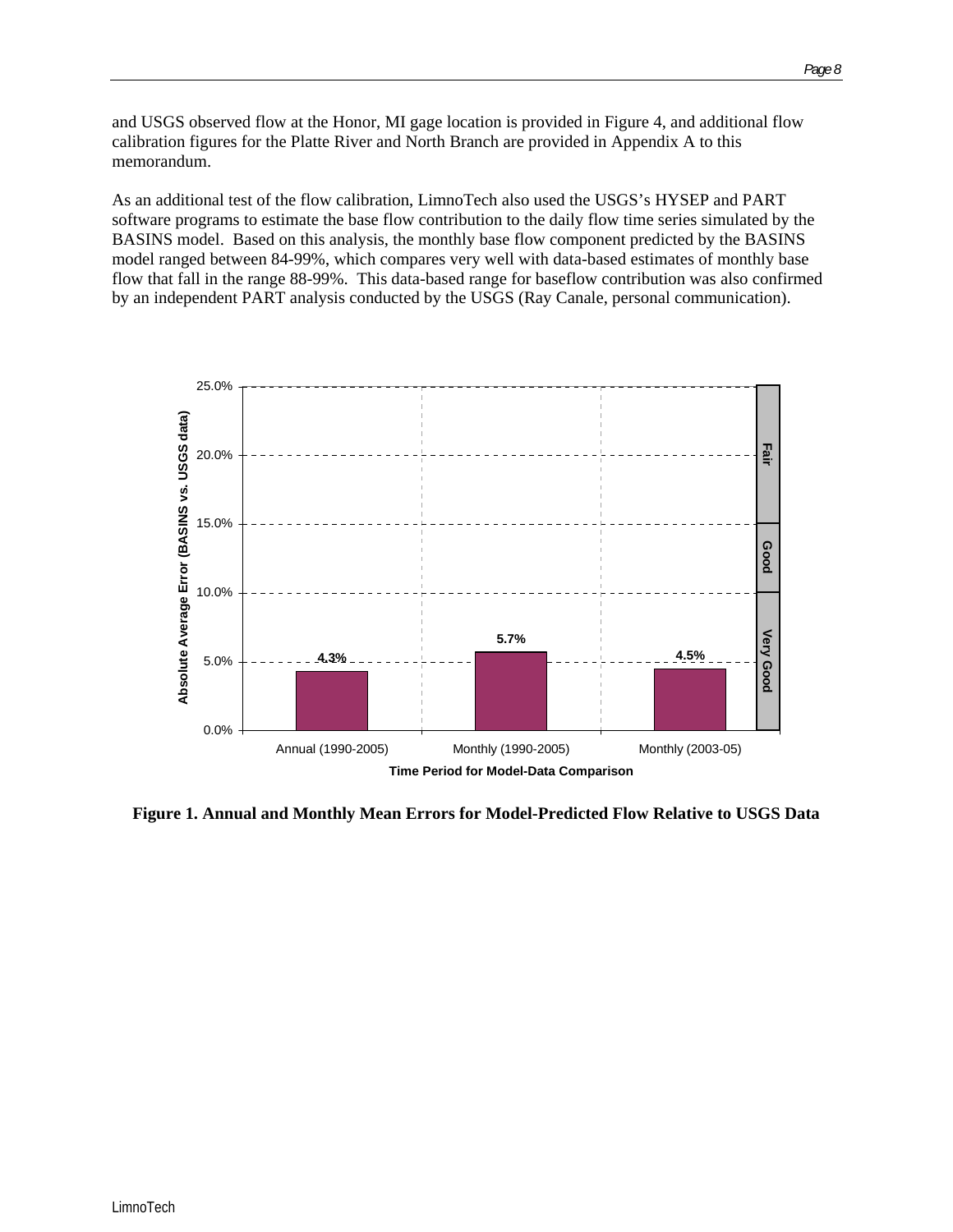and USGS observed flow at the Honor, MI gage location is provided in Figure 4, and additional flow calibration figures for the Platte River and North Branch are provided in Appendix A to this memorandum.

As an additional test of the flow calibration, LimnoTech also used the USGS's HYSEP and PART software programs to estimate the base flow contribution to the daily flow time series simulated by the BASINS model. Based on this analysis, the monthly base flow component predicted by the BASINS model ranged between 84-99%, which compares very well with data-based estimates of monthly base flow that fall in the range 88-99%. This data-based range for baseflow contribution was also confirmed by an independent PART analysis conducted by the USGS (Ray Canale, personal communication).

Absolute Average Error (BASINS vs. USGS data)

25.0%
20.0%
15.0%
10.0%
5.0%
0.0%

Fair
Good
Very Good

4.3%
5.7%
4.5%

Annual (1990-2005)
Monthly (1990-2005)
Monthly (2003-05)

Time Period for Model-Data Comparison

**Figure 1. Annual and Monthly Mean Errors for Model-Predicted Flow Relative to USGS Data**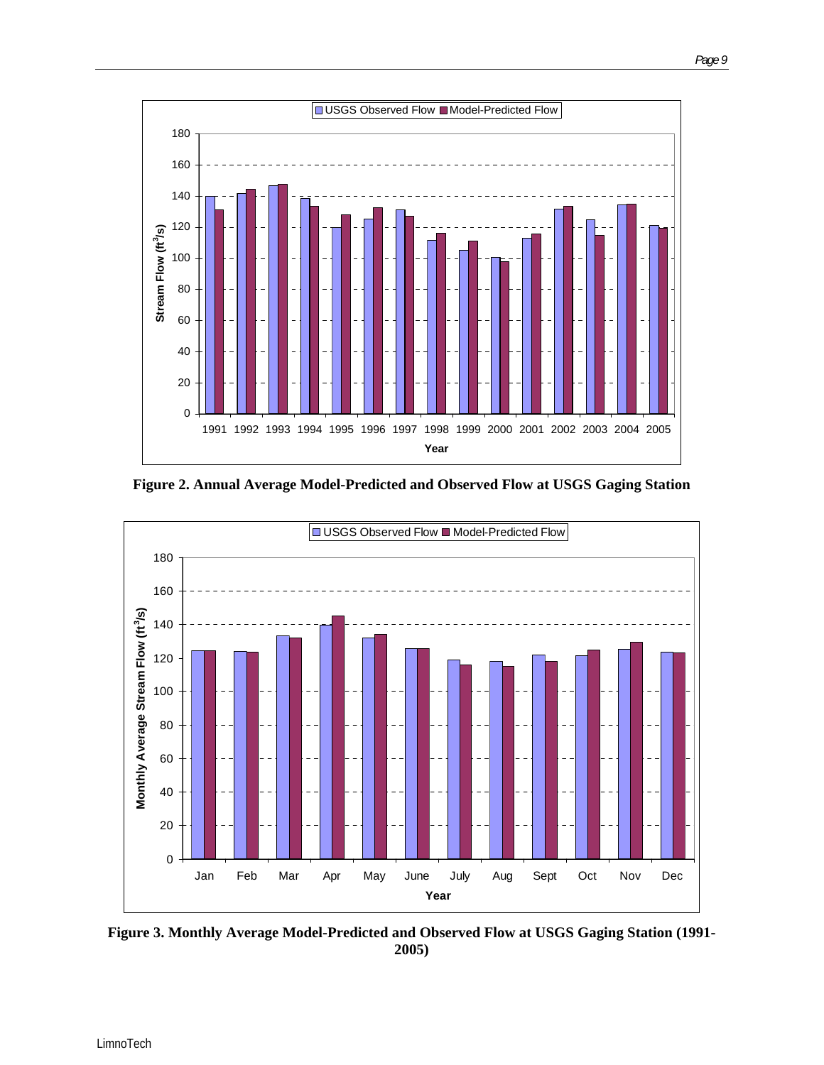Figure 2. Annual Average Model-Predicted and Observed Flow at USGS Gaging Station

Figure 3. Monthly Average Model-Predicted and Observed Flow at USGS Gaging Station (1991-2005)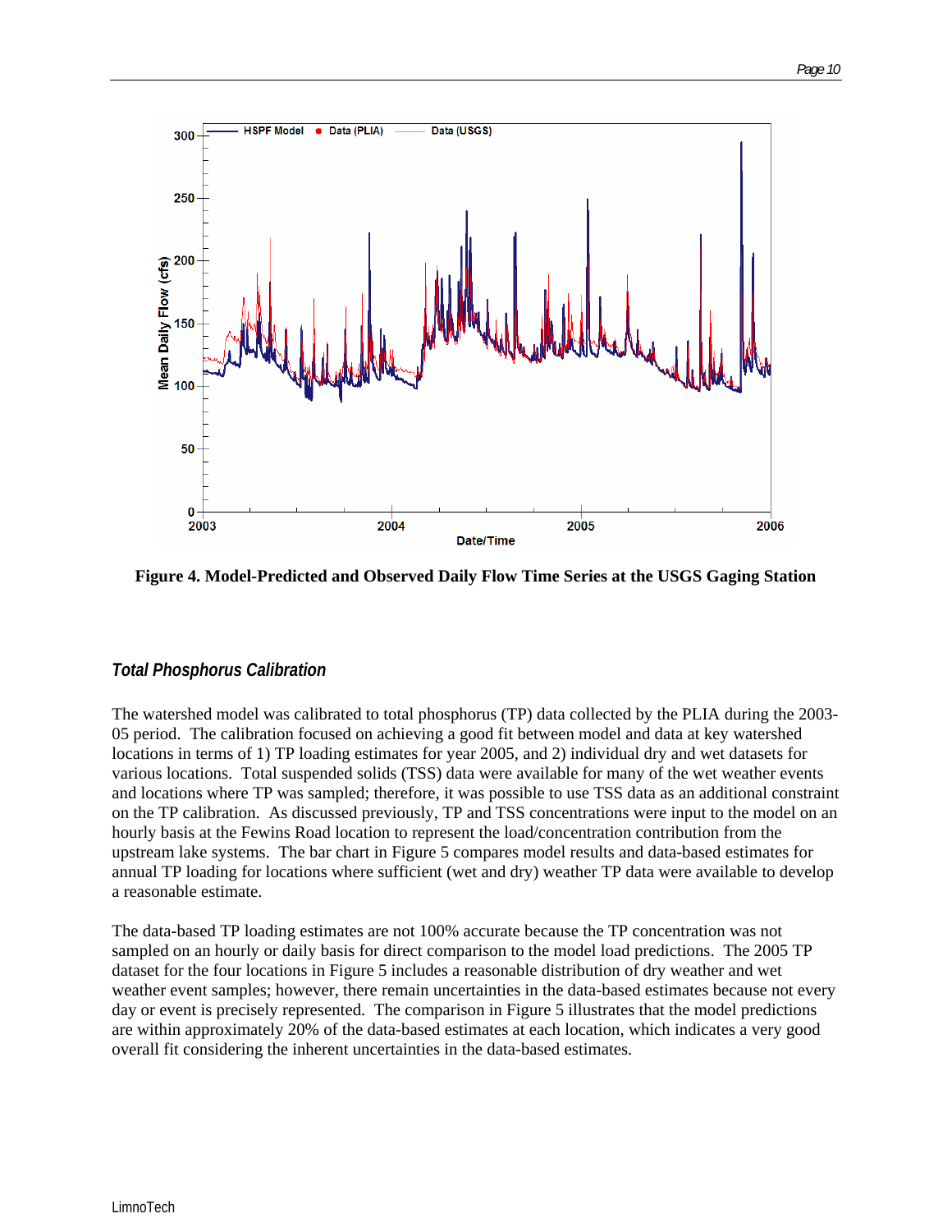HSPF Model
Data (PLIA)
Data (USGS)

Mean Daily Flow (cfs)

300
250
200
150
100
50
0

2003
2004
2005
2006

Date/Time

**Figure 4. Model-Predicted and Observed Daily Flow Time Series at the USGS Gaging Station**

### *Total Phosphorus Calibration*

The watershed model was calibrated to total phosphorus (TP) data collected by the PLIA during the 2003-05 period. The calibration focused on achieving a good fit between model and data at key watershed locations in terms of 1) TP loading estimates for year 2005, and 2) individual dry and wet datasets for various locations. Total suspended solids (TSS) data were available for many of the wet weather events and locations where TP was sampled; therefore, it was possible to use TSS data as an additional constraint on the TP calibration. As discussed previously, TP and TSS concentrations were input to the model on an hourly basis at the Fewins Road location to represent the load/concentration contribution from the upstream lake systems. The bar chart in Figure 5 compares model results and data-based estimates for annual TP loading for locations where sufficient (wet and dry) weather TP data were available to develop a reasonable estimate.

The data-based TP loading estimates are not 100% accurate because the TP concentration was not sampled on an hourly or daily basis for direct comparison to the model load predictions. The 2005 TP dataset for the four locations in Figure 5 includes a reasonable distribution of dry weather and wet weather event samples; however, there remain uncertainties in the data-based estimates because not every day or event is precisely represented. The comparison in Figure 5 illustrates that the model predictions are within approximately 20% of the data-based estimates at each location, which indicates a very good overall fit considering the inherent uncertainties in the data-based estimates.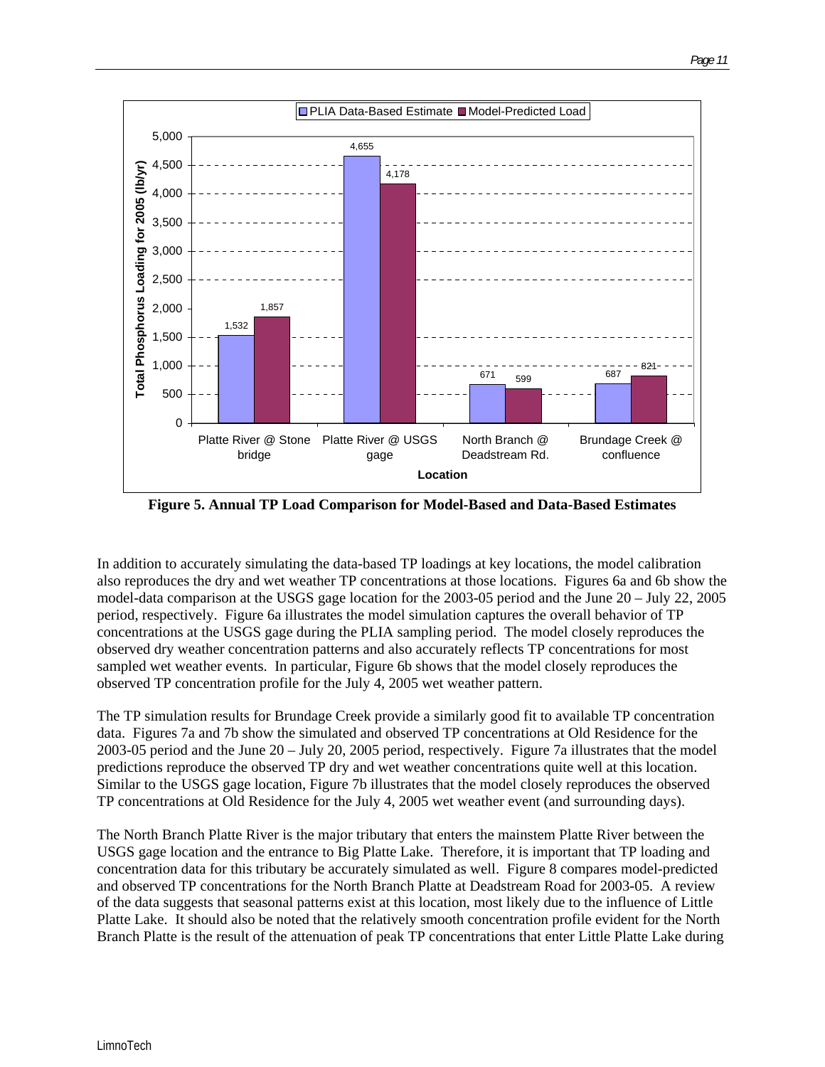PLIA Data-Based Estimate
Model-Predicted Load

Total Phosphorus Loading for 2005 (lb/yr)

5,000
4,500
4,000
3,500
3,000
2,500
2,000
1,500
1,000
500
0

1,532
1,857
4,655
4,178
671
599
687
821

Platte River @ Stone bridge
Platte River @ USGS gage
North Branch @ Deadstream Rd.
Brundage Creek @ confluence

Location

**Figure 5. Annual TP Load Comparison for Model-Based and Data-Based Estimates**

In addition to accurately simulating the data-based TP loadings at key locations, the model calibration also reproduces the dry and wet weather TP concentrations at those locations. Figures 6a and 6b show the model-data comparison at the USGS gage location for the 2003-05 period and the June 20 – July 22, 2005 period, respectively. Figure 6a illustrates the model simulation captures the overall behavior of TP concentrations at the USGS gage during the PLIA sampling period. The model closely reproduces the observed dry weather concentration patterns and also accurately reflects TP concentrations for most sampled wet weather events. In particular, Figure 6b shows that the model closely reproduces the observed TP concentration profile for the July 4, 2005 wet weather pattern.

The TP simulation results for Brundage Creek provide a similarly good fit to available TP concentration data. Figures 7a and 7b show the simulated and observed TP concentrations at Old Residence for the 2003-05 period and the June 20 – July 20, 2005 period, respectively. Figure 7a illustrates that the model predictions reproduce the observed TP dry and wet weather concentrations quite well at this location. Similar to the USGS gage location, Figure 7b illustrates that the model closely reproduces the observed TP concentrations at Old Residence for the July 4, 2005 wet weather event (and surrounding days).

The North Branch Platte River is the major tributary that enters the mainstem Platte River between the USGS gage location and the entrance to Big Platte Lake. Therefore, it is important that TP loading and concentration data for this tributary be accurately simulated as well. Figure 8 compares model-predicted and observed TP concentrations for the North Branch Platte at Deadstream Road for 2003-05. A review of the data suggests that seasonal patterns exist at this location, most likely due to the influence of Little Platte Lake. It should also be noted that the relatively smooth concentration profile evident for the North Branch Platte is the result of the attenuation of peak TP concentrations that enter Little Platte Lake during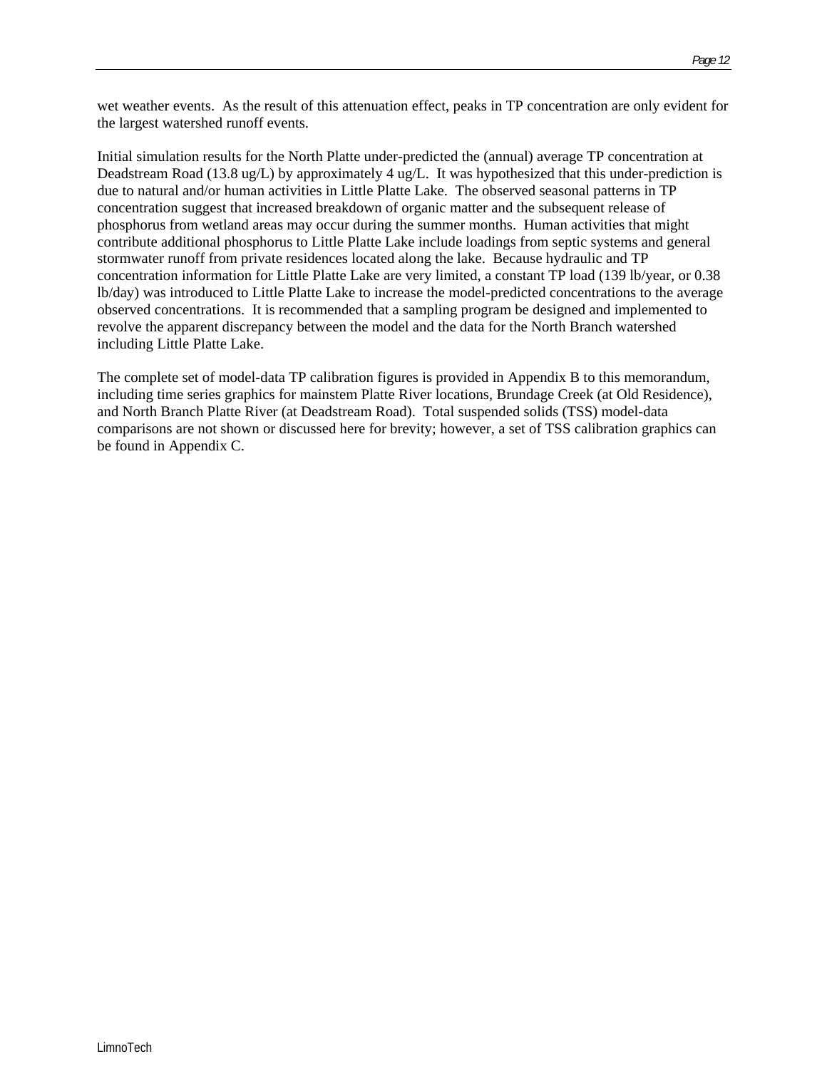wet weather events. As the result of this attenuation effect, peaks in TP concentration are only evident for the largest watershed runoff events.

Initial simulation results for the North Platte under-predicted the (annual) average TP concentration at Deadstream Road (13.8 ug/L) by approximately 4 ug/L. It was hypothesized that this under-prediction is due to natural and/or human activities in Little Platte Lake. The observed seasonal patterns in TP concentration suggest that increased breakdown of organic matter and the subsequent release of phosphorus from wetland areas may occur during the summer months. Human activities that might contribute additional phosphorus to Little Platte Lake include loadings from septic systems and general stormwater runoff from private residences located along the lake. Because hydraulic and TP concentration information for Little Platte Lake are very limited, a constant TP load (139 lb/year, or 0.38 lb/day) was introduced to Little Platte Lake to increase the model-predicted concentrations to the average observed concentrations. It is recommended that a sampling program be designed and implemented to revolve the apparent discrepancy between the model and the data for the North Branch watershed including Little Platte Lake.

The complete set of model-data TP calibration figures is provided in Appendix B to this memorandum, including time series graphics for mainstem Platte River locations, Brundage Creek (at Old Residence), and North Branch Platte River (at Deadstream Road). Total suspended solids (TSS) model-data comparisons are not shown or discussed here for brevity; however, a set of TSS calibration graphics can be found in Appendix C.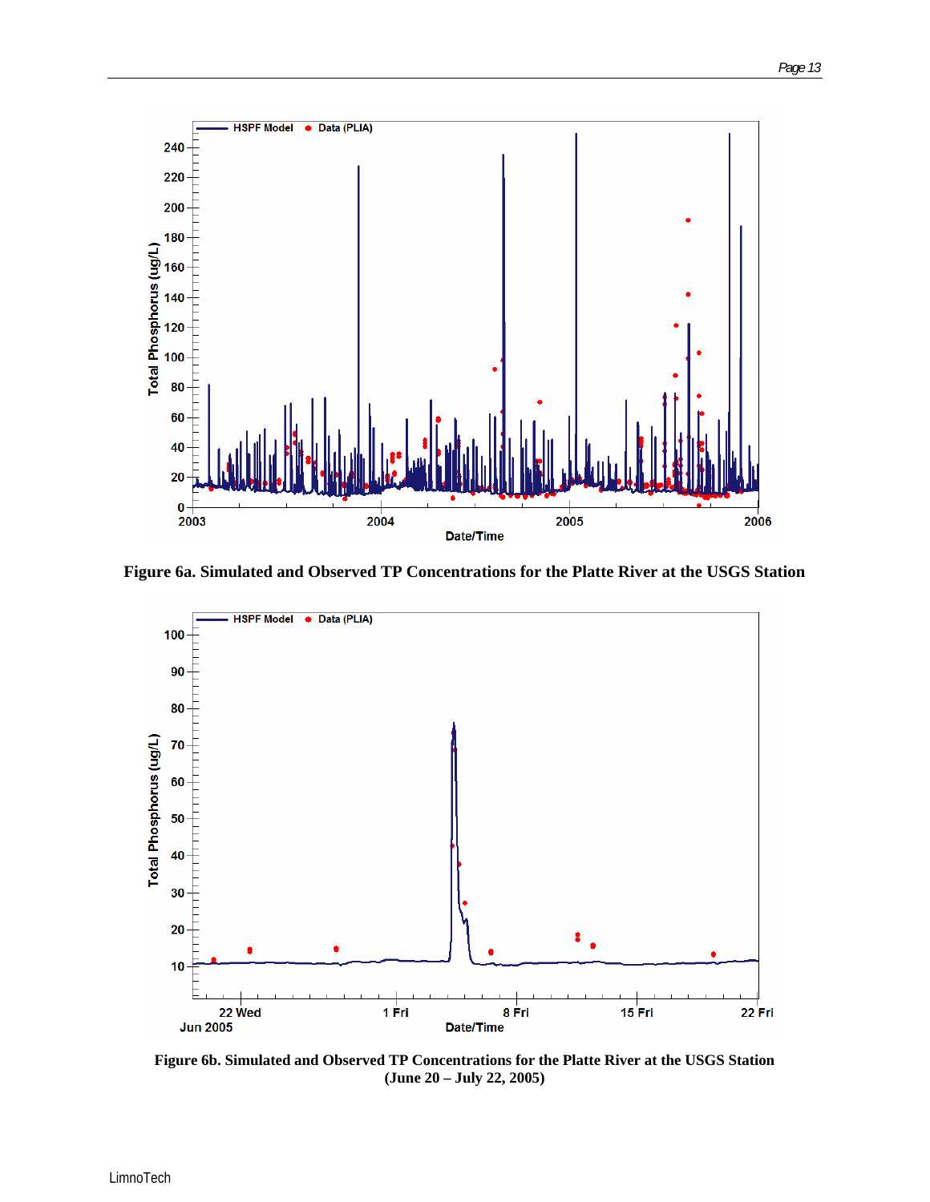HSPF Model
Data (PLIA)

Total Phosphorus (ug/L)

240
220
200
180
160
140
120
100
80
60
40
20
0

2003
2004
2005
2006

Date/Time

**Figure 6a. Simulated and Observed TP Concentrations for the Platte River at the USGS Station**

HSPF Model
Data (PLIA)

Total Phosphorus (ug/L)

100
90
80
70
60
50
40
30
20
10

22 Wed
1 Fri
8 Fri
15 Fri
22 Fri

Jun 2005

Date/Time

**Figure 6b. Simulated and Observed TP Concentrations for the Platte River at the USGS Station (June 20 – July 22, 2005)**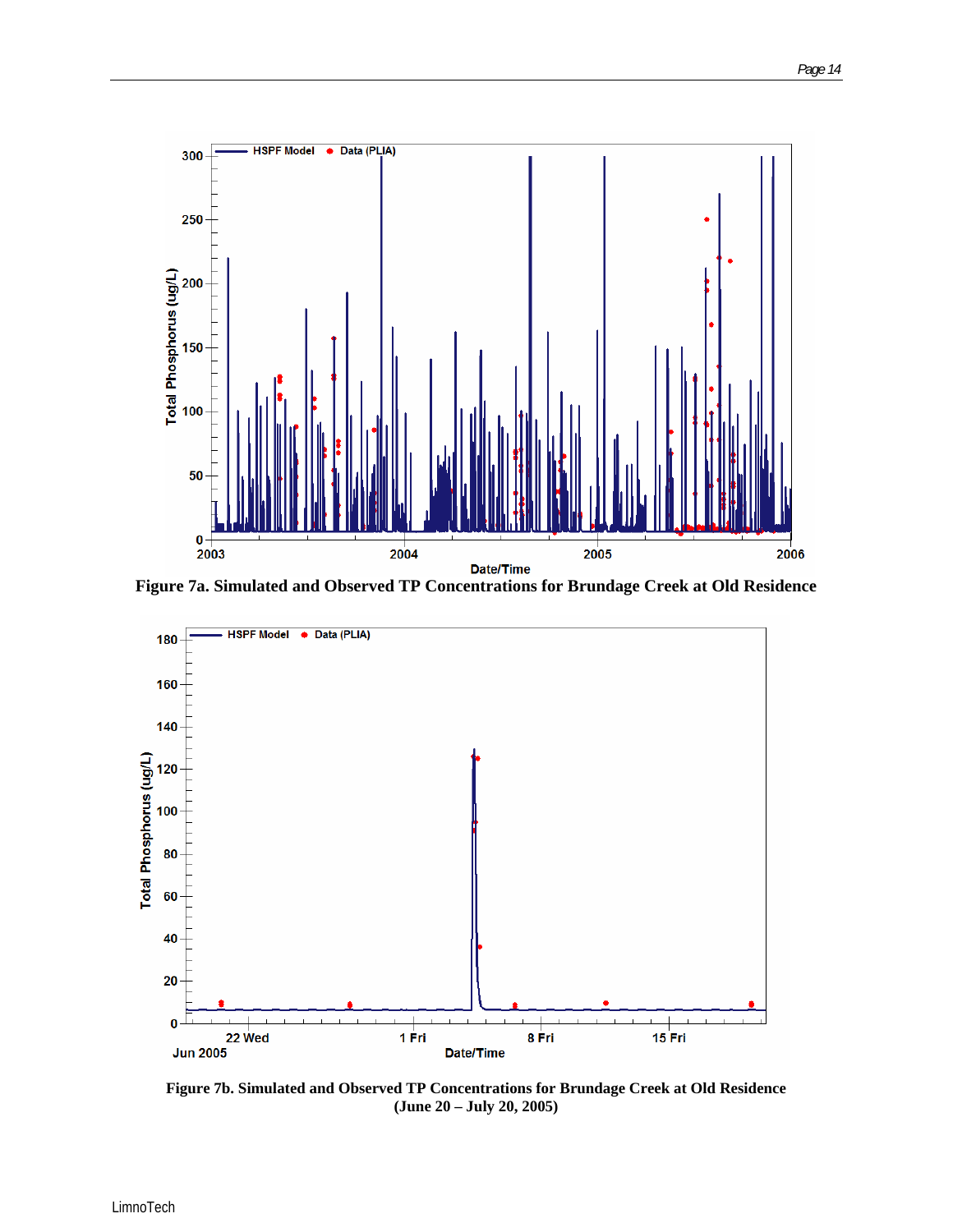HSPF Model
Data (PLIA)

Total Phosphorus (ug/L)

300
250
200
150
100
50
0

2003
2004
2005
2006

Date/Time

Figure 7a. Simulated and Observed TP Concentrations for Brundage Creek at Old Residence

HSPF Model
Data (PLIA)

Total Phosphorus (ug/L)

180
160
140
120
100
80
60
40
20
0

22 Wed
1 Fri
8 Fri
15 Fri

Jun 2005

Date/Time

Figure 7b. Simulated and Observed TP Concentrations for Brundage Creek at Old Residence (June 20 – July 20, 2005)

LimnoTech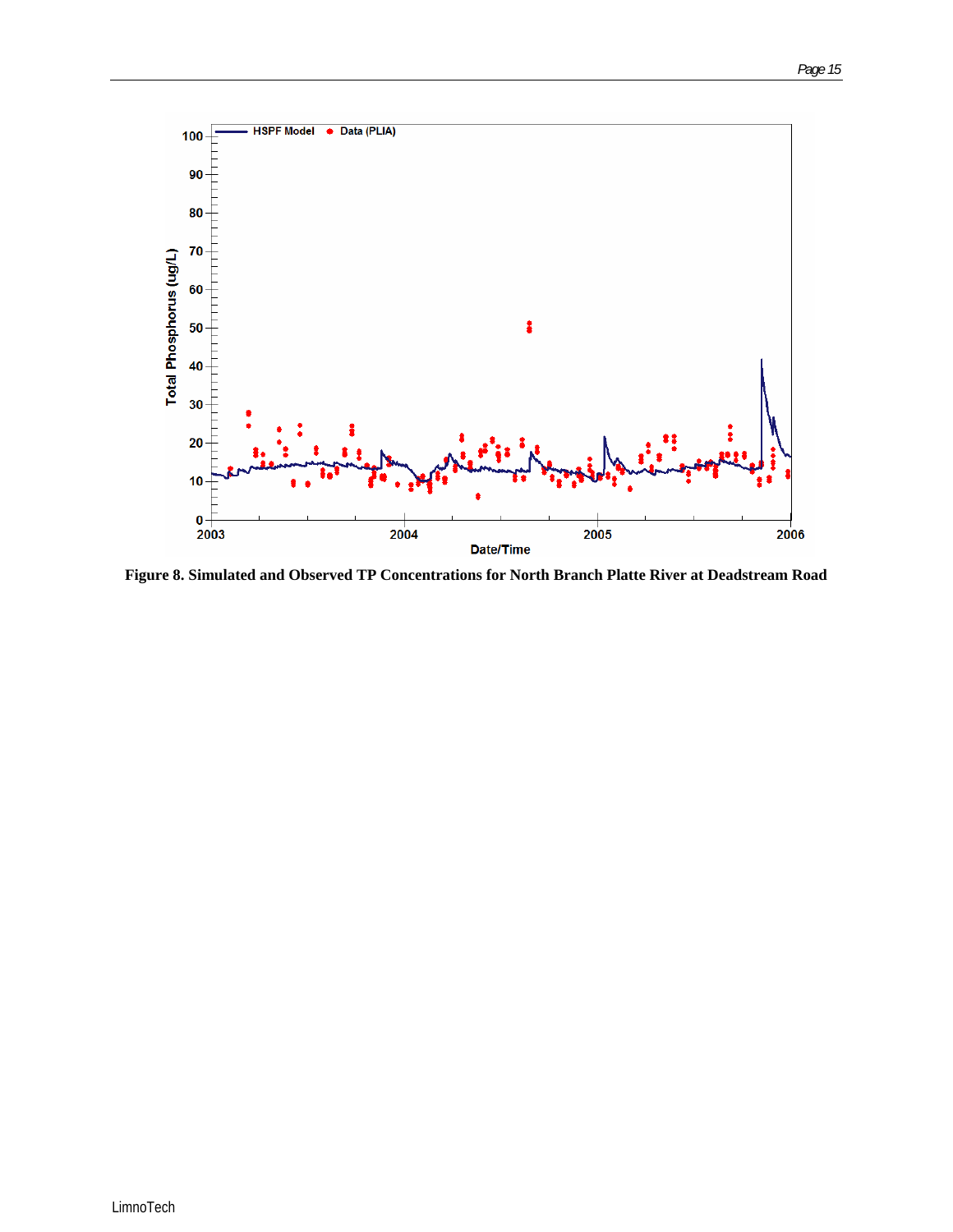HSPF Model
Data (PLIA)

Total Phosphorus (ug/L)

0
10
20
30
40
50
60
70
80
90
100

2003
2004
2005
2006

Date/Time

**Figure 8. Simulated and Observed TP Concentrations for North Branch Platte River at Deadstream Road**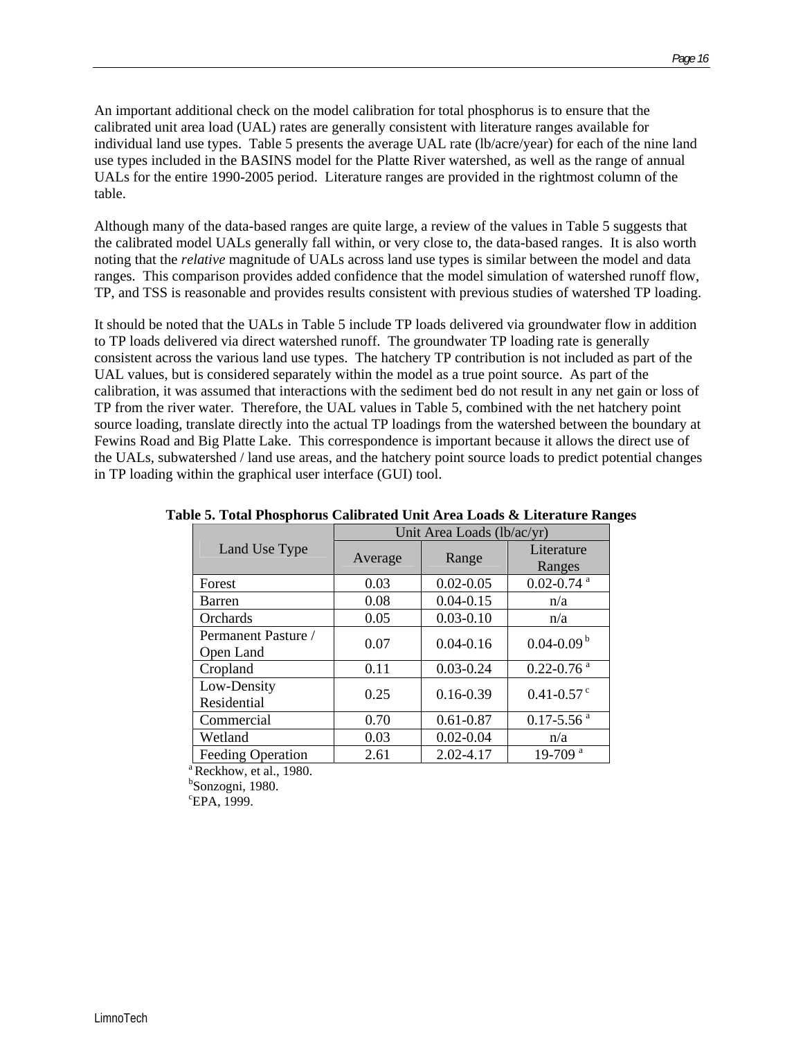An important additional check on the model calibration for total phosphorus is to ensure that the calibrated unit area load (UAL) rates are generally consistent with literature ranges available for individual land use types. Table 5 presents the average UAL rate (lb/acre/year) for each of the nine land use types included in the BASINS model for the Platte River watershed, as well as the range of annual UALs for the entire 1990-2005 period. Literature ranges are provided in the rightmost column of the table.

Although many of the data-based ranges are quite large, a review of the values in Table 5 suggests that the calibrated model UALs generally fall within, or very close to, the data-based ranges. It is also worth noting that the *relative* magnitude of UALs across land use types is similar between the model and data ranges. This comparison provides added confidence that the model simulation of watershed runoff flow, TP, and TSS is reasonable and provides results consistent with previous studies of watershed TP loading.

It should be noted that the UALs in Table 5 include TP loads delivered via groundwater flow in addition to TP loads delivered via direct watershed runoff. The groundwater TP loading rate is generally consistent across the various land use types. The hatchery TP contribution is not included as part of the UAL values, but is considered separately within the model as a true point source. As part of the calibration, it was assumed that interactions with the sediment bed do not result in any net gain or loss of TP from the river water. Therefore, the UAL values in Table 5, combined with the net hatchery point source loading, translate directly into the actual TP loadings from the watershed between the boundary at Fewins Road and Big Platte Lake. This correspondence is important because it allows the direct use of the UALs, subwatershed / land use areas, and the hatchery point source loads to predict potential changes in TP loading within the graphical user interface (GUI) tool.

**Table 5. Total Phosphorus Calibrated Unit Area Loads & Literature Ranges**

| Land Use Type | Unit Area Loads (lb/ac/yr) | | |
|---|---|---|---|
| | Average | Range | Literature Ranges |
| Forest | 0.03 | 0.02-0.05 | 0.02-0.74 [a] |
| Barren | 0.08 | 0.04-0.15 | n/a |
| Orchards | 0.05 | 0.03-0.10 | n/a |
| Permanent Pasture / Open Land | 0.07 | 0.04-0.16 | 0.04-0.09 [b] |
| Cropland | 0.11 | 0.03-0.24 | 0.22-0.76 [a] |
| Low-Density Residential | 0.25 | 0.16-0.39 | 0.41-0.57 [c] |
| Commercial | 0.70 | 0.61-0.87 | 0.17-5.56 [a] |
| Wetland | 0.03 | 0.02-0.04 | n/a |
| Feeding Operation | 2.61 | 2.02-4.17 | 19-709 [a] |

[a] Reckhow, et al., 1980.
[b] Sonzogni, 1980.
[c] EPA, 1999.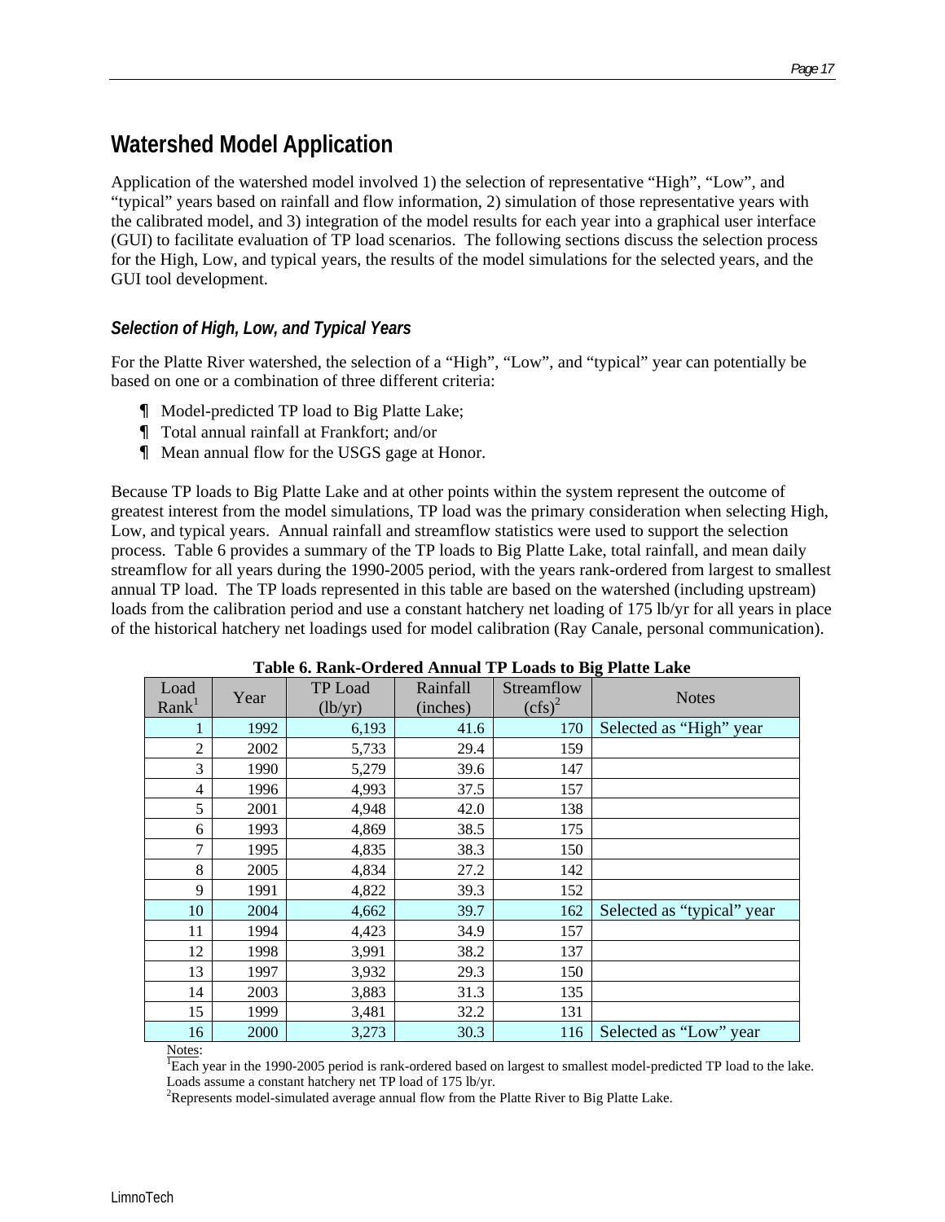## Watershed Model Application

Application of the watershed model involved 1) the selection of representative “High”, “Low”, and “typical” years based on rainfall and flow information, 2) simulation of those representative years with the calibrated model, and 3) integration of the model results for each year into a graphical user interface (GUI) to facilitate evaluation of TP load scenarios. The following sections discuss the selection process for the High, Low, and typical years, the results of the model simulations for the selected years, and the GUI tool development.

### *Selection of High, Low, and Typical Years*

For the Platte River watershed, the selection of a “High”, “Low”, and “typical” year can potentially be based on one or a combination of three different criteria:

- Model-predicted TP load to Big Platte Lake;
- Total annual rainfall at Frankfort; and/or
- Mean annual flow for the USGS gage at Honor.

Because TP loads to Big Platte Lake and at other points within the system represent the outcome of greatest interest from the model simulations, TP load was the primary consideration when selecting High, Low, and typical years. Annual rainfall and streamflow statistics were used to support the selection process. Table 6 provides a summary of the TP loads to Big Platte Lake, total rainfall, and mean daily streamflow for all years during the 1990-2005 period, with the years rank-ordered from largest to smallest annual TP load. The TP loads represented in this table are based on the watershed (including upstream) loads from the calibration period and use a constant hatchery net loading of 175 lb/yr for all years in place of the historical hatchery net loadings used for model calibration (Ray Canale, personal communication).

**Table 6. Rank-Ordered Annual TP Loads to Big Platte Lake**

| Load Rank[1] | Year | TP Load (lb/yr) | Rainfall (inches) | Streamflow (cfs)[2] | Notes |
|---|---|---|---|---|---|
| 1 | 1992 | 6,193 | 41.6 | 170 | Selected as “High” year |
| 2 | 2002 | 5,733 | 29.4 | 159 | |
| 3 | 1990 | 5,279 | 39.6 | 147 | |
| 4 | 1996 | 4,993 | 37.5 | 157 | |
| 5 | 2001 | 4,948 | 42.0 | 138 | |
| 6 | 1993 | 4,869 | 38.5 | 175 | |
| 7 | 1995 | 4,835 | 38.3 | 150 | |
| 8 | 2005 | 4,834 | 27.2 | 142 | |
| 9 | 1991 | 4,822 | 39.3 | 152 | |
| 10 | 2004 | 4,662 | 39.7 | 162 | Selected as “typical” year |
| 11 | 1994 | 4,423 | 34.9 | 157 | |
| 12 | 1998 | 3,991 | 38.2 | 137 | |
| 13 | 1997 | 3,932 | 29.3 | 150 | |
| 14 | 2003 | 3,883 | 31.3 | 135 | |
| 15 | 1999 | 3,481 | 32.2 | 131 | |
| 16 | 2000 | 3,273 | 30.3 | 116 | Selected as “Low” year |

Notes:
[1]Each year in the 1990-2005 period is rank-ordered based on largest to smallest model-predicted TP load to the lake. Loads assume a constant hatchery net TP load of 175 lb/yr.
[2]Represents model-simulated average annual flow from the Platte River to Big Platte Lake.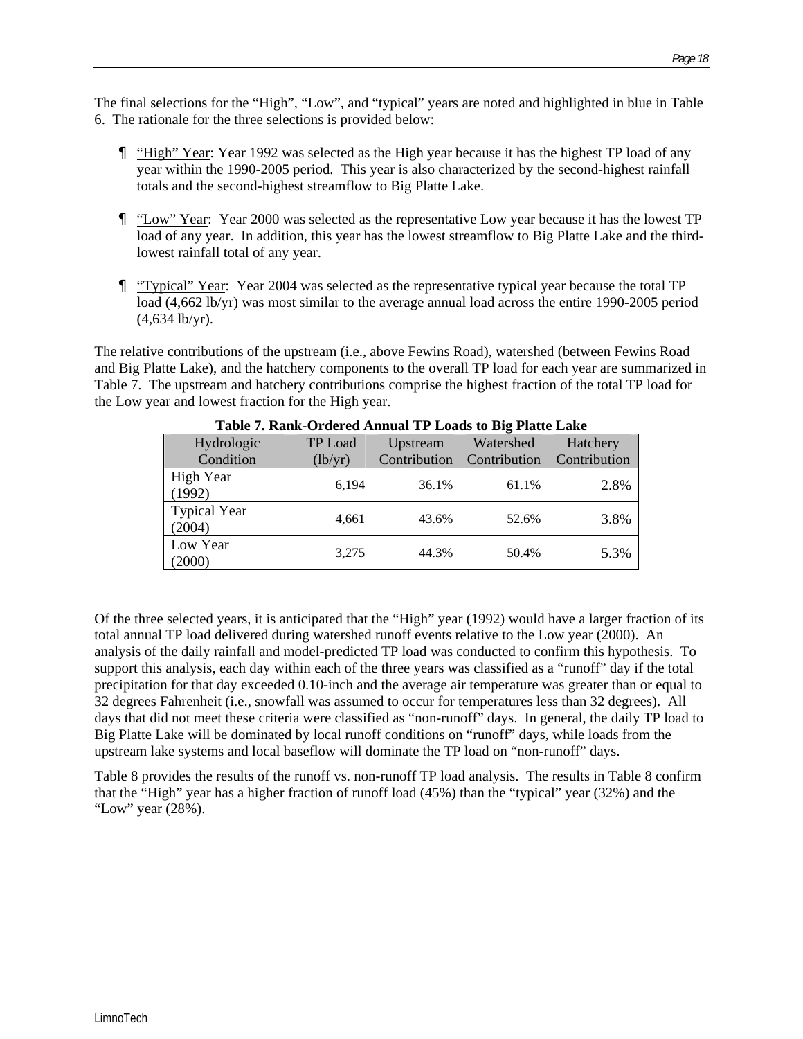The final selections for the "High", "Low", and "typical" years are noted and highlighted in blue in Table 6. The rationale for the three selections is provided below:

- "High" Year: Year 1992 was selected as the High year because it has the highest TP load of any year within the 1990-2005 period. This year is also characterized by the second-highest rainfall totals and the second-highest streamflow to Big Platte Lake.

- "Low" Year: Year 2000 was selected as the representative Low year because it has the lowest TP load of any year. In addition, this year has the lowest streamflow to Big Platte Lake and the third-lowest rainfall total of any year.

- "Typical" Year: Year 2004 was selected as the representative typical year because the total TP load (4,662 lb/yr) was most similar to the average annual load across the entire 1990-2005 period (4,634 lb/yr).

The relative contributions of the upstream (i.e., above Fewins Road), watershed (between Fewins Road and Big Platte Lake), and the hatchery components to the overall TP load for each year are summarized in Table 7. The upstream and hatchery contributions comprise the highest fraction of the total TP load for the Low year and lowest fraction for the High year.

**Table 7. Rank-Ordered Annual TP Loads to Big Platte Lake**

| Hydrologic Condition | TP Load (lb/yr) | Upstream Contribution | Watershed Contribution | Hatchery Contribution |
|---|---|---|---|---|
| High Year (1992) | 6,194 | 36.1% | 61.1% | 2.8% |
| Typical Year (2004) | 4,661 | 43.6% | 52.6% | 3.8% |
| Low Year (2000) | 3,275 | 44.3% | 50.4% | 5.3% |

Of the three selected years, it is anticipated that the "High" year (1992) would have a larger fraction of its total annual TP load delivered during watershed runoff events relative to the Low year (2000). An analysis of the daily rainfall and model-predicted TP load was conducted to confirm this hypothesis. To support this analysis, each day within each of the three years was classified as a "runoff" day if the total precipitation for that day exceeded 0.10-inch and the average air temperature was greater than or equal to 32 degrees Fahrenheit (i.e., snowfall was assumed to occur for temperatures less than 32 degrees). All days that did not meet these criteria were classified as "non-runoff" days. In general, the daily TP load to Big Platte Lake will be dominated by local runoff conditions on "runoff" days, while loads from the upstream lake systems and local baseflow will dominate the TP load on "non-runoff" days.

Table 8 provides the results of the runoff vs. non-runoff TP load analysis. The results in Table 8 confirm that the "High" year has a higher fraction of runoff load (45%) than the "typical" year (32%) and the "Low" year (28%).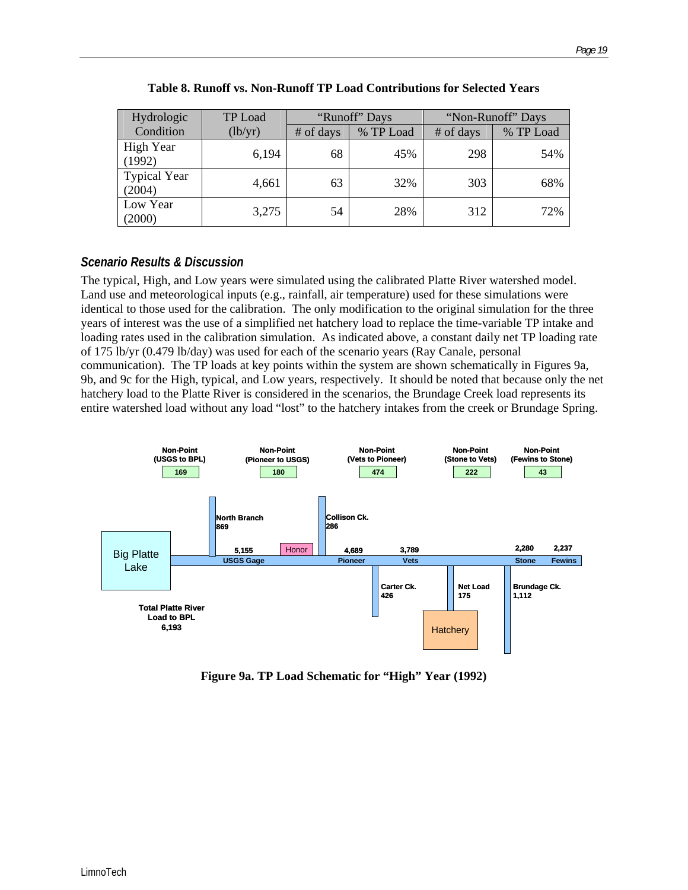**Table 8. Runoff vs. Non-Runoff TP Load Contributions for Selected Years**

| Hydrologic Condition | TP Load (lb/yr) | "Runoff" Days | | "Non-Runoff" Days | |
|---|---|---|---|---|---|
| | | # of days | % TP Load | # of days | % TP Load |
| High Year (1992) | 6,194 | 68 | 45% | 298 | 54% |
| Typical Year (2004) | 4,661 | 63 | 32% | 303 | 68% |
| Low Year (2000) | 3,275 | 54 | 28% | 312 | 72% |

### *Scenario Results & Discussion*

The typical, High, and Low years were simulated using the calibrated Platte River watershed model. Land use and meteorological inputs (e.g., rainfall, air temperature) used for these simulations were identical to those used for the calibration. The only modification to the original simulation for the three years of interest was the use of a simplified net hatchery load to replace the time-variable TP intake and loading rates used in the calibration simulation. As indicated above, a constant daily net TP loading rate of 175 lb/yr (0.479 lb/day) was used for each of the scenario years (Ray Canale, personal communication). The TP loads at key points within the system are shown schematically in Figures 9a, 9b, and 9c for the High, typical, and Low years, respectively. It should be noted that because only the net hatchery load to the Platte River is considered in the scenarios, the Brundage Creek load represents its entire watershed load without any load "lost" to the hatchery intakes from the creek or Brundage Spring.

Non-Point (USGS to BPL) 169

Non-Point (Pioneer to USGS) 180

Non-Point (Vets to Pioneer) 474

Non-Point (Stone to Vets) 222

Non-Point (Fewins to Stone) 43

Big Platte Lake

North Branch 869

5,155 USGS Gage

Honor

Collison Ck. 286

4,689 Pioneer

3,789 Vets

2,280 Stone

2,237 Fewins

Carter Ck. 426

Net Load 175

Hatchery

Brundage Ck. 1,112

Total Platte River Load to BPL 6,193

**Figure 9a. TP Load Schematic for "High" Year (1992)**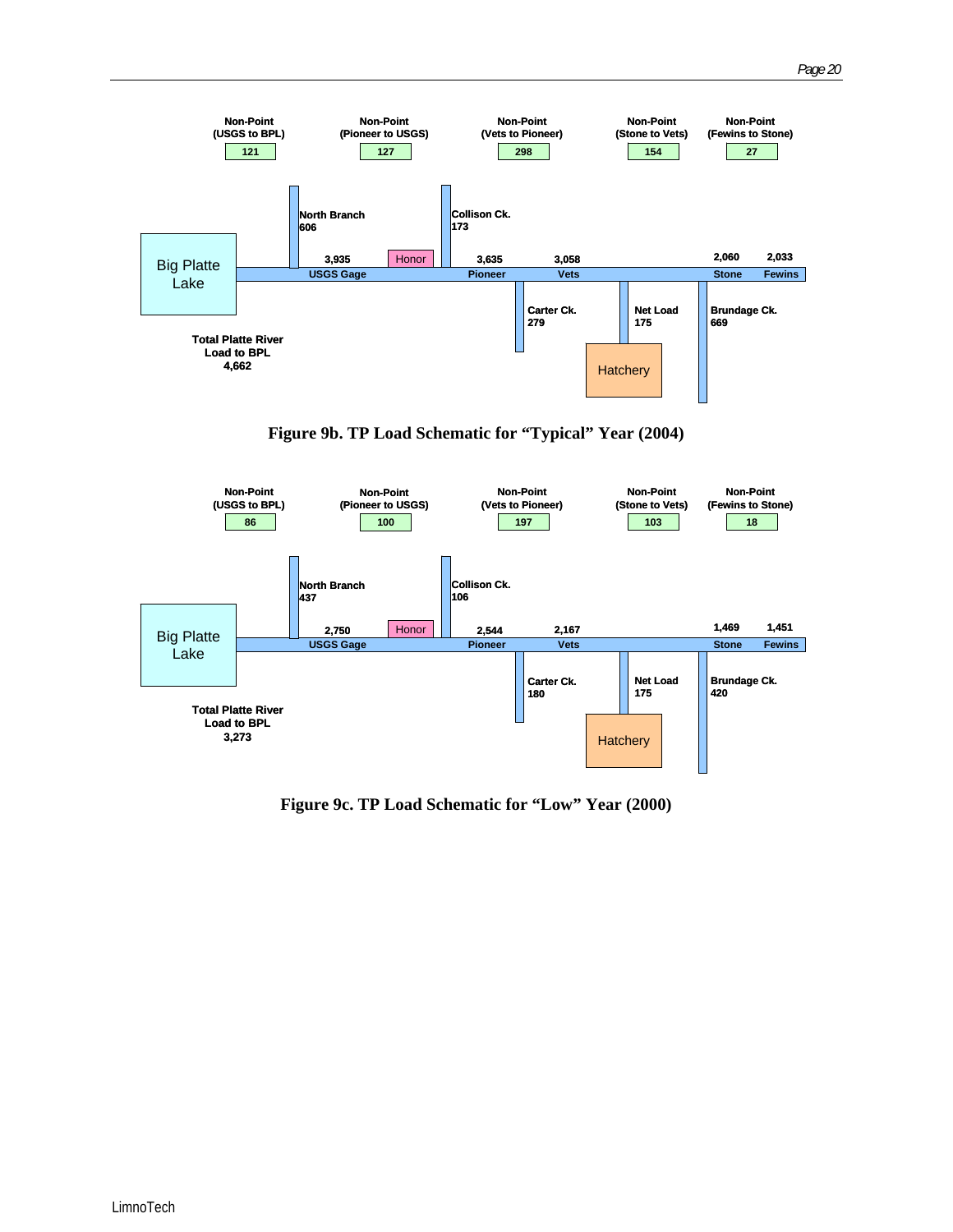Non-Point (USGS to BPL)
121

Non-Point (Pioneer to USGS)
127

Non-Point (Vets to Pioneer)
298

Non-Point (Stone to Vets)
154

Non-Point (Fewins to Stone)
27

North Branch
606

Collison Ck.
173

Big Platte Lake

3,935
USGS Gage

Honor

3,635
Pioneer

3,058
Vets

2,060
Stone

2,033
Fewins

Carter Ck.
279

Net Load
175

Brundage Ck.
669

Hatchery

Total Platte River Load to BPL
4,662

**Figure 9b. TP Load Schematic for "Typical" Year (2004)**

Non-Point (USGS to BPL)
86

Non-Point (Pioneer to USGS)
100

Non-Point (Vets to Pioneer)
197

Non-Point (Stone to Vets)
103

Non-Point (Fewins to Stone)
18

North Branch
437

Collison Ck.
106

Big Platte Lake

2,750
USGS Gage

Honor

2,544
Pioneer

2,167
Vets

1,469
Stone

1,451
Fewins

Carter Ck.
180

Net Load
175

Brundage Ck.
420

Hatchery

Total Platte River Load to BPL
3,273

**Figure 9c. TP Load Schematic for "Low" Year (2000)**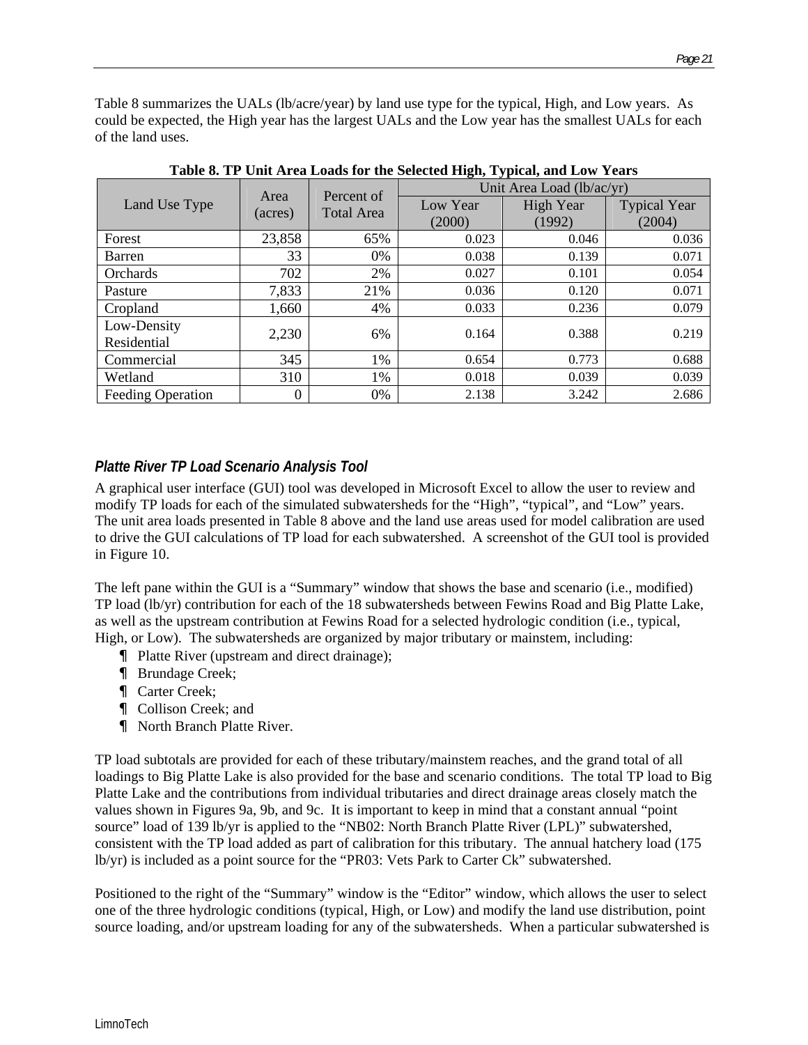Table 8 summarizes the UALs (lb/acre/year) by land use type for the typical, High, and Low years. As could be expected, the High year has the largest UALs and the Low year has the smallest UALs for each of the land uses.

**Table 8. TP Unit Area Loads for the Selected High, Typical, and Low Years**

| Land Use Type | Area (acres) | Percent of Total Area | Unit Area Load (lb/ac/yr) | | |
|---|---|---|---|---|---|
| | | | Low Year (2000) | High Year (1992) | Typical Year (2004) |
| Forest | 23,858 | 65% | 0.023 | 0.046 | 0.036 |
| Barren | 33 | 0% | 0.038 | 0.139 | 0.071 |
| Orchards | 702 | 2% | 0.027 | 0.101 | 0.054 |
| Pasture | 7,833 | 21% | 0.036 | 0.120 | 0.071 |
| Cropland | 1,660 | 4% | 0.033 | 0.236 | 0.079 |
| Low-Density Residential | 2,230 | 6% | 0.164 | 0.388 | 0.219 |
| Commercial | 345 | 1% | 0.654 | 0.773 | 0.688 |
| Wetland | 310 | 1% | 0.018 | 0.039 | 0.039 |
| Feeding Operation | 0 | 0% | 2.138 | 3.242 | 2.686 |

### *Platte River TP Load Scenario Analysis Tool*

A graphical user interface (GUI) tool was developed in Microsoft Excel to allow the user to review and modify TP loads for each of the simulated subwatersheds for the "High", "typical", and "Low" years. The unit area loads presented in Table 8 above and the land use areas used for model calibration are used to drive the GUI calculations of TP load for each subwatershed. A screenshot of the GUI tool is provided in Figure 10.

The left pane within the GUI is a "Summary" window that shows the base and scenario (i.e., modified) TP load (lb/yr) contribution for each of the 18 subwatersheds between Fewins Road and Big Platte Lake, as well as the upstream contribution at Fewins Road for a selected hydrologic condition (i.e., typical, High, or Low). The subwatersheds are organized by major tributary or mainstem, including:

- Platte River (upstream and direct drainage);
- Brundage Creek;
- Carter Creek;
- Collison Creek; and
- North Branch Platte River.

TP load subtotals are provided for each of these tributary/mainstem reaches, and the grand total of all loadings to Big Platte Lake is also provided for the base and scenario conditions. The total TP load to Big Platte Lake and the contributions from individual tributaries and direct drainage areas closely match the values shown in Figures 9a, 9b, and 9c. It is important to keep in mind that a constant annual "point source" load of 139 lb/yr is applied to the "NB02: North Branch Platte River (LPL)" subwatershed, consistent with the TP load added as part of calibration for this tributary. The annual hatchery load (175 lb/yr) is included as a point source for the "PR03: Vets Park to Carter Ck" subwatershed.

Positioned to the right of the "Summary" window is the "Editor" window, which allows the user to select one of the three hydrologic conditions (typical, High, or Low) and modify the land use distribution, point source loading, and/or upstream loading for any of the subwatersheds. When a particular subwatershed is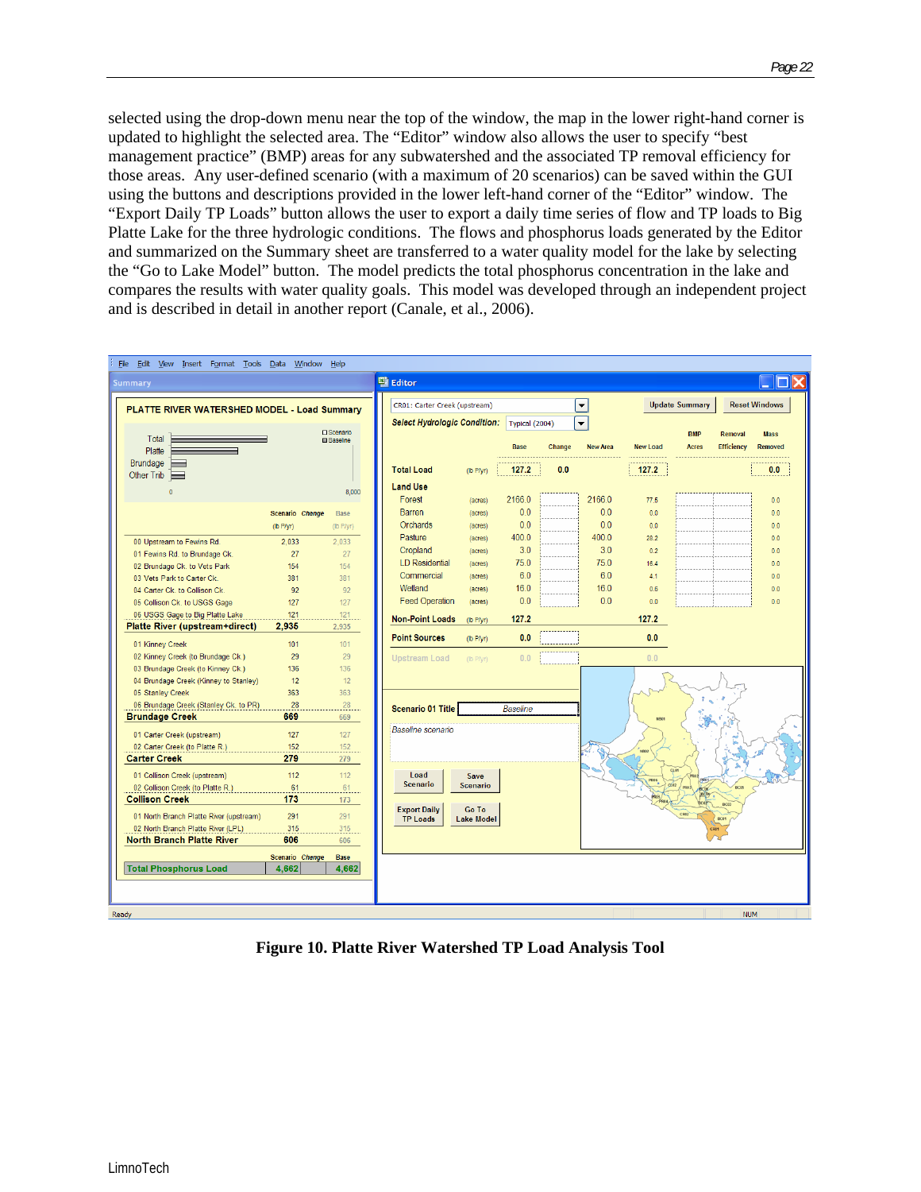selected using the drop-down menu near the top of the window, the map in the lower right-hand corner is updated to highlight the selected area. The "Editor" window also allows the user to specify "best management practice" (BMP) areas for any subwatershed and the associated TP removal efficiency for those areas. Any user-defined scenario (with a maximum of 20 scenarios) can be saved within the GUI using the buttons and descriptions provided in the lower left-hand corner of the "Editor" window. The "Export Daily TP Loads" button allows the user to export a daily time series of flow and TP loads to Big Platte Lake for the three hydrologic conditions. The flows and phosphorus loads generated by the Editor and summarized on the Summary sheet are transferred to a water quality model for the lake by selecting the "Go to Lake Model" button. The model predicts the total phosphorus concentration in the lake and compares the results with water quality goals. This model was developed through an independent project and is described in detail in another report (Canale, et al., 2006).

**Figure 10. Platte River Watershed TP Load Analysis Tool**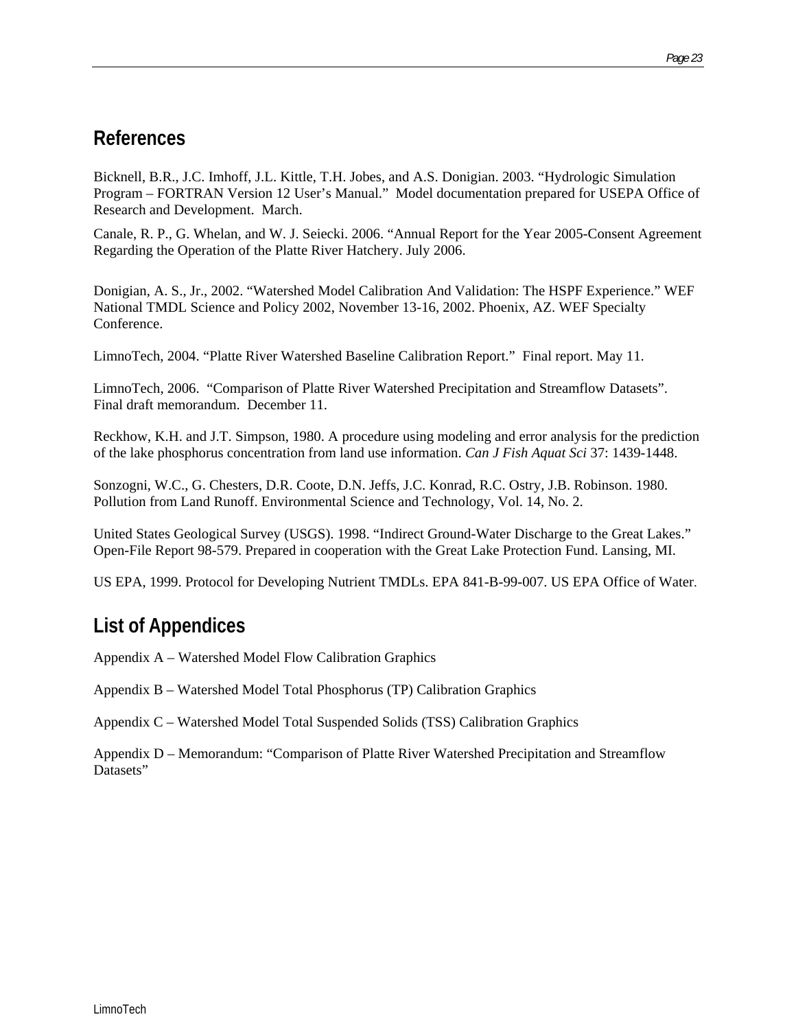## References

Bicknell, B.R., J.C. Imhoff, J.L. Kittle, T.H. Jobes, and A.S. Donigian. 2003. "Hydrologic Simulation Program – FORTRAN Version 12 User's Manual." Model documentation prepared for USEPA Office of Research and Development. March.

Canale, R. P., G. Whelan, and W. J. Seiecki. 2006. "Annual Report for the Year 2005-Consent Agreement Regarding the Operation of the Platte River Hatchery. July 2006.

Donigian, A. S., Jr., 2002. "Watershed Model Calibration And Validation: The HSPF Experience." WEF National TMDL Science and Policy 2002, November 13-16, 2002. Phoenix, AZ. WEF Specialty Conference.

LimnoTech, 2004. "Platte River Watershed Baseline Calibration Report." Final report. May 11.

LimnoTech, 2006. "Comparison of Platte River Watershed Precipitation and Streamflow Datasets". Final draft memorandum. December 11.

Reckhow, K.H. and J.T. Simpson, 1980. A procedure using modeling and error analysis for the prediction of the lake phosphorus concentration from land use information. *Can J Fish Aquat Sci* 37: 1439-1448.

Sonzogni, W.C., G. Chesters, D.R. Coote, D.N. Jeffs, J.C. Konrad, R.C. Ostry, J.B. Robinson. 1980. Pollution from Land Runoff. Environmental Science and Technology, Vol. 14, No. 2.

United States Geological Survey (USGS). 1998. "Indirect Ground-Water Discharge to the Great Lakes." Open-File Report 98-579. Prepared in cooperation with the Great Lake Protection Fund. Lansing, MI.

US EPA, 1999. Protocol for Developing Nutrient TMDLs. EPA 841-B-99-007. US EPA Office of Water.

## List of Appendices

Appendix A – Watershed Model Flow Calibration Graphics

Appendix B – Watershed Model Total Phosphorus (TP) Calibration Graphics

Appendix C – Watershed Model Total Suspended Solids (TSS) Calibration Graphics

Appendix D – Memorandum: "Comparison of Platte River Watershed Precipitation and Streamflow Datasets"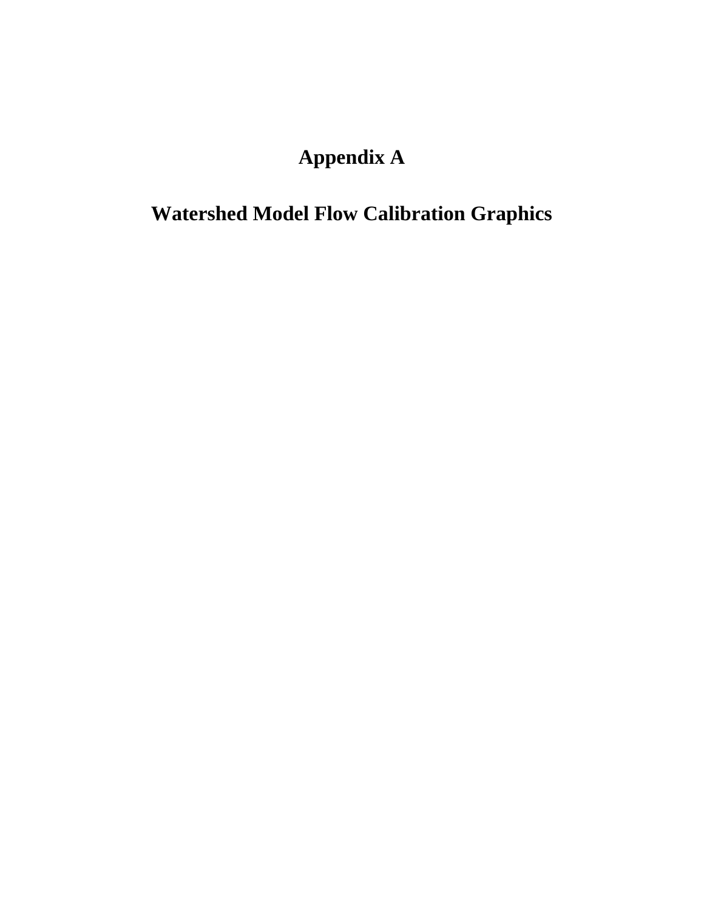# Appendix A

# Watershed Model Flow Calibration Graphics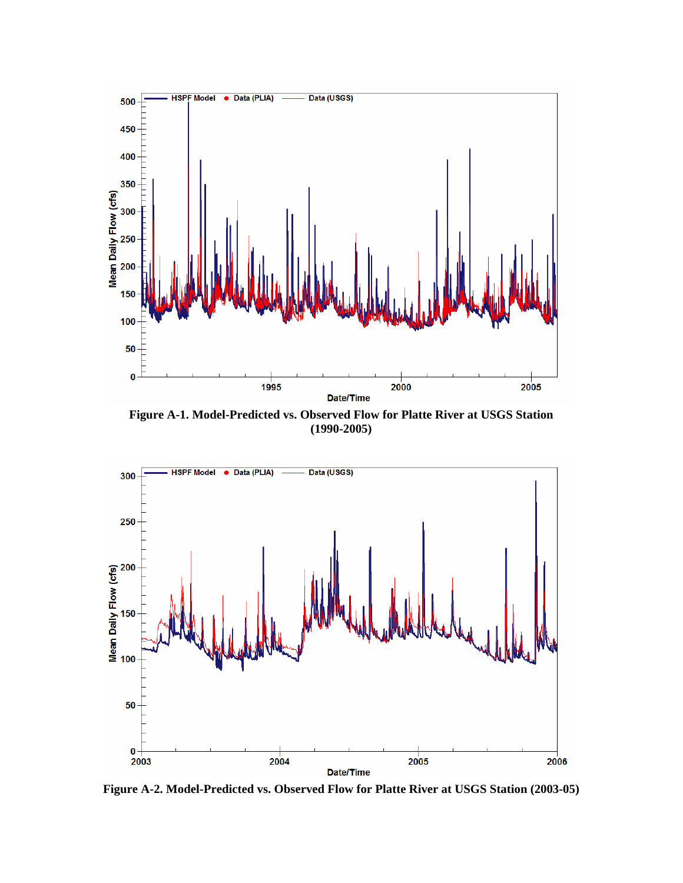HSPF Model
Data (PLIA)
Data (USGS)

Mean Daily Flow (cfs)

0
50
100
150
200
250
300
350
400
450
500

1995
2000
2005

Date/Time

**Figure A-1. Model-Predicted vs. Observed Flow for Platte River at USGS Station (1990-2005)**

HSPF Model
Data (PLIA)
Data (USGS)

Mean Daily Flow (cfs)

0
50
100
150
200
250
300

2003
2004
2005
2006

Date/Time

**Figure A-2. Model-Predicted vs. Observed Flow for Platte River at USGS Station (2003-05)**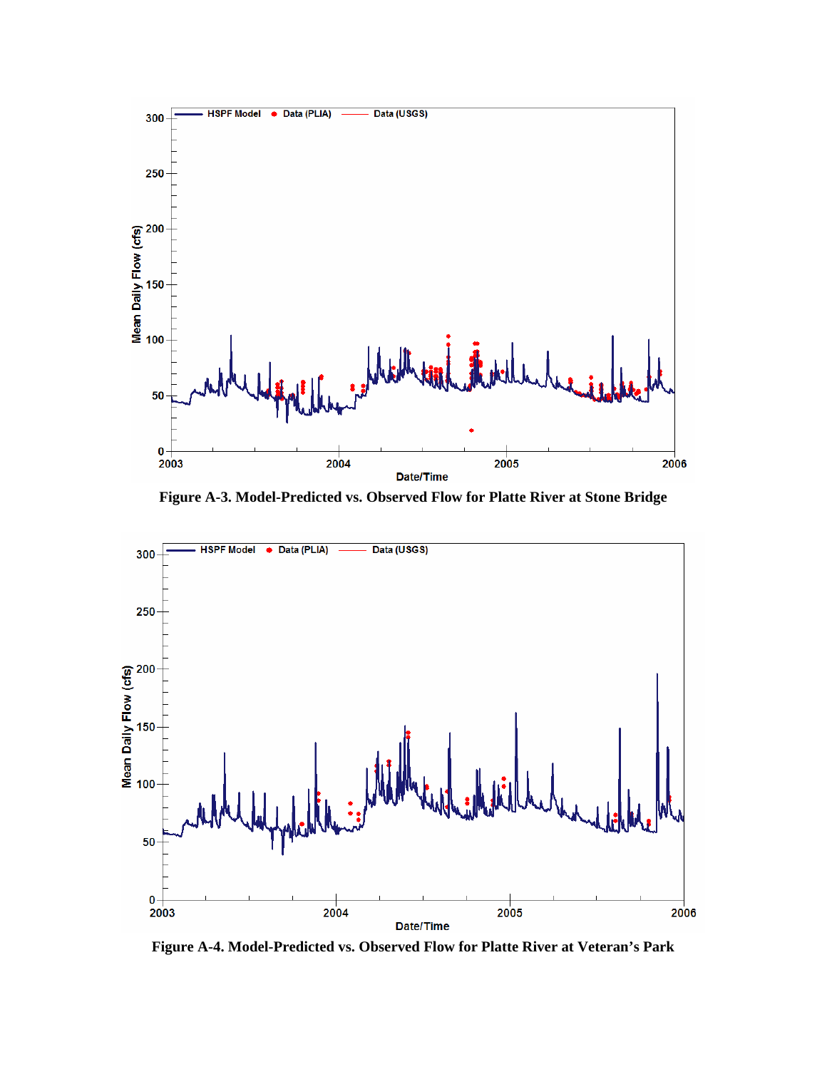Figure A-3. Model-Predicted vs. Observed Flow for Platte River at Stone Bridge

Figure A-4. Model-Predicted vs. Observed Flow for Platte River at Veteran's Park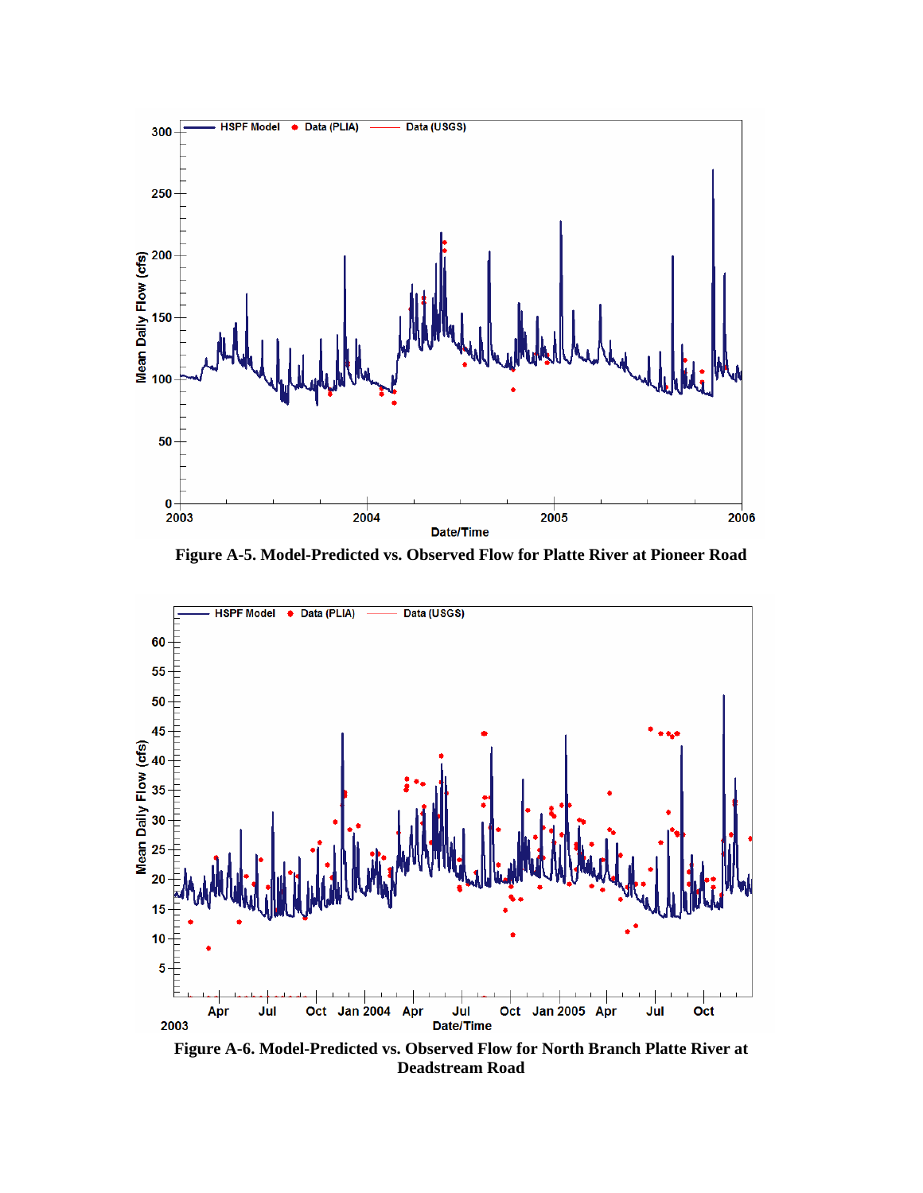HSPF Model
Data (PLIA)
Data (USGS)

Mean Daily Flow (cfs)

300
250
200
150
100
50
0

2003
2004
2005
2006

Date/Time

**Figure A-5. Model-Predicted vs. Observed Flow for Platte River at Pioneer Road**

HSPF Model
Data (PLIA)
Data (USGS)

Mean Daily Flow (cfs)

60
55
50
45
40
35
30
25
20
15
10
5

Apr
Jul
Oct
Jan 2004
Apr
Jul
Oct
Jan 2005
Apr
Jul
Oct

2003

Date/Time

**Figure A-6. Model-Predicted vs. Observed Flow for North Branch Platte River at Deadstream Road**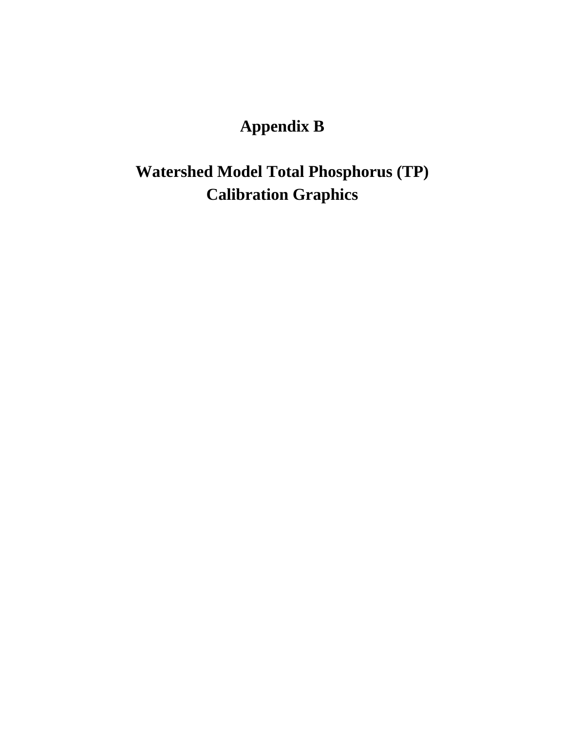# Appendix B

# Watershed Model Total Phosphorus (TP) Calibration Graphics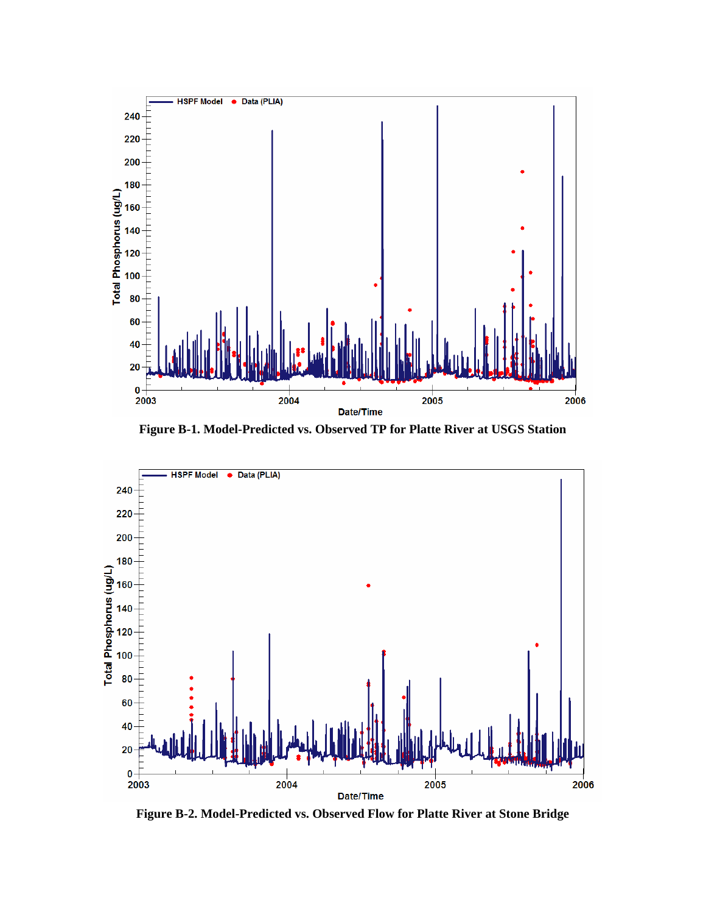HSPF Model
Data (PLIA)

Total Phosphorus (ug/L)

240
220
200
180
160
140
120
100
80
60
40
20
0

2003
2004
2005
2006

Date/Time

**Figure B-1. Model-Predicted vs. Observed TP for Platte River at USGS Station**

HSPF Model
Data (PLIA)

Total Phosphorus (ug/L)

240
220
200
180
160
140
120
100
80
60
40
20
0

2003
2004
2005
2006

Date/Time

**Figure B-2. Model-Predicted vs. Observed Flow for Platte River at Stone Bridge**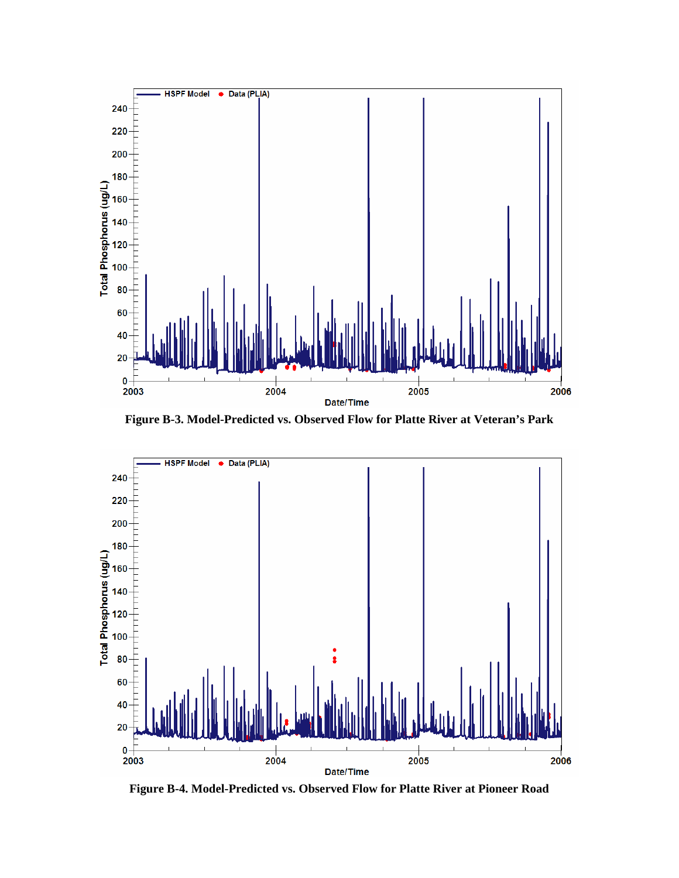HSPF Model
Data (PLIA)

Total Phosphorus (ug/L)

0
20
40
60
80
100
120
140
160
180
200
220
240

2003
2004
2005
2006

Date/Time

**Figure B-3. Model-Predicted vs. Observed Flow for Platte River at Veteran's Park**

HSPF Model
Data (PLIA)

Total Phosphorus (ug/L)

0
20
40
60
80
100
120
140
160
180
200
220
240

2003
2004
2005
2006

Date/Time

**Figure B-4. Model-Predicted vs. Observed Flow for Platte River at Pioneer Road**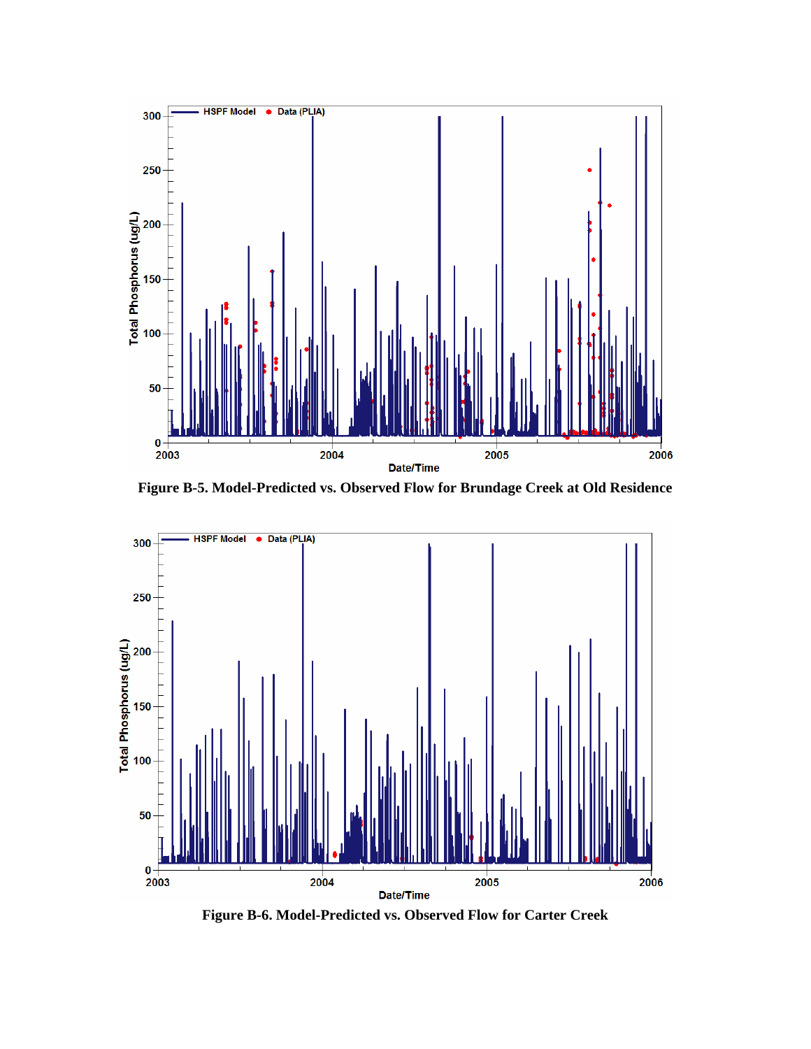HSPF Model
Data (PLIA)
300
250
200
150
100
50
0
Total Phosphorus (ug/L)
2003
2004
2005
2006
Date/Time

**Figure B-5. Model-Predicted vs. Observed Flow for Brundage Creek at Old Residence**

HSPF Model
Data (PLIA)
300
250
200
150
100
50
0
Total Phosphorus (ug/L)
2003
2004
2005
2006
Date/Time

**Figure B-6. Model-Predicted vs. Observed Flow for Carter Creek**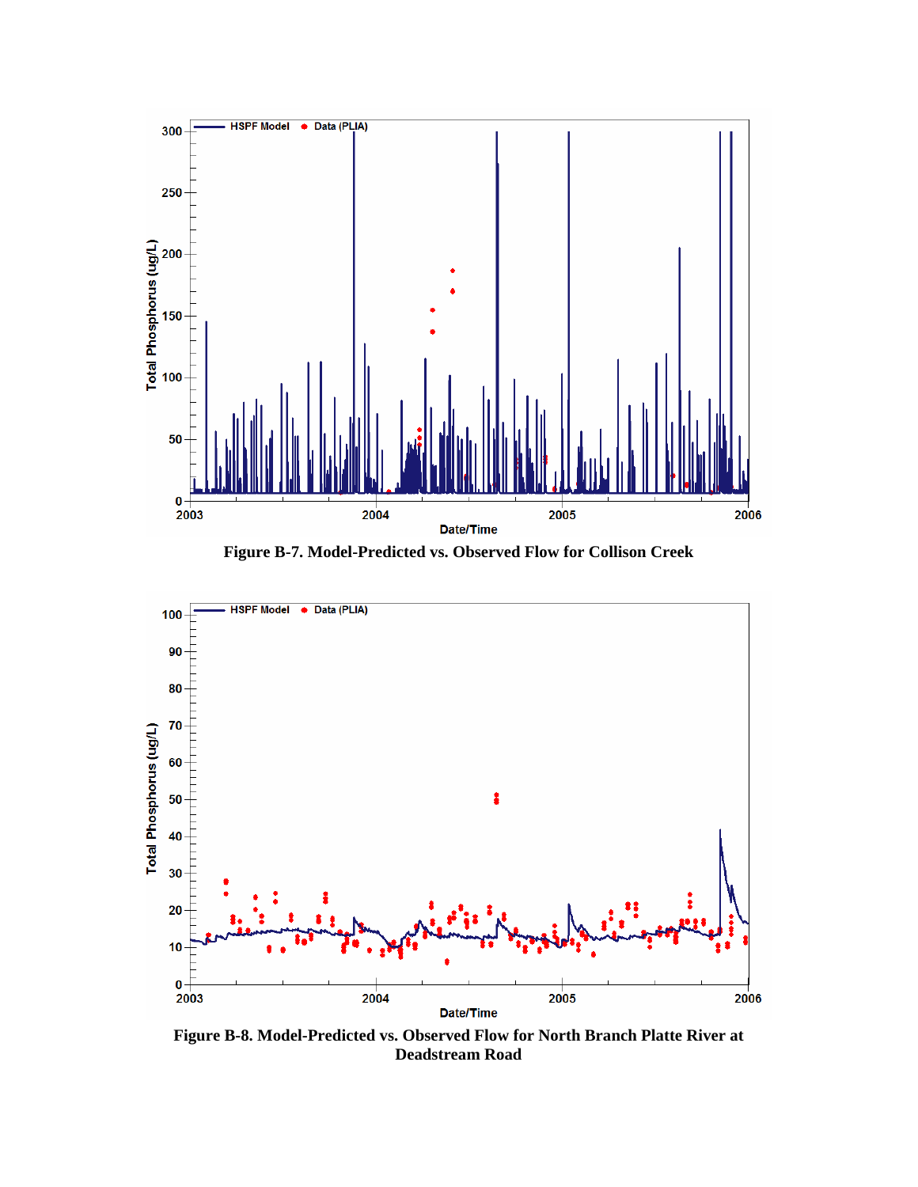HSPF Model
Data (PLIA)

300
250
200
150
100
50
0

Total Phosphorus (ug/L)

2003
2004
2005
2006

Date/Time

**Figure B-7. Model-Predicted vs. Observed Flow for Collison Creek**

HSPF Model
Data (PLIA)

100
90
80
70
60
50
40
30
20
10
0

Total Phosphorus (ug/L)

2003
2004
2005
2006

Date/Time

**Figure B-8. Model-Predicted vs. Observed Flow for North Branch Platte River at Deadstream Road**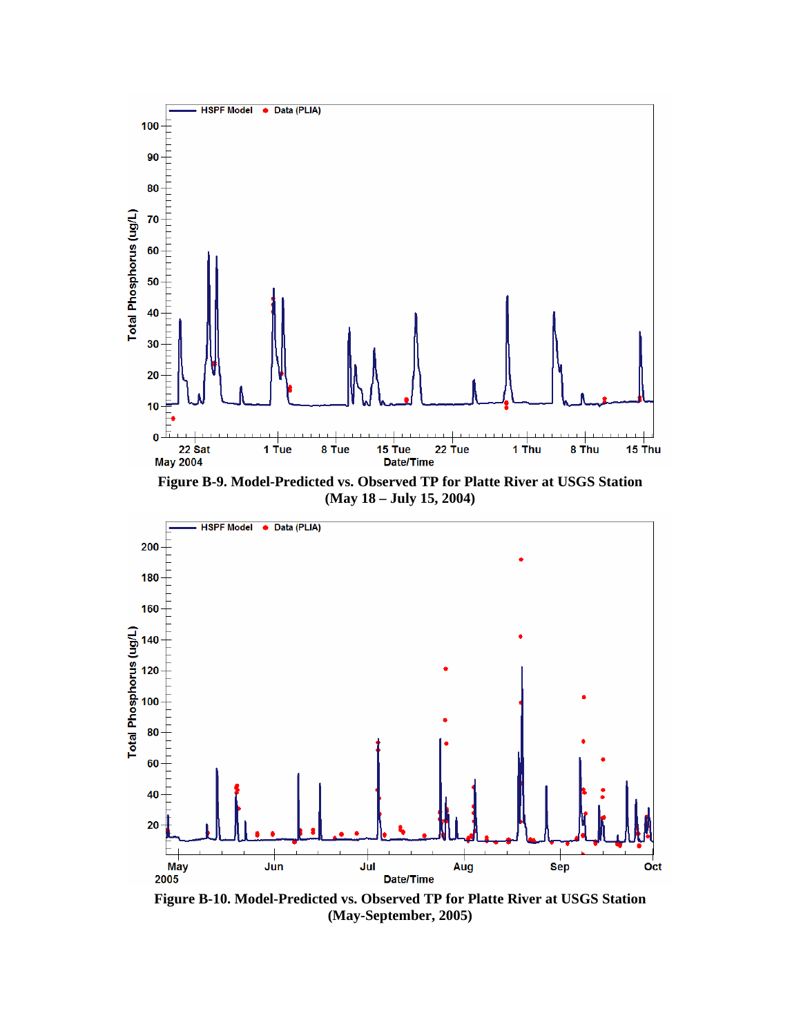HSPF Model
Data (PLIA)

Total Phosphorus (ug/L)

100
90
80
70
60
50
40
30
20
10
0

22 Sat
May 2004
1 Tue
8 Tue
15 Tue
22 Tue
1 Thu
8 Thu
15 Thu

Date/Time

**Figure B-9. Model-Predicted vs. Observed TP for Platte River at USGS Station (May 18 – July 15, 2004)**

HSPF Model
Data (PLIA)

Total Phosphorus (ug/L)

200
180
160
140
120
100
80
60
40
20

May
2005
Jun
Jul
Aug
Sep
Oct

Date/Time

**Figure B-10. Model-Predicted vs. Observed TP for Platte River at USGS Station (May-September, 2005)**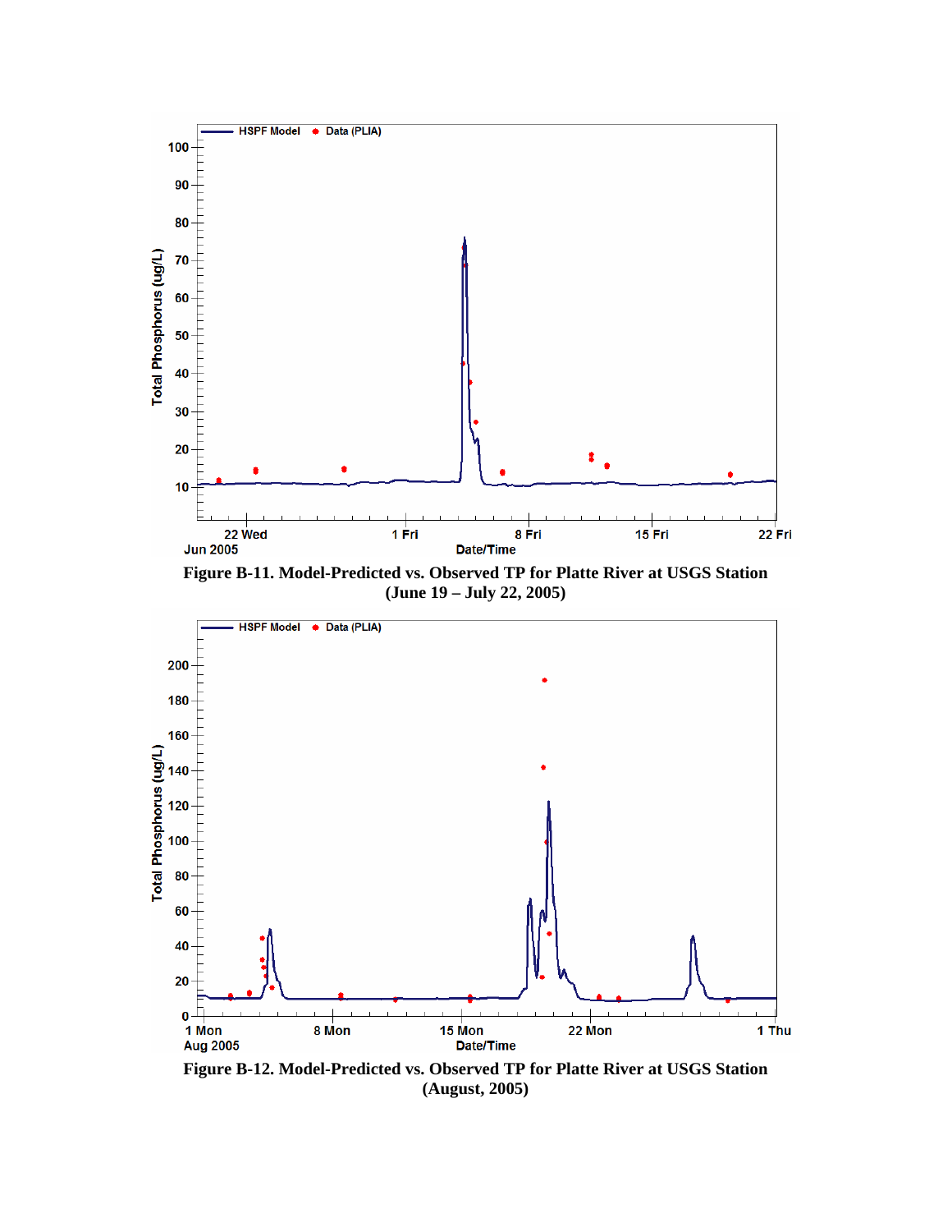Figure B-11. Model-Predicted vs. Observed TP for Platte River at USGS Station (June 19 – July 22, 2005)

Figure B-12. Model-Predicted vs. Observed TP for Platte River at USGS Station (August, 2005)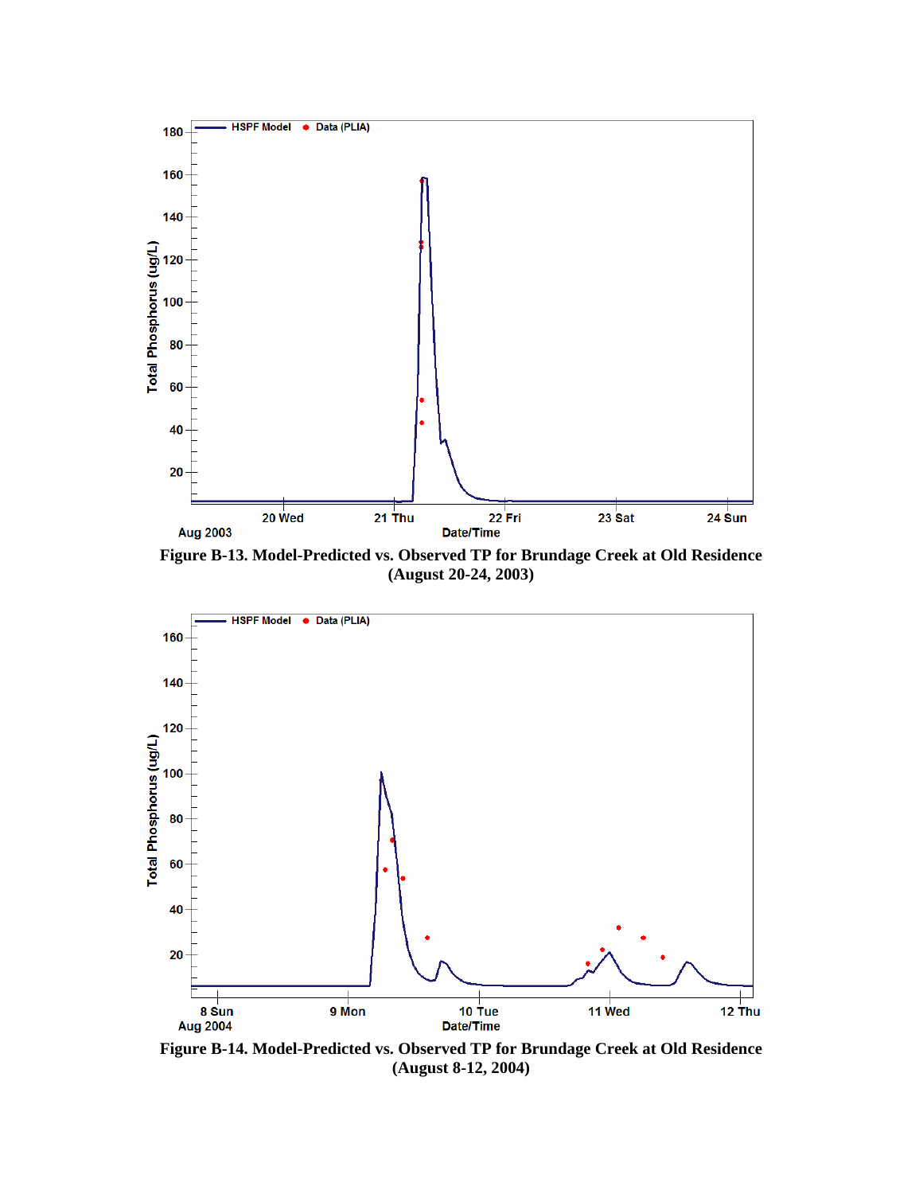HSPF Model
Data (PLIA)

180
160
140
120
100
80
60
40
20

Total Phosphorus (ug/L)

20 Wed
21 Thu
22 Fri
23 Sat
24 Sun

Aug 2003

Date/Time

**Figure B-13. Model-Predicted vs. Observed TP for Brundage Creek at Old Residence (August 20-24, 2003)**

HSPF Model
Data (PLIA)

160
140
120
100
80
60
40
20

Total Phosphorus (ug/L)

8 Sun
9 Mon
10 Tue
11 Wed
12 Thu

Aug 2004

Date/Time

**Figure B-14. Model-Predicted vs. Observed TP for Brundage Creek at Old Residence (August 8-12, 2004)**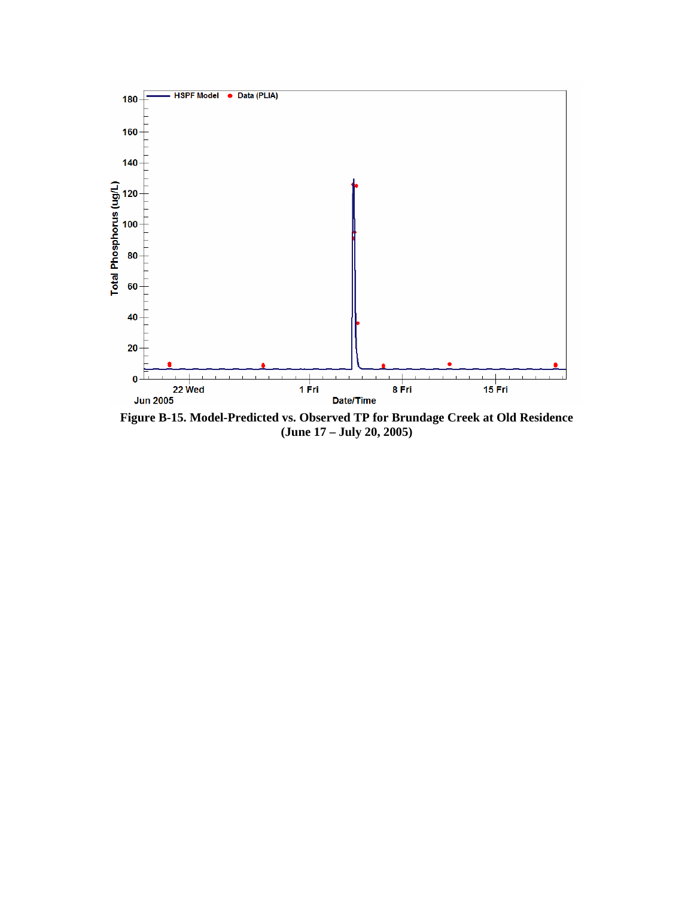HSPF Model
Data (PLIA)

Total Phosphorus (ug/L)

180
160
140
120
100
80
60
40
20
0

22 Wed
1 Fri
8 Fri
15 Fri
Jun 2005
Date/Time

**Figure B-15. Model-Predicted vs. Observed TP for Brundage Creek at Old Residence (June 17 – July 20, 2005)**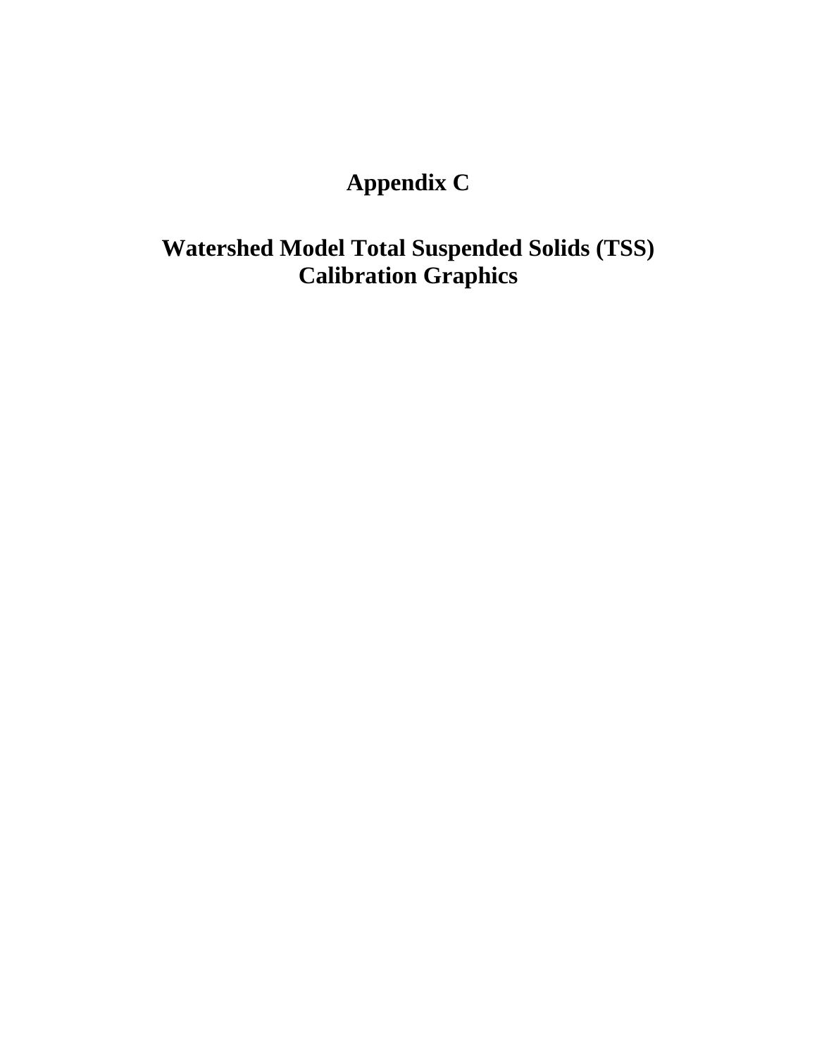# Appendix C

# Watershed Model Total Suspended Solids (TSS) Calibration Graphics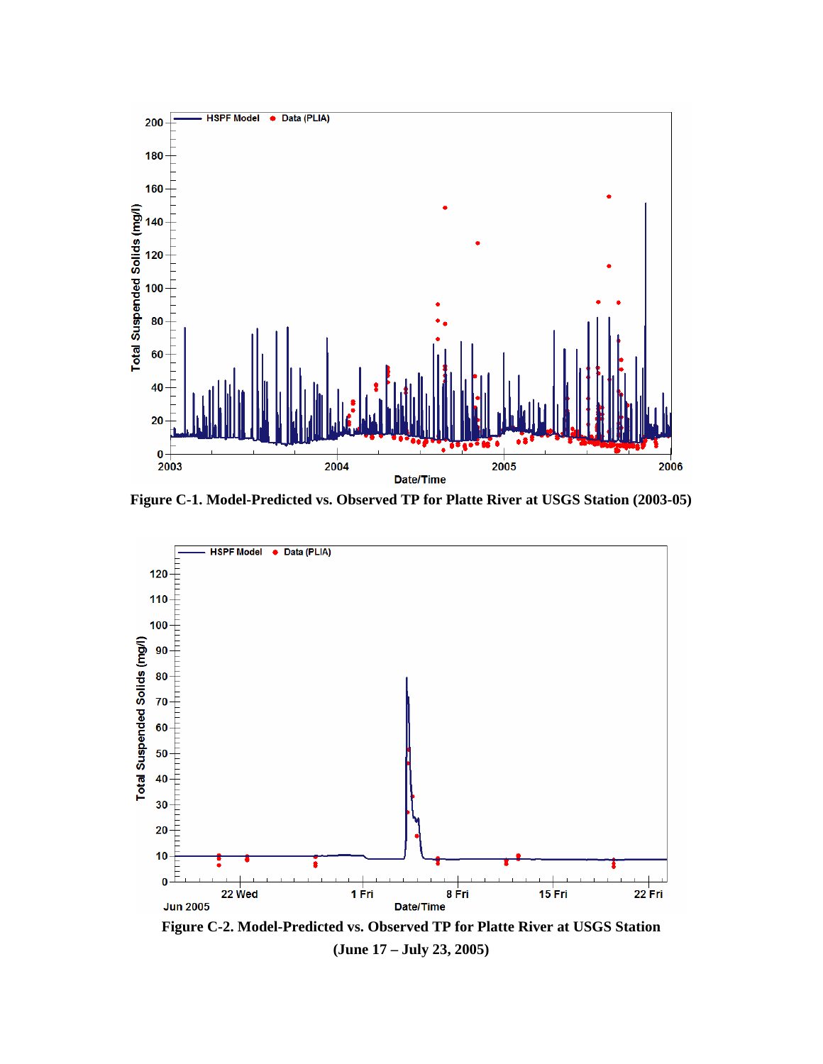HSPF Model
Data (PLIA)

Total Suspended Solids (mg/l)

200
180
160
140
120
100
80
60
40
20
0

2003
2004
2005
2006

Date/Time

**Figure C-1. Model-Predicted vs. Observed TP for Platte River at USGS Station (2003-05)**

HSPF Model
Data (PLIA)

Total Suspended Solids (mg/l)

120
110
100
90
80
70
60
50
40
30
20
10
0

22 Wed
1 Fri
8 Fri
15 Fri
22 Fri

Jun 2005

Date/Time

**Figure C-2. Model-Predicted vs. Observed TP for Platte River at USGS Station (June 17 – July 23, 2005)**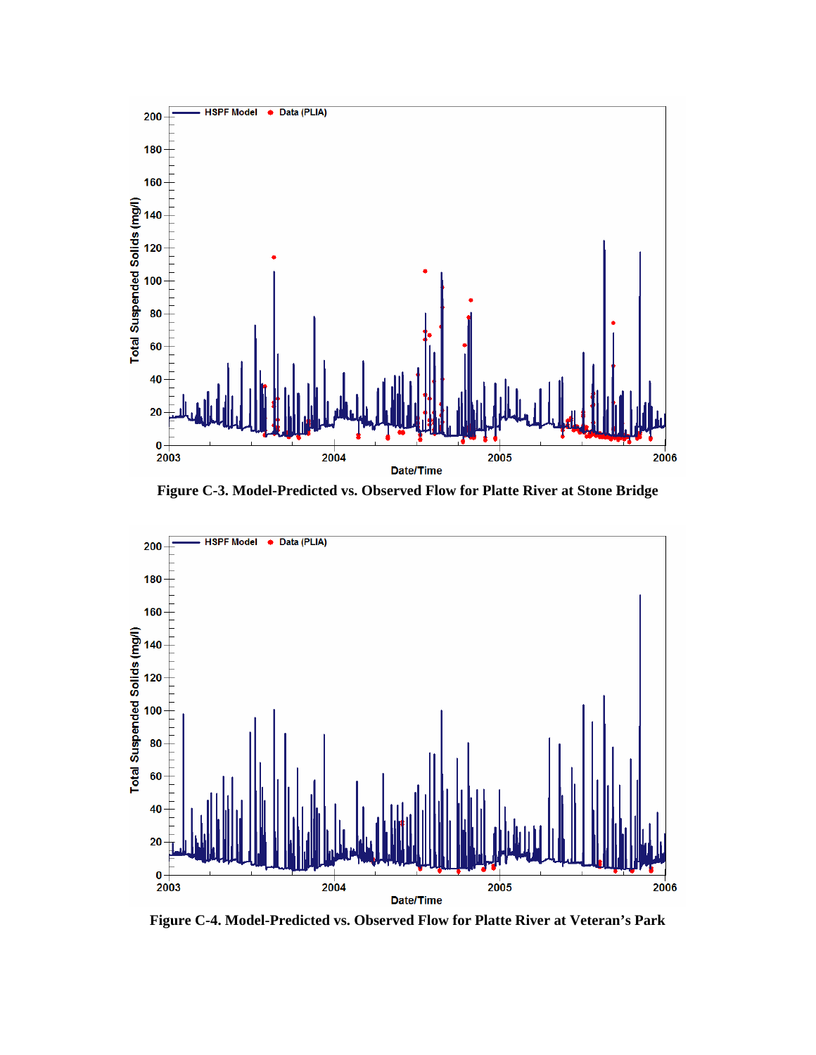HSPF Model
Data (PLIA)

Total Suspended Solids (mg/l)

200
180
160
140
120
100
80
60
40
20
0

2003
2004
2005
2006

Date/Time

**Figure C-3. Model-Predicted vs. Observed Flow for Platte River at Stone Bridge**

HSPF Model
Data (PLIA)

Total Suspended Solids (mg/l)

200
180
160
140
120
100
80
60
40
20
0

2003
2004
2005
2006

Date/Time

**Figure C-4. Model-Predicted vs. Observed Flow for Platte River at Veteran's Park**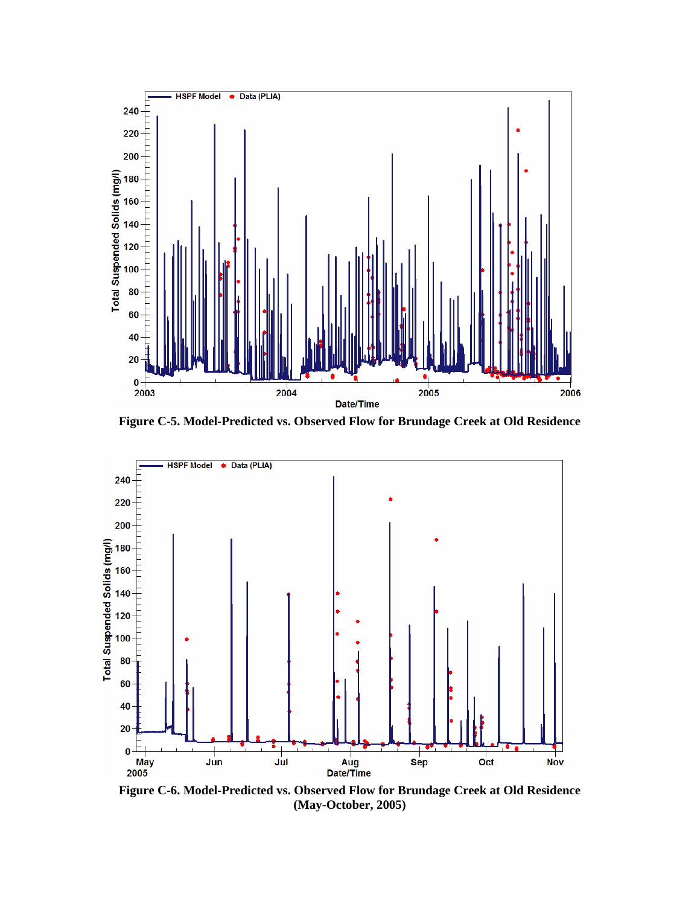HSPF Model
Data (PLIA)

Total Suspended Solids (mg/l)

240
220
200
180
160
140
120
100
80
60
40
20
0

2003
2004
2005
2006

Date/Time

**Figure C-5. Model-Predicted vs. Observed Flow for Brundage Creek at Old Residence**

HSPF Model
Data (PLIA)

Total Suspended Solids (mg/l)

240
220
200
180
160
140
120
100
80
60
40
20
0

May
2005
Jun
Jul
Aug
Sep
Oct
Nov

Date/Time

**Figure C-6. Model-Predicted vs. Observed Flow for Brundage Creek at Old Residence (May-October, 2005)**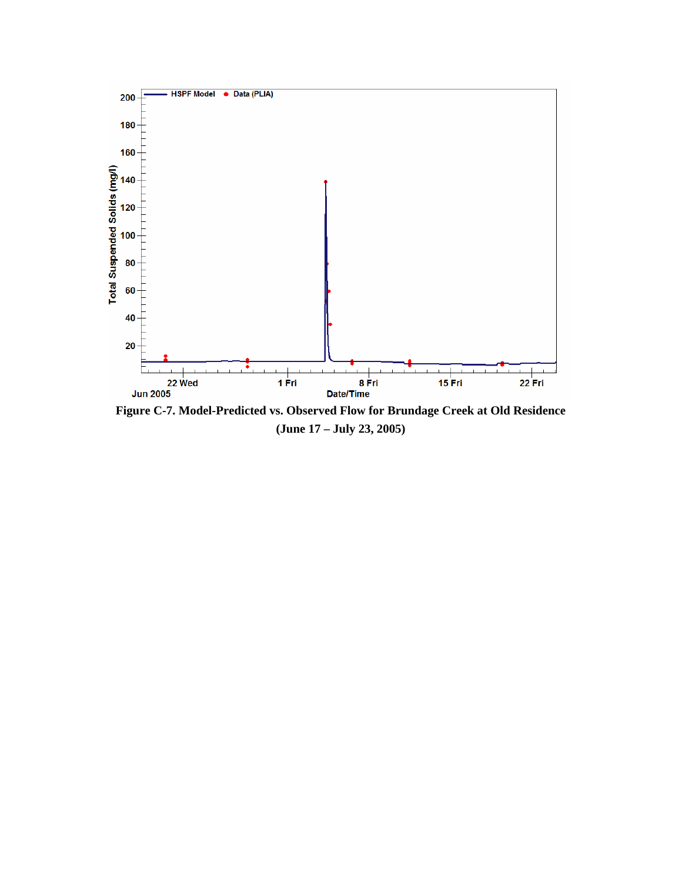HSPF Model
Data (PLIA)

Total Suspended Solids (mg/l)

200
180
160
140
120
100
80
60
40
20

22 Wed
1 Fri
8 Fri
15 Fri
22 Fri
Jun 2005
Date/Time

**Figure C-7. Model-Predicted vs. Observed Flow for Brundage Creek at Old Residence (June 17 – July 23, 2005)**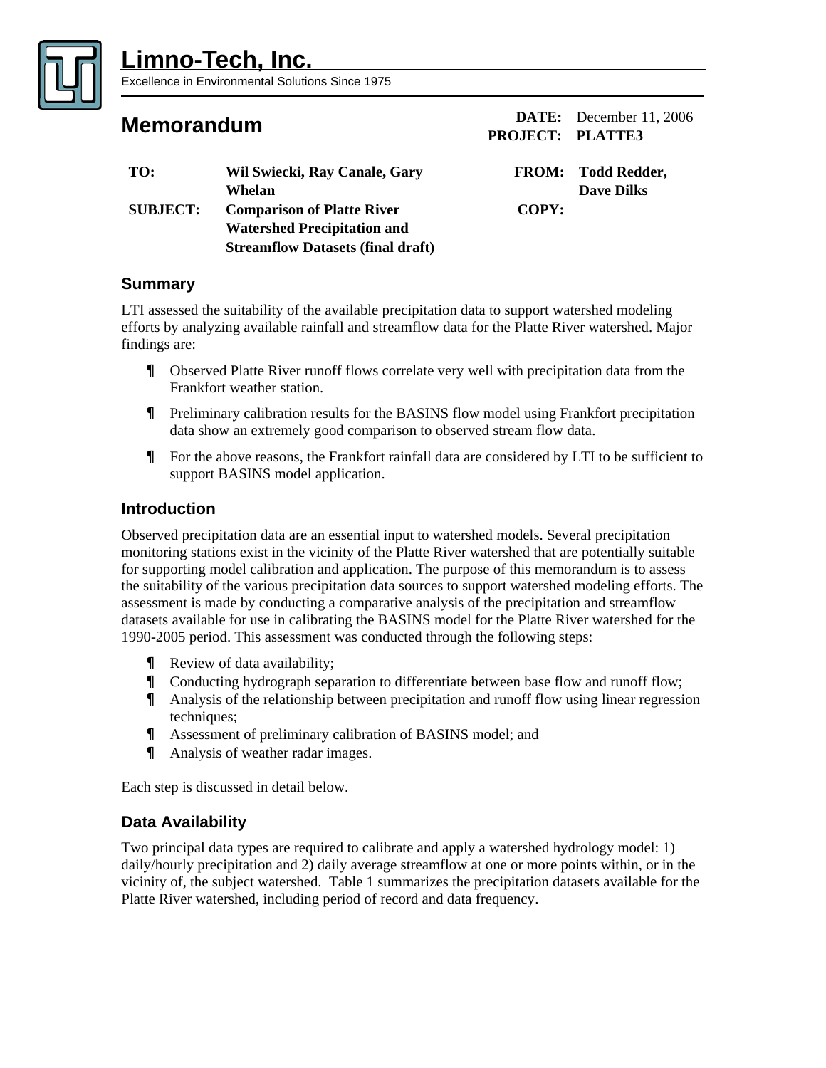# Limno-Tech, Inc.

Excellence in Environmental Solutions Since 1975

## Memorandum

**DATE:** December 11, 2006
**PROJECT:** **PLATTE3**

| | | | |
|---|---|---|---|
| **TO:** | **Wil Swiecki, Ray Canale, Gary Whelan** | **FROM:** | **Todd Redder, Dave Dilks** |
| **SUBJECT:** | **Comparison of Platte River Watershed Precipitation and Streamflow Datasets (final draft)** | **COPY:** | |

### Summary

LTI assessed the suitability of the available precipitation data to support watershed modeling efforts by analyzing available rainfall and streamflow data for the Platte River watershed. Major findings are:

- Observed Platte River runoff flows correlate very well with precipitation data from the Frankfort weather station.
- Preliminary calibration results for the BASINS flow model using Frankfort precipitation data show an extremely good comparison to observed stream flow data.
- For the above reasons, the Frankfort rainfall data are considered by LTI to be sufficient to support BASINS model application.

### Introduction

Observed precipitation data are an essential input to watershed models. Several precipitation monitoring stations exist in the vicinity of the Platte River watershed that are potentially suitable for supporting model calibration and application. The purpose of this memorandum is to assess the suitability of the various precipitation data sources to support watershed modeling efforts. The assessment is made by conducting a comparative analysis of the precipitation and streamflow datasets available for use in calibrating the BASINS model for the Platte River watershed for the 1990-2005 period. This assessment was conducted through the following steps:

- Review of data availability;
- Conducting hydrograph separation to differentiate between base flow and runoff flow;
- Analysis of the relationship between precipitation and runoff flow using linear regression techniques;
- Assessment of preliminary calibration of BASINS model; and
- Analysis of weather radar images.

Each step is discussed in detail below.

### Data Availability

Two principal data types are required to calibrate and apply a watershed hydrology model: 1) daily/hourly precipitation and 2) daily average streamflow at one or more points within, or in the vicinity of, the subject watershed. Table 1 summarizes the precipitation datasets available for the Platte River watershed, including period of record and data frequency.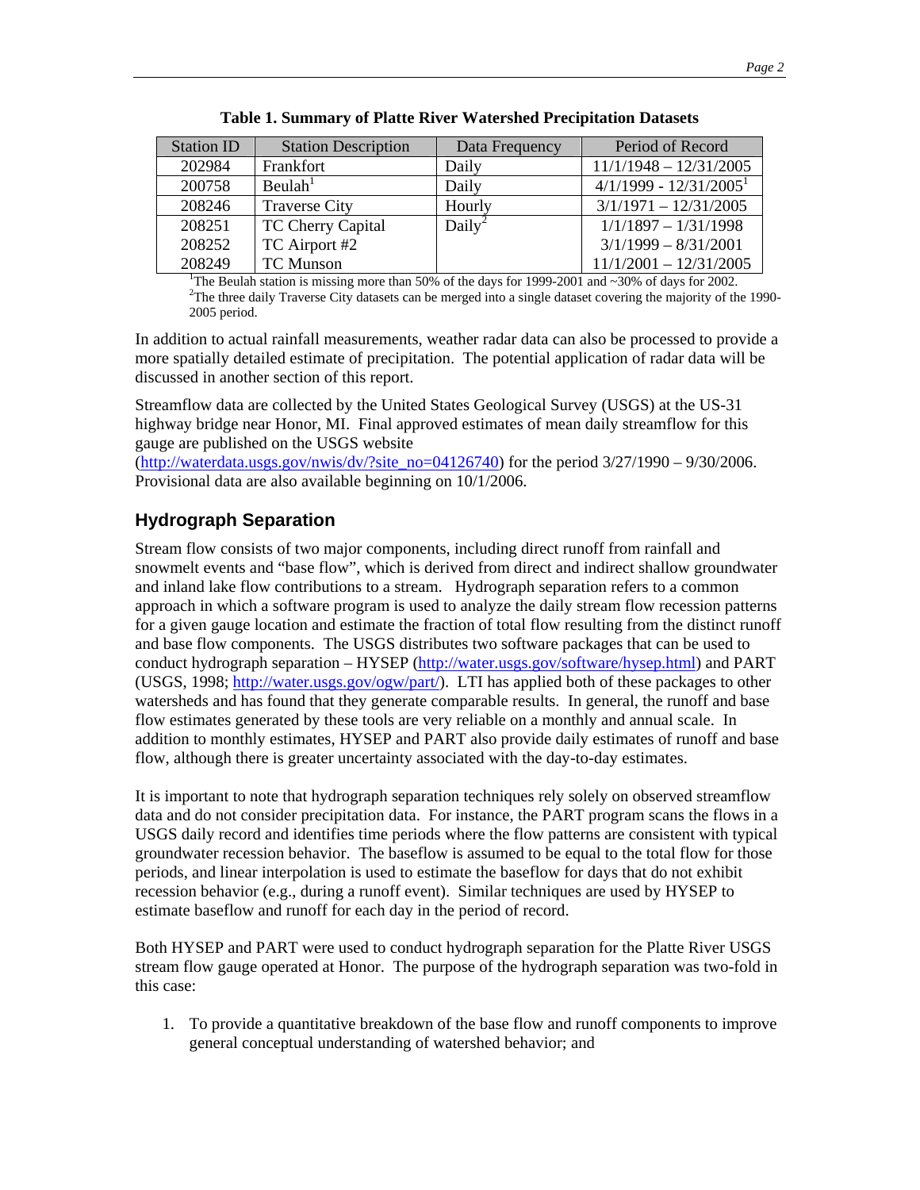**Table 1. Summary of Platte River Watershed Precipitation Datasets**

| Station ID | Station Description | Data Frequency | Period of Record |
|---|---|---|---|
| 202984 | Frankfort | Daily | 11/1/1948 – 12/31/2005 |
| 200758 | Beulah[1] | Daily | 4/1/1999 - 12/31/2005[1] |
| 208246 | Traverse City | Hourly | 3/1/1971 – 12/31/2005 |
| 208251 | TC Cherry Capital | Daily[2] | 1/1/1897 – 1/31/1998 |
| 208252 | TC Airport #2 | | 3/1/1999 – 8/31/2001 |
| 208249 | TC Munson | | 11/1/2001 – 12/31/2005 |

[1]The Beulah station is missing more than 50% of the days for 1999-2001 and ~30% of days for 2002.
[2]The three daily Traverse City datasets can be merged into a single dataset covering the majority of the 1990-2005 period.

In addition to actual rainfall measurements, weather radar data can also be processed to provide a more spatially detailed estimate of precipitation. The potential application of radar data will be discussed in another section of this report.

Streamflow data are collected by the United States Geological Survey (USGS) at the US-31 highway bridge near Honor, MI. Final approved estimates of mean daily streamflow for this gauge are published on the USGS website (http://waterdata.usgs.gov/nwis/dv/?site_no=04126740) for the period 3/27/1990 – 9/30/2006. Provisional data are also available beginning on 10/1/2006.

## Hydrograph Separation

Stream flow consists of two major components, including direct runoff from rainfall and snowmelt events and "base flow", which is derived from direct and indirect shallow groundwater and inland lake flow contributions to a stream. Hydrograph separation refers to a common approach in which a software program is used to analyze the daily stream flow recession patterns for a given gauge location and estimate the fraction of total flow resulting from the distinct runoff and base flow components. The USGS distributes two software packages that can be used to conduct hydrograph separation – HYSEP (http://water.usgs.gov/software/hysep.html) and PART (USGS, 1998; http://water.usgs.gov/ogw/part/). LTI has applied both of these packages to other watersheds and has found that they generate comparable results. In general, the runoff and base flow estimates generated by these tools are very reliable on a monthly and annual scale. In addition to monthly estimates, HYSEP and PART also provide daily estimates of runoff and base flow, although there is greater uncertainty associated with the day-to-day estimates.

It is important to note that hydrograph separation techniques rely solely on observed streamflow data and do not consider precipitation data. For instance, the PART program scans the flows in a USGS daily record and identifies time periods where the flow patterns are consistent with typical groundwater recession behavior. The baseflow is assumed to be equal to the total flow for those periods, and linear interpolation is used to estimate the baseflow for days that do not exhibit recession behavior (e.g., during a runoff event). Similar techniques are used by HYSEP to estimate baseflow and runoff for each day in the period of record.

Both HYSEP and PART were used to conduct hydrograph separation for the Platte River USGS stream flow gauge operated at Honor. The purpose of the hydrograph separation was two-fold in this case:

1. To provide a quantitative breakdown of the base flow and runoff components to improve general conceptual understanding of watershed behavior; and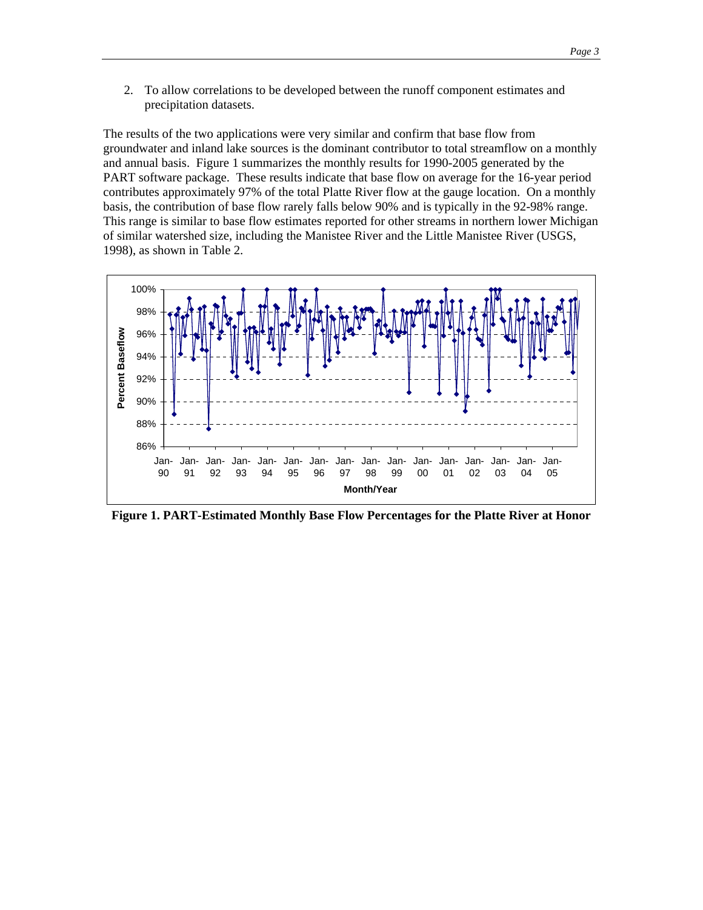2. To allow correlations to be developed between the runoff component estimates and precipitation datasets.

The results of the two applications were very similar and confirm that base flow from groundwater and inland lake sources is the dominant contributor to total streamflow on a monthly and annual basis. Figure 1 summarizes the monthly results for 1990-2005 generated by the PART software package. These results indicate that base flow on average for the 16-year period contributes approximately 97% of the total Platte River flow at the gauge location. On a monthly basis, the contribution of base flow rarely falls below 90% and is typically in the 92-98% range. This range is similar to base flow estimates reported for other streams in northern lower Michigan of similar watershed size, including the Manistee River and the Little Manistee River (USGS, 1998), as shown in Table 2.

**Figure 1. PART-Estimated Monthly Base Flow Percentages for the Platte River at Honor**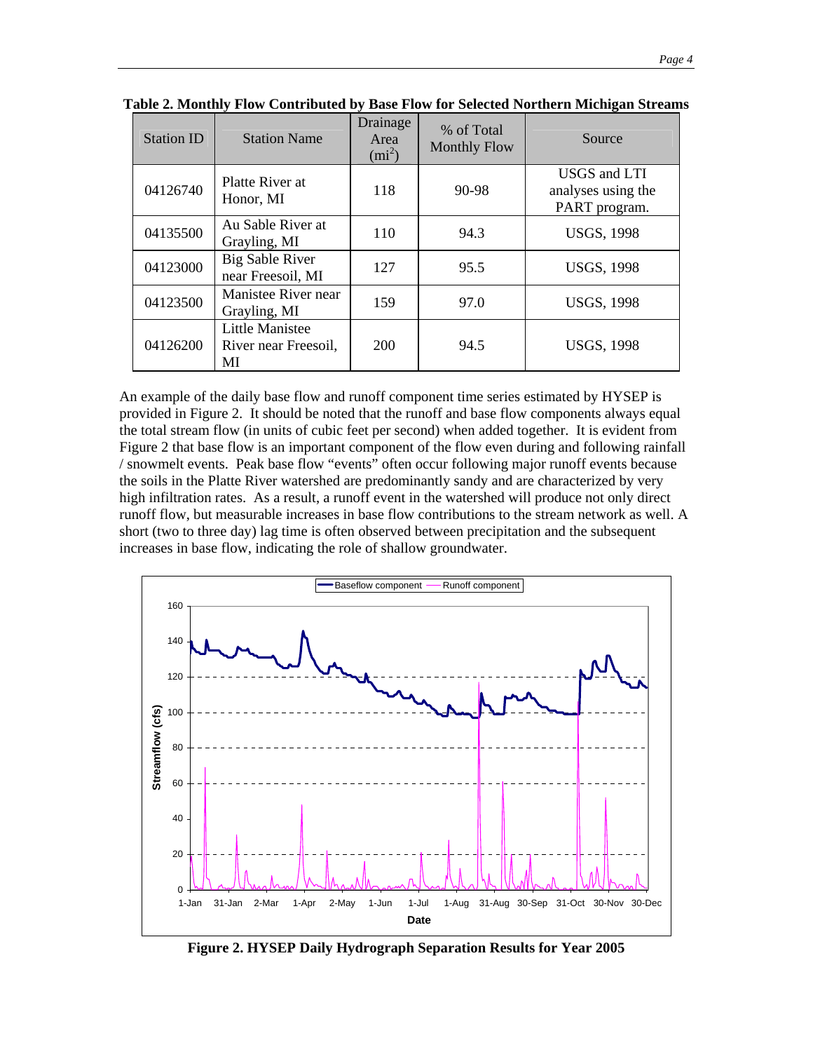**Table 2. Monthly Flow Contributed by Base Flow for Selected Northern Michigan Streams**

| Station ID | Station Name | Drainage Area ($mi^2$) | % of Total Monthly Flow | Source |
|---|---|---|---|---|
| 04126740 | Platte River at Honor, MI | 118 | 90-98 | USGS and LTI analyses using the PART program. |
| 04135500 | Au Sable River at Grayling, MI | 110 | 94.3 | USGS, 1998 |
| 04123000 | Big Sable River near Freesoil, MI | 127 | 95.5 | USGS, 1998 |
| 04123500 | Manistee River near Grayling, MI | 159 | 97.0 | USGS, 1998 |
| 04126200 | Little Manistee River near Freesoil, MI | 200 | 94.5 | USGS, 1998 |

An example of the daily base flow and runoff component time series estimated by HYSEP is provided in Figure 2. It should be noted that the runoff and base flow components always equal the total stream flow (in units of cubic feet per second) when added together. It is evident from Figure 2 that base flow is an important component of the flow even during and following rainfall / snowmelt events. Peak base flow "events" often occur following major runoff events because the soils in the Platte River watershed are predominantly sandy and are characterized by very high infiltration rates. As a result, a runoff event in the watershed will produce not only direct runoff flow, but measurable increases in base flow contributions to the stream network as well. A short (two to three day) lag time is often observed between precipitation and the subsequent increases in base flow, indicating the role of shallow groundwater.

Baseflow component
Runoff component

Streamflow (cfs)

0
20
40
60
80
100
120
140
160

Date

1-Jan
31-Jan
2-Mar
1-Apr
2-May
1-Jun
1-Jul
1-Aug
31-Aug
30-Sep
31-Oct
30-Nov
30-Dec

**Figure 2. HYSEP Daily Hydrograph Separation Results for Year 2005**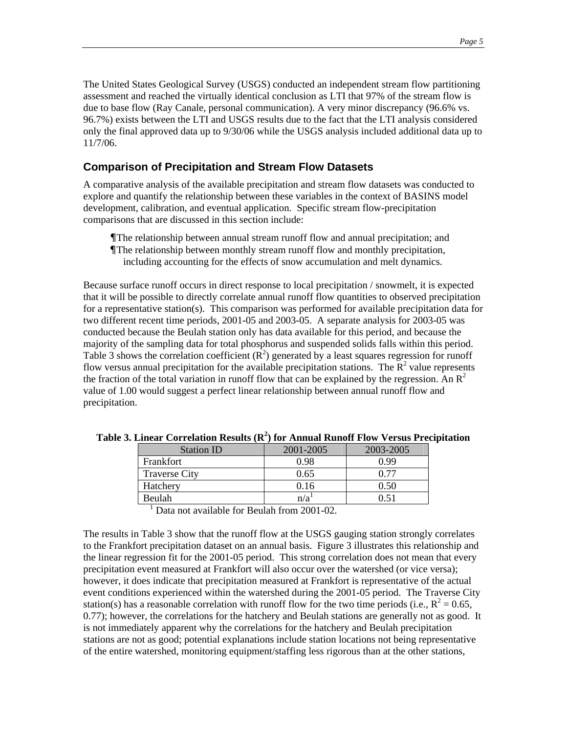The United States Geological Survey (USGS) conducted an independent stream flow partitioning assessment and reached the virtually identical conclusion as LTI that 97% of the stream flow is due to base flow (Ray Canale, personal communication). A very minor discrepancy (96.6% vs. 96.7%) exists between the LTI and USGS results due to the fact that the LTI analysis considered only the final approved data up to 9/30/06 while the USGS analysis included additional data up to 11/7/06.

## Comparison of Precipitation and Stream Flow Datasets

A comparative analysis of the available precipitation and stream flow datasets was conducted to explore and quantify the relationship between these variables in the context of BASINS model development, calibration, and eventual application. Specific stream flow-precipitation comparisons that are discussed in this section include:

- The relationship between annual stream runoff flow and annual precipitation; and
- The relationship between monthly stream runoff flow and monthly precipitation, including accounting for the effects of snow accumulation and melt dynamics.

Because surface runoff occurs in direct response to local precipitation / snowmelt, it is expected that it will be possible to directly correlate annual runoff flow quantities to observed precipitation for a representative station(s). This comparison was performed for available precipitation data for two different recent time periods, 2001-05 and 2003-05. A separate analysis for 2003-05 was conducted because the Beulah station only has data available for this period, and because the majority of the sampling data for total phosphorus and suspended solids falls within this period. Table 3 shows the correlation coefficient ($R^2$) generated by a least squares regression for runoff flow versus annual precipitation for the available precipitation stations. The $R^2$ value represents the fraction of the total variation in runoff flow that can be explained by the regression. An $R^2$ value of 1.00 would suggest a perfect linear relationship between annual runoff flow and precipitation.

**Table 3. Linear Correlation Results ($R^2$) for Annual Runoff Flow Versus Precipitation**

| Station ID | 2001-2005 | 2003-2005 |
|---|---|---|
| Frankfort | 0.98 | 0.99 |
| Traverse City | 0.65 | 0.77 |
| Hatchery | 0.16 | 0.50 |
| Beulah | n/a[1] | 0.51 |

[1] Data not available for Beulah from 2001-02.

The results in Table 3 show that the runoff flow at the USGS gauging station strongly correlates to the Frankfort precipitation dataset on an annual basis. Figure 3 illustrates this relationship and the linear regression fit for the 2001-05 period. This strong correlation does not mean that every precipitation event measured at Frankfort will also occur over the watershed (or vice versa); however, it does indicate that precipitation measured at Frankfort is representative of the actual event conditions experienced within the watershed during the 2001-05 period. The Traverse City station(s) has a reasonable correlation with runoff flow for the two time periods (i.e., $R^2$ = 0.65, 0.77); however, the correlations for the hatchery and Beulah stations are generally not as good. It is not immediately apparent why the correlations for the hatchery and Beulah precipitation stations are not as good; potential explanations include station locations not being representative of the entire watershed, monitoring equipment/staffing less rigorous than at the other stations,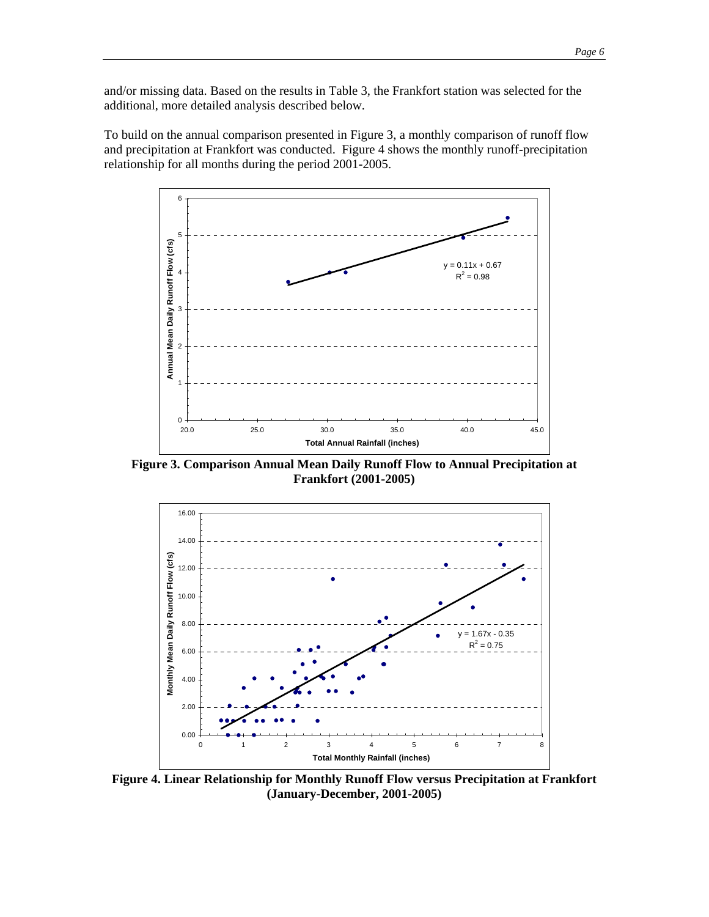and/or missing data. Based on the results in Table 3, the Frankfort station was selected for the additional, more detailed analysis described below.

To build on the annual comparison presented in Figure 3, a monthly comparison of runoff flow and precipitation at Frankfort was conducted. Figure 4 shows the monthly runoff-precipitation relationship for all months during the period 2001-2005.

Annual Mean Daily Runoff Flow (cfs)

0
1
2
3
4
5
6

20.0
25.0
30.0
35.0
40.0
45.0

Total Annual Rainfall (inches)

$y = 0.11x + 0.67$
$R^2 = 0.98$

**Figure 3. Comparison Annual Mean Daily Runoff Flow to Annual Precipitation at Frankfort (2001-2005)**

Monthly Mean Daily Runoff Flow (cfs)

0.00
2.00
4.00
6.00
8.00
10.00
12.00
14.00
16.00

0
1
2
3
4
5
6
7
8

Total Monthly Rainfall (inches)

$y = 1.67x - 0.35$
$R^2 = 0.75$

**Figure 4. Linear Relationship for Monthly Runoff Flow versus Precipitation at Frankfort (January-December, 2001-2005)**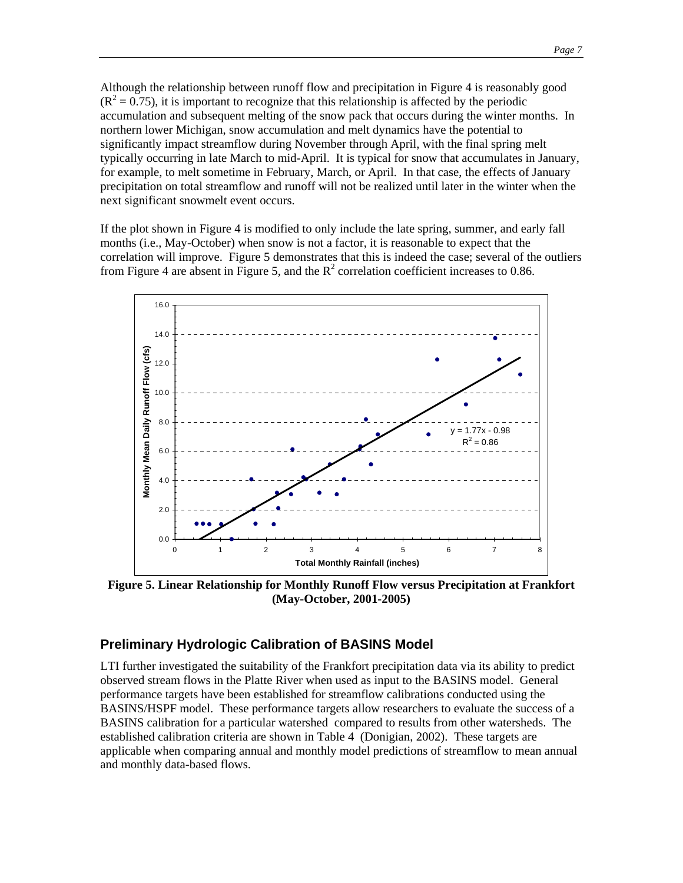Although the relationship between runoff flow and precipitation in Figure 4 is reasonably good ($R^2 = 0.75$), it is important to recognize that this relationship is affected by the periodic accumulation and subsequent melting of the snow pack that occurs during the winter months. In northern lower Michigan, snow accumulation and melt dynamics have the potential to significantly impact streamflow during November through April, with the final spring melt typically occurring in late March to mid-April. It is typical for snow that accumulates in January, for example, to melt sometime in February, March, or April. In that case, the effects of January precipitation on total streamflow and runoff will not be realized until later in the winter when the next significant snowmelt event occurs.

If the plot shown in Figure 4 is modified to only include the late spring, summer, and early fall months (i.e., May-October) when snow is not a factor, it is reasonable to expect that the correlation will improve. Figure 5 demonstrates that this is indeed the case; several of the outliers from Figure 4 are absent in Figure 5, and the $R^2$ correlation coefficient increases to 0.86.

Monthly Mean Daily Runoff Flow (cfs)

16.0
14.0
12.0
10.0
8.0
6.0
4.0
2.0
0.0

0 1 2 3 4 5 6 7 8

Total Monthly Rainfall (inches)

$y = 1.77x - 0.98$
$R^2 = 0.86$

**Figure 5. Linear Relationship for Monthly Runoff Flow versus Precipitation at Frankfort (May-October, 2001-2005)**

## Preliminary Hydrologic Calibration of BASINS Model

LTI further investigated the suitability of the Frankfort precipitation data via its ability to predict observed stream flows in the Platte River when used as input to the BASINS model. General performance targets have been established for streamflow calibrations conducted using the BASINS/HSPF model. These performance targets allow researchers to evaluate the success of a BASINS calibration for a particular watershed compared to results from other watersheds. The established calibration criteria are shown in Table 4 (Donigian, 2002). These targets are applicable when comparing annual and monthly model predictions of streamflow to mean annual and monthly data-based flows.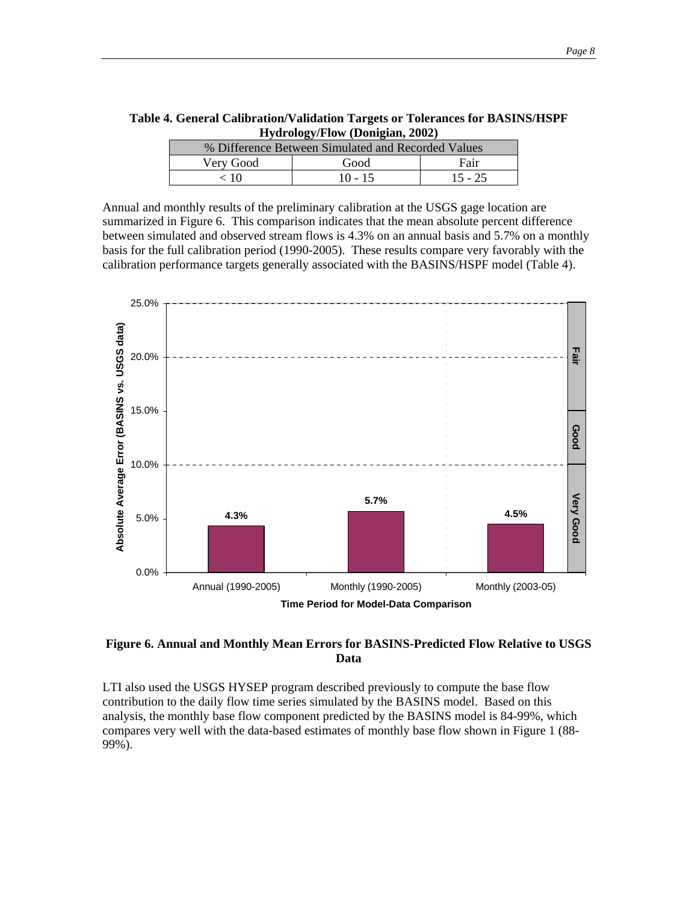**Table 4. General Calibration/Validation Targets or Tolerances for BASINS/HSPF Hydrology/Flow (Donigian, 2002)**

| % Difference Between Simulated and Recorded Values | | |
|---|---|---|
| Very Good | Good | Fair |
| < 10 | 10 - 15 | 15 - 25 |

Annual and monthly results of the preliminary calibration at the USGS gage location are summarized in Figure 6. This comparison indicates that the mean absolute percent difference between simulated and observed stream flows is 4.3% on an annual basis and 5.7% on a monthly basis for the full calibration period (1990-2005). These results compare very favorably with the calibration performance targets generally associated with the BASINS/HSPF model (Table 4).

Absolute Average Error (BASINS vs. USGS data)

25.0%
20.0%
15.0%
10.0%
5.0%
0.0%

4.3%
5.7%
4.5%

Fair
Good
Very Good

Annual (1990-2005)
Monthly (1990-2005)
Monthly (2003-05)

Time Period for Model-Data Comparison

**Figure 6. Annual and Monthly Mean Errors for BASINS-Predicted Flow Relative to USGS Data**

LTI also used the USGS HYSEP program described previously to compute the base flow contribution to the daily flow time series simulated by the BASINS model. Based on this analysis, the monthly base flow component predicted by the BASINS model is 84-99%, which compares very well with the data-based estimates of monthly base flow shown in Figure 1 (88-99%).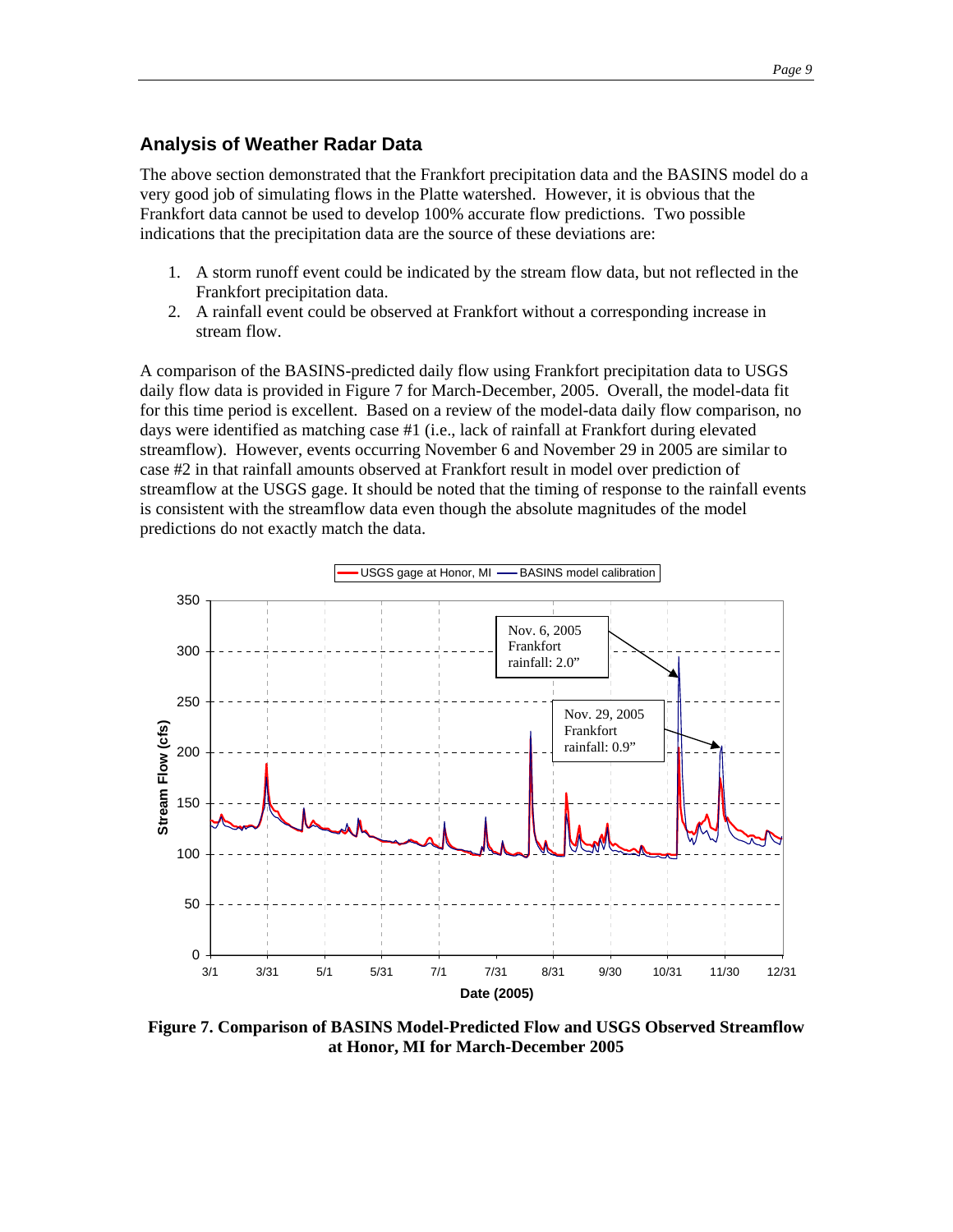## Analysis of Weather Radar Data

The above section demonstrated that the Frankfort precipitation data and the BASINS model do a very good job of simulating flows in the Platte watershed. However, it is obvious that the Frankfort data cannot be used to develop 100% accurate flow predictions. Two possible indications that the precipitation data are the source of these deviations are:

1. A storm runoff event could be indicated by the stream flow data, but not reflected in the Frankfort precipitation data.
2. A rainfall event could be observed at Frankfort without a corresponding increase in stream flow.

A comparison of the BASINS-predicted daily flow using Frankfort precipitation data to USGS daily flow data is provided in Figure 7 for March-December, 2005. Overall, the model-data fit for this time period is excellent. Based on a review of the model-data daily flow comparison, no days were identified as matching case #1 (i.e., lack of rainfall at Frankfort during elevated streamflow). However, events occurring November 6 and November 29 in 2005 are similar to case #2 in that rainfall amounts observed at Frankfort result in model over prediction of streamflow at the USGS gage. It should be noted that the timing of response to the rainfall events is consistent with the streamflow data even though the absolute magnitudes of the model predictions do not exactly match the data.

**Figure 7. Comparison of BASINS Model-Predicted Flow and USGS Observed Streamflow at Honor, MI for March-December 2005**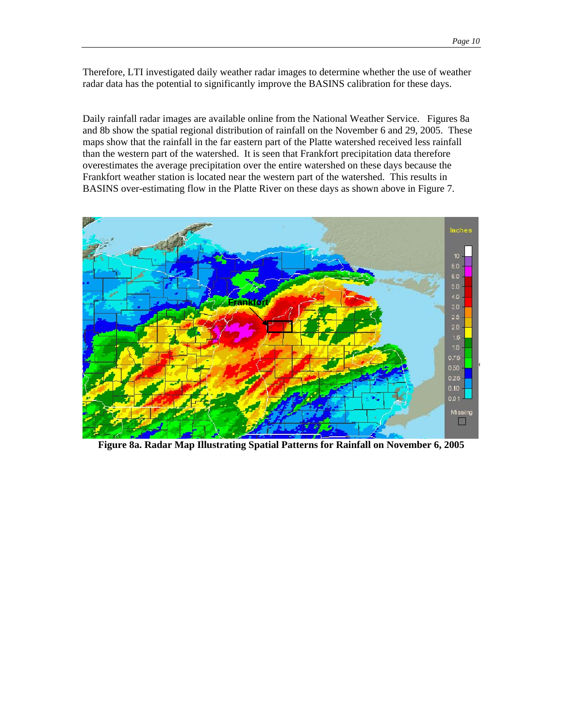Therefore, LTI investigated daily weather radar images to determine whether the use of weather radar data has the potential to significantly improve the BASINS calibration for these days.

Daily rainfall radar images are available online from the National Weather Service. Figures 8a and 8b show the spatial regional distribution of rainfall on the November 6 and 29, 2005. These maps show that the rainfall in the far eastern part of the Platte watershed received less rainfall than the western part of the watershed. It is seen that Frankfort precipitation data therefore overestimates the average precipitation over the entire watershed on these days because the Frankfort weather station is located near the western part of the watershed. This results in BASINS over-estimating flow in the Platte River on these days as shown above in Figure 7.

Frankfort

Inches

10
8.0
6.0
5.0
4.0
3.0
2.5
2.0
1.5
1.0
0.75
0.50
0.25
0.10
0.01

Missing

**Figure 8a. Radar Map Illustrating Spatial Patterns for Rainfall on November 6, 2005**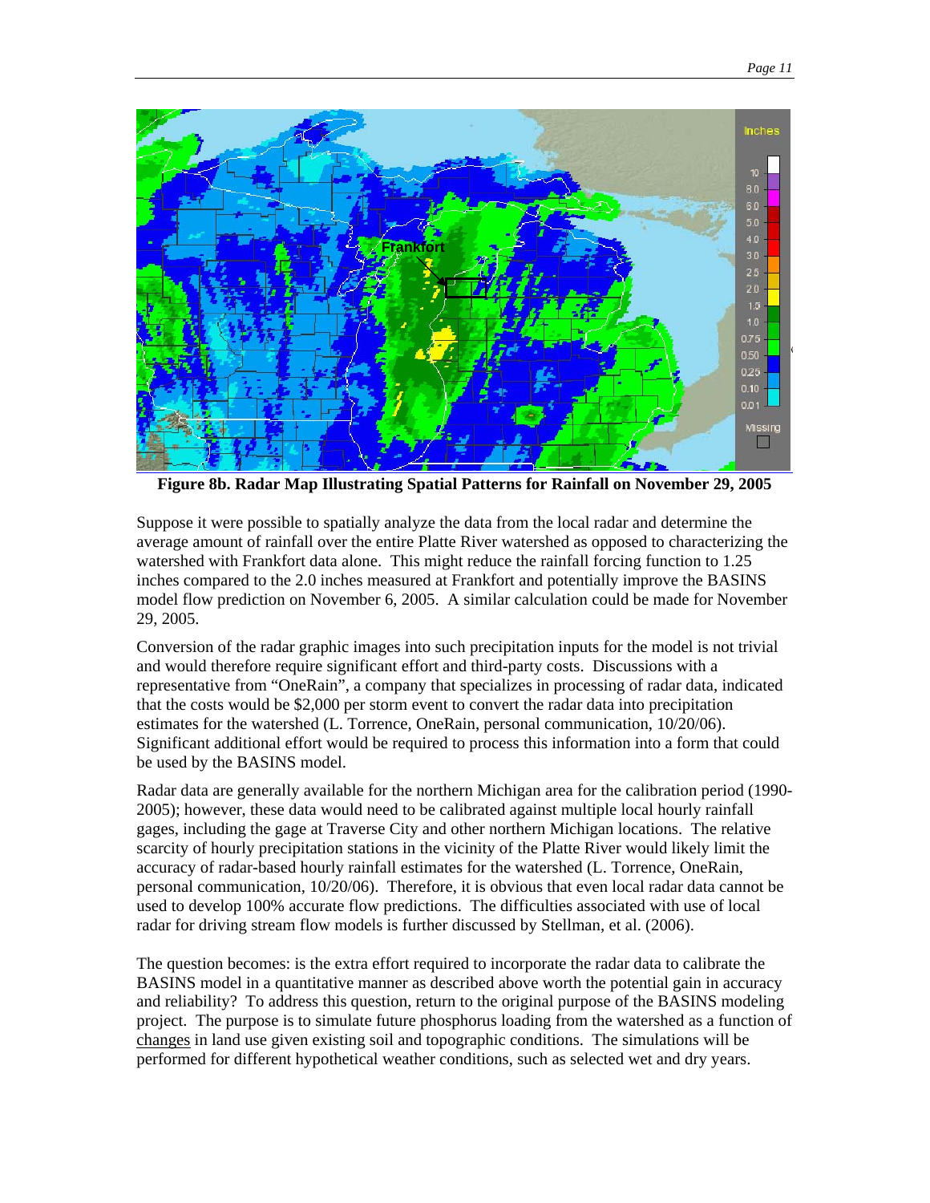Inches

10

8.0

6.0

5.0

4.0

3.0

2.5

2.0

1.5

1.0

0.75

0.50

0.25

0.10

0.01

Missing

Frankfort

**Figure 8b. Radar Map Illustrating Spatial Patterns for Rainfall on November 29, 2005**

Suppose it were possible to spatially analyze the data from the local radar and determine the average amount of rainfall over the entire Platte River watershed as opposed to characterizing the watershed with Frankfort data alone. This might reduce the rainfall forcing function to 1.25 inches compared to the 2.0 inches measured at Frankfort and potentially improve the BASINS model flow prediction on November 6, 2005. A similar calculation could be made for November 29, 2005.

Conversion of the radar graphic images into such precipitation inputs for the model is not trivial and would therefore require significant effort and third-party costs. Discussions with a representative from "OneRain", a company that specializes in processing of radar data, indicated that the costs would be $2,000 per storm event to convert the radar data into precipitation estimates for the watershed (L. Torrence, OneRain, personal communication, 10/20/06). Significant additional effort would be required to process this information into a form that could be used by the BASINS model.

Radar data are generally available for the northern Michigan area for the calibration period (1990-2005); however, these data would need to be calibrated against multiple local hourly rainfall gages, including the gage at Traverse City and other northern Michigan locations. The relative scarcity of hourly precipitation stations in the vicinity of the Platte River would likely limit the accuracy of radar-based hourly rainfall estimates for the watershed (L. Torrence, OneRain, personal communication, 10/20/06). Therefore, it is obvious that even local radar data cannot be used to develop 100% accurate flow predictions. The difficulties associated with use of local radar for driving stream flow models is further discussed by Stellman, et al. (2006).

The question becomes: is the extra effort required to incorporate the radar data to calibrate the BASINS model in a quantitative manner as described above worth the potential gain in accuracy and reliability? To address this question, return to the original purpose of the BASINS modeling project. The purpose is to simulate future phosphorus loading from the watershed as a function of changes in land use given existing soil and topographic conditions. The simulations will be performed for different hypothetical weather conditions, such as selected wet and dry years.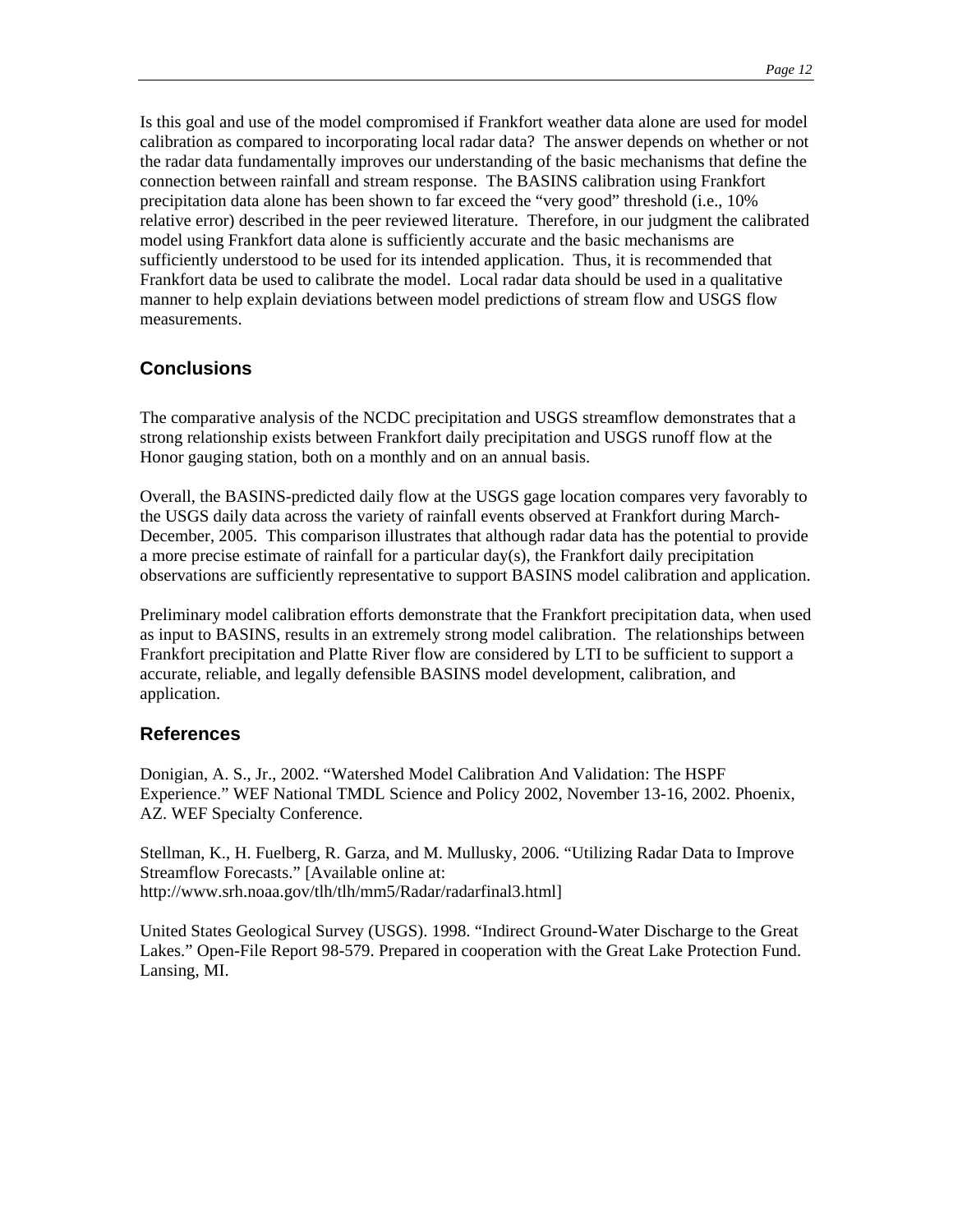Is this goal and use of the model compromised if Frankfort weather data alone are used for model calibration as compared to incorporating local radar data? The answer depends on whether or not the radar data fundamentally improves our understanding of the basic mechanisms that define the connection between rainfall and stream response. The BASINS calibration using Frankfort precipitation data alone has been shown to far exceed the "very good" threshold (i.e., 10% relative error) described in the peer reviewed literature. Therefore, in our judgment the calibrated model using Frankfort data alone is sufficiently accurate and the basic mechanisms are sufficiently understood to be used for its intended application. Thus, it is recommended that Frankfort data be used to calibrate the model. Local radar data should be used in a qualitative manner to help explain deviations between model predictions of stream flow and USGS flow measurements.

## Conclusions

The comparative analysis of the NCDC precipitation and USGS streamflow demonstrates that a strong relationship exists between Frankfort daily precipitation and USGS runoff flow at the Honor gauging station, both on a monthly and on an annual basis.

Overall, the BASINS-predicted daily flow at the USGS gage location compares very favorably to the USGS daily data across the variety of rainfall events observed at Frankfort during March-December, 2005. This comparison illustrates that although radar data has the potential to provide a more precise estimate of rainfall for a particular day(s), the Frankfort daily precipitation observations are sufficiently representative to support BASINS model calibration and application.

Preliminary model calibration efforts demonstrate that the Frankfort precipitation data, when used as input to BASINS, results in an extremely strong model calibration. The relationships between Frankfort precipitation and Platte River flow are considered by LTI to be sufficient to support a accurate, reliable, and legally defensible BASINS model development, calibration, and application.

## References

Donigian, A. S., Jr., 2002. "Watershed Model Calibration And Validation: The HSPF Experience." WEF National TMDL Science and Policy 2002, November 13-16, 2002. Phoenix, AZ. WEF Specialty Conference.

Stellman, K., H. Fuelberg, R. Garza, and M. Mullusky, 2006. "Utilizing Radar Data to Improve Streamflow Forecasts." [Available online at: http://www.srh.noaa.gov/tlh/tlh/mm5/Radar/radarfinal3.html]

United States Geological Survey (USGS). 1998. "Indirect Ground-Water Discharge to the Great Lakes." Open-File Report 98-579. Prepared in cooperation with the Great Lake Protection Fund. Lansing, MI.